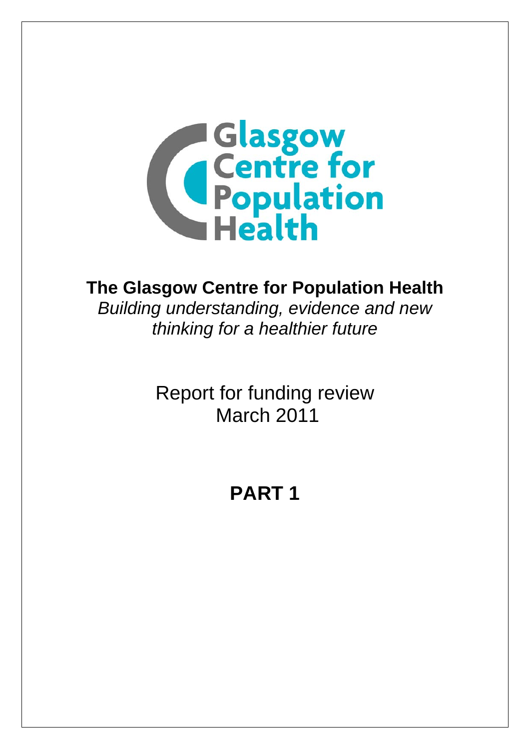Glasgow Centre for Population Health

# The Glasgow Centre for Population Health

*Building understanding, evidence and new thinking for a healthier future*

Report for funding review
March 2011

## PART 1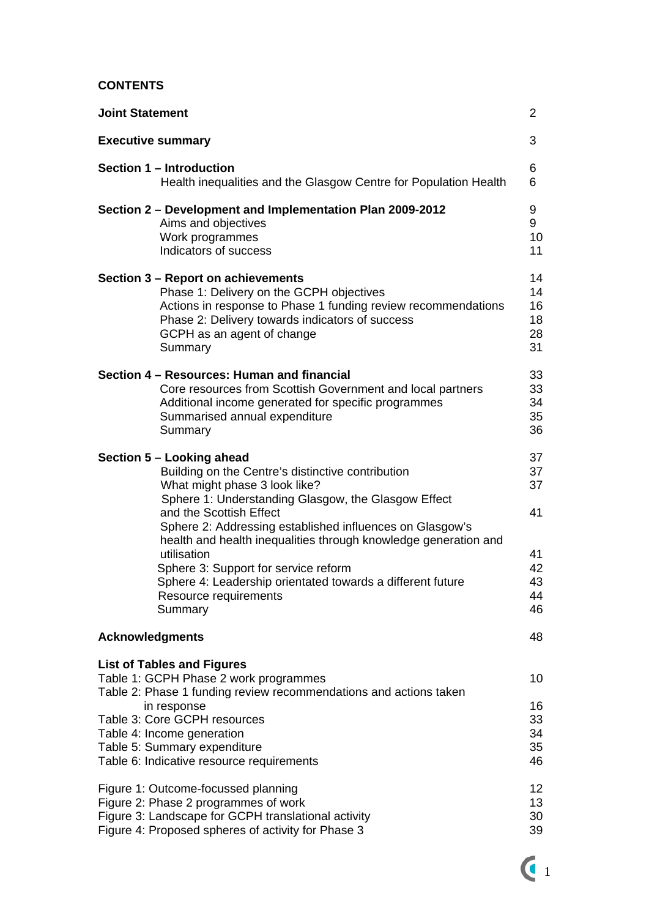## CONTENTS

| | |
|---|---|
| **Joint Statement** | 2 |
| **Executive summary** | 3 |
| **Section 1 – Introduction** | 6 |
| Health inequalities and the Glasgow Centre for Population Health | 6 |
| **Section 2 – Development and Implementation Plan 2009-2012** | 9 |
| Aims and objectives | 9 |
| Work programmes | 10 |
| Indicators of success | 11 |
| **Section 3 – Report on achievements** | 14 |
| Phase 1: Delivery on the GCPH objectives | 14 |
| Actions in response to Phase 1 funding review recommendations | 16 |
| Phase 2: Delivery towards indicators of success | 18 |
| GCPH as an agent of change | 28 |
| Summary | 31 |
| **Section 4 – Resources: Human and financial** | 33 |
| Core resources from Scottish Government and local partners | 33 |
| Additional income generated for specific programmes | 34 |
| Summarised annual expenditure | 35 |
| Summary | 36 |
| **Section 5 – Looking ahead** | 37 |
| Building on the Centre's distinctive contribution | 37 |
| What might phase 3 look like? | 37 |
| Sphere 1: Understanding Glasgow, the Glasgow Effect and the Scottish Effect | 41 |
| Sphere 2: Addressing established influences on Glasgow's health and health inequalities through knowledge generation and utilisation | 41 |
| Sphere 3: Support for service reform | 42 |
| Sphere 4: Leadership orientated towards a different future | 43 |
| Resource requirements | 44 |
| Summary | 46 |
| **Acknowledgments** | 48 |

**List of Tables and Figures**

| | |
|---|---|
| Table 1: GCPH Phase 2 work programmes | 10 |
| Table 2: Phase 1 funding review recommendations and actions taken in response | 16 |
| Table 3: Core GCPH resources | 33 |
| Table 4: Income generation | 34 |
| Table 5: Summary expenditure | 35 |
| Table 6: Indicative resource requirements | 46 |
| Figure 1: Outcome-focussed planning | 12 |
| Figure 2: Phase 2 programmes of work | 13 |
| Figure 3: Landscape for GCPH translational activity | 30 |
| Figure 4: Proposed spheres of activity for Phase 3 | 39 |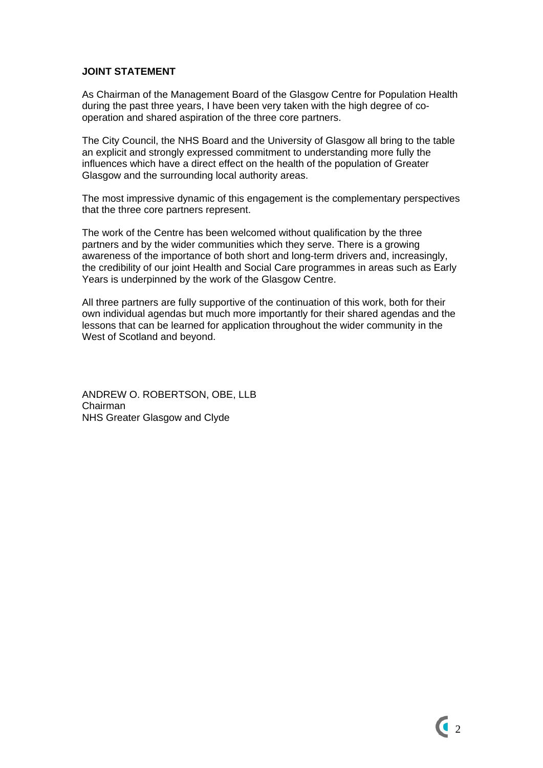**JOINT STATEMENT**

As Chairman of the Management Board of the Glasgow Centre for Population Health during the past three years, I have been very taken with the high degree of co-operation and shared aspiration of the three core partners.

The City Council, the NHS Board and the University of Glasgow all bring to the table an explicit and strongly expressed commitment to understanding more fully the influences which have a direct effect on the health of the population of Greater Glasgow and the surrounding local authority areas.

The most impressive dynamic of this engagement is the complementary perspectives that the three core partners represent.

The work of the Centre has been welcomed without qualification by the three partners and by the wider communities which they serve. There is a growing awareness of the importance of both short and long-term drivers and, increasingly, the credibility of our joint Health and Social Care programmes in areas such as Early Years is underpinned by the work of the Glasgow Centre.

All three partners are fully supportive of the continuation of this work, both for their own individual agendas but much more importantly for their shared agendas and the lessons that can be learned for application throughout the wider community in the West of Scotland and beyond.

ANDREW O. ROBERTSON, OBE, LLB
Chairman
NHS Greater Glasgow and Clyde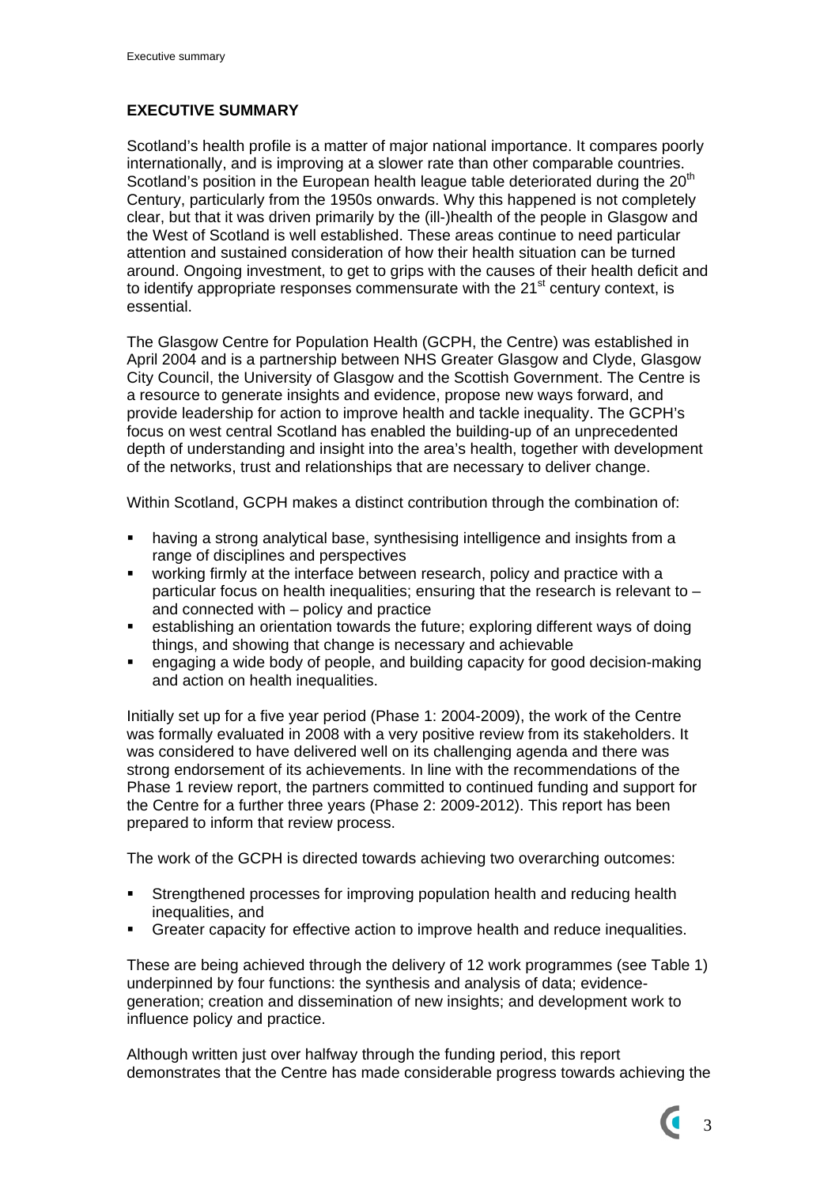## EXECUTIVE SUMMARY

Scotland's health profile is a matter of major national importance. It compares poorly internationally, and is improving at a slower rate than other comparable countries. Scotland's position in the European health league table deteriorated during the 20th Century, particularly from the 1950s onwards. Why this happened is not completely clear, but that it was driven primarily by the (ill-)health of the people in Glasgow and the West of Scotland is well established. These areas continue to need particular attention and sustained consideration of how their health situation can be turned around. Ongoing investment, to get to grips with the causes of their health deficit and to identify appropriate responses commensurate with the 21st century context, is essential.

The Glasgow Centre for Population Health (GCPH, the Centre) was established in April 2004 and is a partnership between NHS Greater Glasgow and Clyde, Glasgow City Council, the University of Glasgow and the Scottish Government. The Centre is a resource to generate insights and evidence, propose new ways forward, and provide leadership for action to improve health and tackle inequality. The GCPH's focus on west central Scotland has enabled the building-up of an unprecedented depth of understanding and insight into the area's health, together with development of the networks, trust and relationships that are necessary to deliver change.

Within Scotland, GCPH makes a distinct contribution through the combination of:

- having a strong analytical base, synthesising intelligence and insights from a range of disciplines and perspectives
- working firmly at the interface between research, policy and practice with a particular focus on health inequalities; ensuring that the research is relevant to – and connected with – policy and practice
- establishing an orientation towards the future; exploring different ways of doing things, and showing that change is necessary and achievable
- engaging a wide body of people, and building capacity for good decision-making and action on health inequalities.

Initially set up for a five year period (Phase 1: 2004-2009), the work of the Centre was formally evaluated in 2008 with a very positive review from its stakeholders. It was considered to have delivered well on its challenging agenda and there was strong endorsement of its achievements. In line with the recommendations of the Phase 1 review report, the partners committed to continued funding and support for the Centre for a further three years (Phase 2: 2009-2012). This report has been prepared to inform that review process.

The work of the GCPH is directed towards achieving two overarching outcomes:

- Strengthened processes for improving population health and reducing health inequalities, and
- Greater capacity for effective action to improve health and reduce inequalities.

These are being achieved through the delivery of 12 work programmes (see Table 1) underpinned by four functions: the synthesis and analysis of data; evidence-generation; creation and dissemination of new insights; and development work to influence policy and practice.

Although written just over halfway through the funding period, this report demonstrates that the Centre has made considerable progress towards achieving the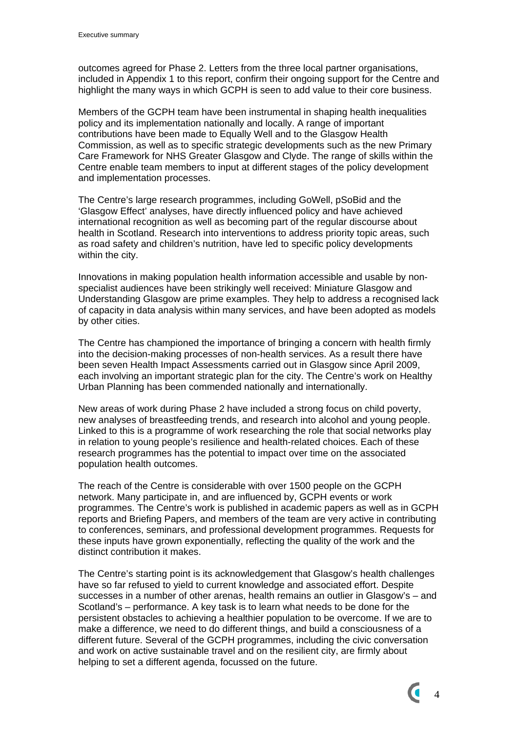outcomes agreed for Phase 2. Letters from the three local partner organisations, included in Appendix 1 to this report, confirm their ongoing support for the Centre and highlight the many ways in which GCPH is seen to add value to their core business.

Members of the GCPH team have been instrumental in shaping health inequalities policy and its implementation nationally and locally. A range of important contributions have been made to Equally Well and to the Glasgow Health Commission, as well as to specific strategic developments such as the new Primary Care Framework for NHS Greater Glasgow and Clyde. The range of skills within the Centre enable team members to input at different stages of the policy development and implementation processes.

The Centre's large research programmes, including GoWell, pSoBid and the 'Glasgow Effect' analyses, have directly influenced policy and have achieved international recognition as well as becoming part of the regular discourse about health in Scotland. Research into interventions to address priority topic areas, such as road safety and children's nutrition, have led to specific policy developments within the city.

Innovations in making population health information accessible and usable by non-specialist audiences have been strikingly well received: Miniature Glasgow and Understanding Glasgow are prime examples. They help to address a recognised lack of capacity in data analysis within many services, and have been adopted as models by other cities.

The Centre has championed the importance of bringing a concern with health firmly into the decision-making processes of non-health services. As a result there have been seven Health Impact Assessments carried out in Glasgow since April 2009, each involving an important strategic plan for the city. The Centre's work on Healthy Urban Planning has been commended nationally and internationally.

New areas of work during Phase 2 have included a strong focus on child poverty, new analyses of breastfeeding trends, and research into alcohol and young people. Linked to this is a programme of work researching the role that social networks play in relation to young people's resilience and health-related choices. Each of these research programmes has the potential to impact over time on the associated population health outcomes.

The reach of the Centre is considerable with over 1500 people on the GCPH network. Many participate in, and are influenced by, GCPH events or work programmes. The Centre's work is published in academic papers as well as in GCPH reports and Briefing Papers, and members of the team are very active in contributing to conferences, seminars, and professional development programmes. Requests for these inputs have grown exponentially, reflecting the quality of the work and the distinct contribution it makes.

The Centre's starting point is its acknowledgement that Glasgow's health challenges have so far refused to yield to current knowledge and associated effort. Despite successes in a number of other arenas, health remains an outlier in Glasgow's – and Scotland's – performance. A key task is to learn what needs to be done for the persistent obstacles to achieving a healthier population to be overcome. If we are to make a difference, we need to do different things, and build a consciousness of a different future. Several of the GCPH programmes, including the civic conversation and work on active sustainable travel and on the resilient city, are firmly about helping to set a different agenda, focussed on the future.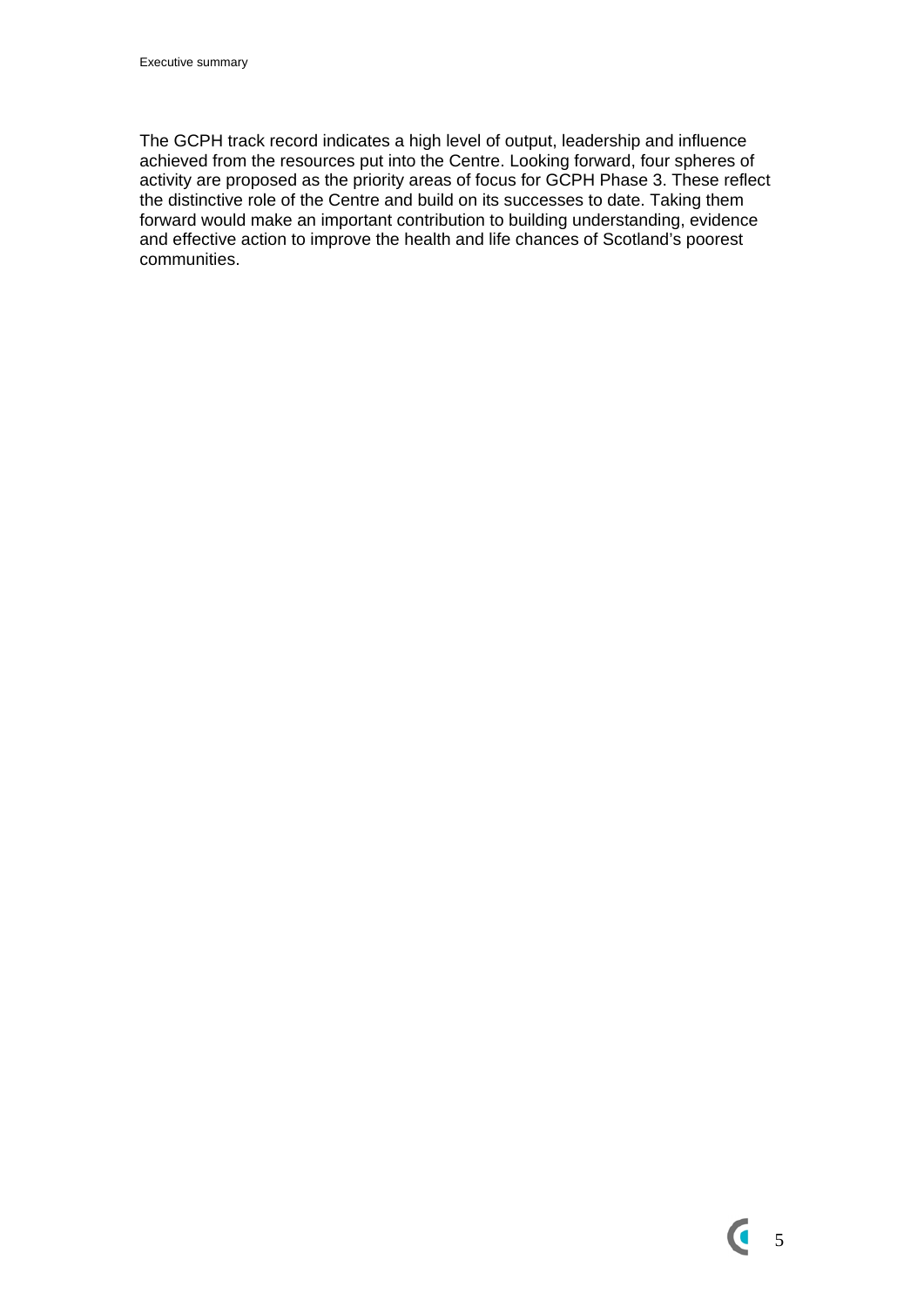The GCPH track record indicates a high level of output, leadership and influence achieved from the resources put into the Centre. Looking forward, four spheres of activity are proposed as the priority areas of focus for GCPH Phase 3. These reflect the distinctive role of the Centre and build on its successes to date. Taking them forward would make an important contribution to building understanding, evidence and effective action to improve the health and life chances of Scotland's poorest communities.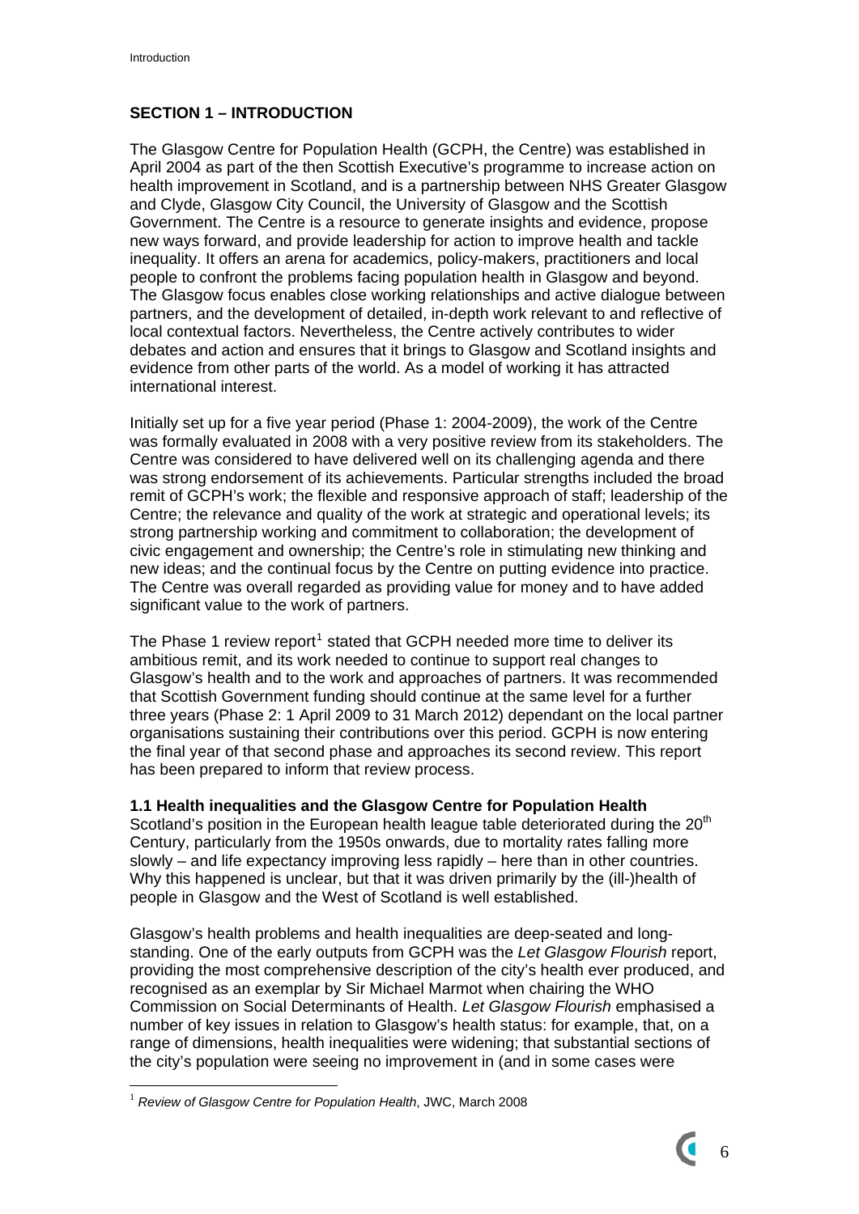## SECTION 1 – INTRODUCTION

The Glasgow Centre for Population Health (GCPH, the Centre) was established in April 2004 as part of the then Scottish Executive's programme to increase action on health improvement in Scotland, and is a partnership between NHS Greater Glasgow and Clyde, Glasgow City Council, the University of Glasgow and the Scottish Government. The Centre is a resource to generate insights and evidence, propose new ways forward, and provide leadership for action to improve health and tackle inequality. It offers an arena for academics, policy-makers, practitioners and local people to confront the problems facing population health in Glasgow and beyond. The Glasgow focus enables close working relationships and active dialogue between partners, and the development of detailed, in-depth work relevant to and reflective of local contextual factors. Nevertheless, the Centre actively contributes to wider debates and action and ensures that it brings to Glasgow and Scotland insights and evidence from other parts of the world. As a model of working it has attracted international interest.

Initially set up for a five year period (Phase 1: 2004-2009), the work of the Centre was formally evaluated in 2008 with a very positive review from its stakeholders. The Centre was considered to have delivered well on its challenging agenda and there was strong endorsement of its achievements. Particular strengths included the broad remit of GCPH's work; the flexible and responsive approach of staff; leadership of the Centre; the relevance and quality of the work at strategic and operational levels; its strong partnership working and commitment to collaboration; the development of civic engagement and ownership; the Centre's role in stimulating new thinking and new ideas; and the continual focus by the Centre on putting evidence into practice. The Centre was overall regarded as providing value for money and to have added significant value to the work of partners.

The Phase 1 review report[1] stated that GCPH needed more time to deliver its ambitious remit, and its work needed to continue to support real changes to Glasgow's health and to the work and approaches of partners. It was recommended that Scottish Government funding should continue at the same level for a further three years (Phase 2: 1 April 2009 to 31 March 2012) dependant on the local partner organisations sustaining their contributions over this period. GCPH is now entering the final year of that second phase and approaches its second review. This report has been prepared to inform that review process.

### 1.1 Health inequalities and the Glasgow Centre for Population Health

Scotland's position in the European health league table deteriorated during the 20th Century, particularly from the 1950s onwards, due to mortality rates falling more slowly – and life expectancy improving less rapidly – here than in other countries. Why this happened is unclear, but that it was driven primarily by the (ill-)health of people in Glasgow and the West of Scotland is well established.

Glasgow's health problems and health inequalities are deep-seated and long-standing. One of the early outputs from GCPH was the *Let Glasgow Flourish* report, providing the most comprehensive description of the city's health ever produced, and recognised as an exemplar by Sir Michael Marmot when chairing the WHO Commission on Social Determinants of Health. *Let Glasgow Flourish* emphasised a number of key issues in relation to Glasgow's health status: for example, that, on a range of dimensions, health inequalities were widening; that substantial sections of the city's population were seeing no improvement in (and in some cases were

[1] *Review of Glasgow Centre for Population Health*, JWC, March 2008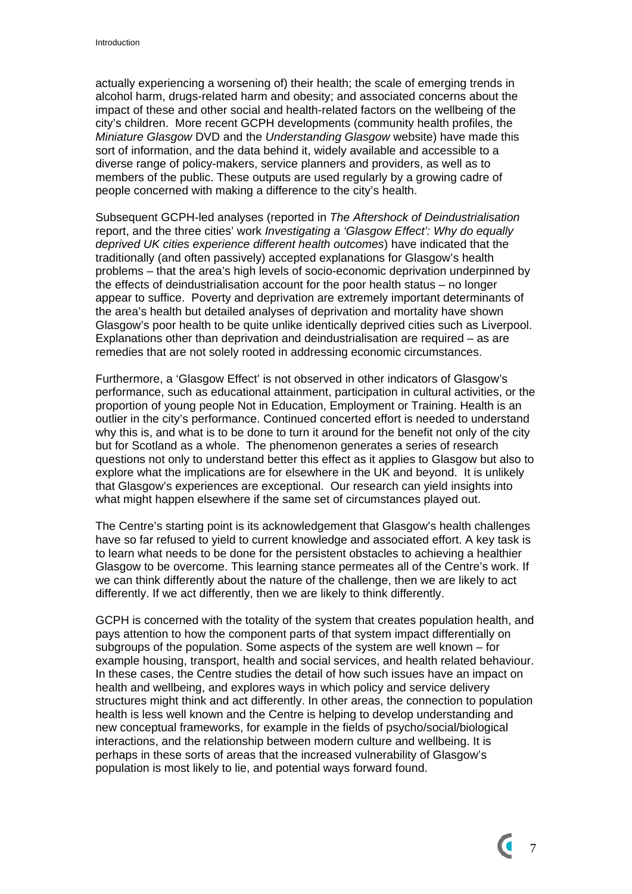actually experiencing a worsening of) their health; the scale of emerging trends in alcohol harm, drugs-related harm and obesity; and associated concerns about the impact of these and other social and health-related factors on the wellbeing of the city's children. More recent GCPH developments (community health profiles, the *Miniature Glasgow* DVD and the *Understanding Glasgow* website) have made this sort of information, and the data behind it, widely available and accessible to a diverse range of policy-makers, service planners and providers, as well as to members of the public. These outputs are used regularly by a growing cadre of people concerned with making a difference to the city's health.

Subsequent GCPH-led analyses (reported in *The Aftershock of Deindustrialisation* report, and the three cities' work *Investigating a 'Glasgow Effect': Why do equally deprived UK cities experience different health outcomes*) have indicated that the traditionally (and often passively) accepted explanations for Glasgow's health problems – that the area's high levels of socio-economic deprivation underpinned by the effects of deindustrialisation account for the poor health status – no longer appear to suffice. Poverty and deprivation are extremely important determinants of the area's health but detailed analyses of deprivation and mortality have shown Glasgow's poor health to be quite unlike identically deprived cities such as Liverpool. Explanations other than deprivation and deindustrialisation are required – as are remedies that are not solely rooted in addressing economic circumstances.

Furthermore, a 'Glasgow Effect' is not observed in other indicators of Glasgow's performance, such as educational attainment, participation in cultural activities, or the proportion of young people Not in Education, Employment or Training. Health is an outlier in the city's performance. Continued concerted effort is needed to understand why this is, and what is to be done to turn it around for the benefit not only of the city but for Scotland as a whole. The phenomenon generates a series of research questions not only to understand better this effect as it applies to Glasgow but also to explore what the implications are for elsewhere in the UK and beyond. It is unlikely that Glasgow's experiences are exceptional. Our research can yield insights into what might happen elsewhere if the same set of circumstances played out.

The Centre's starting point is its acknowledgement that Glasgow's health challenges have so far refused to yield to current knowledge and associated effort. A key task is to learn what needs to be done for the persistent obstacles to achieving a healthier Glasgow to be overcome. This learning stance permeates all of the Centre's work. If we can think differently about the nature of the challenge, then we are likely to act differently. If we act differently, then we are likely to think differently.

GCPH is concerned with the totality of the system that creates population health, and pays attention to how the component parts of that system impact differentially on subgroups of the population. Some aspects of the system are well known – for example housing, transport, health and social services, and health related behaviour. In these cases, the Centre studies the detail of how such issues have an impact on health and wellbeing, and explores ways in which policy and service delivery structures might think and act differently. In other areas, the connection to population health is less well known and the Centre is helping to develop understanding and new conceptual frameworks, for example in the fields of psycho/social/biological interactions, and the relationship between modern culture and wellbeing. It is perhaps in these sorts of areas that the increased vulnerability of Glasgow's population is most likely to lie, and potential ways forward found.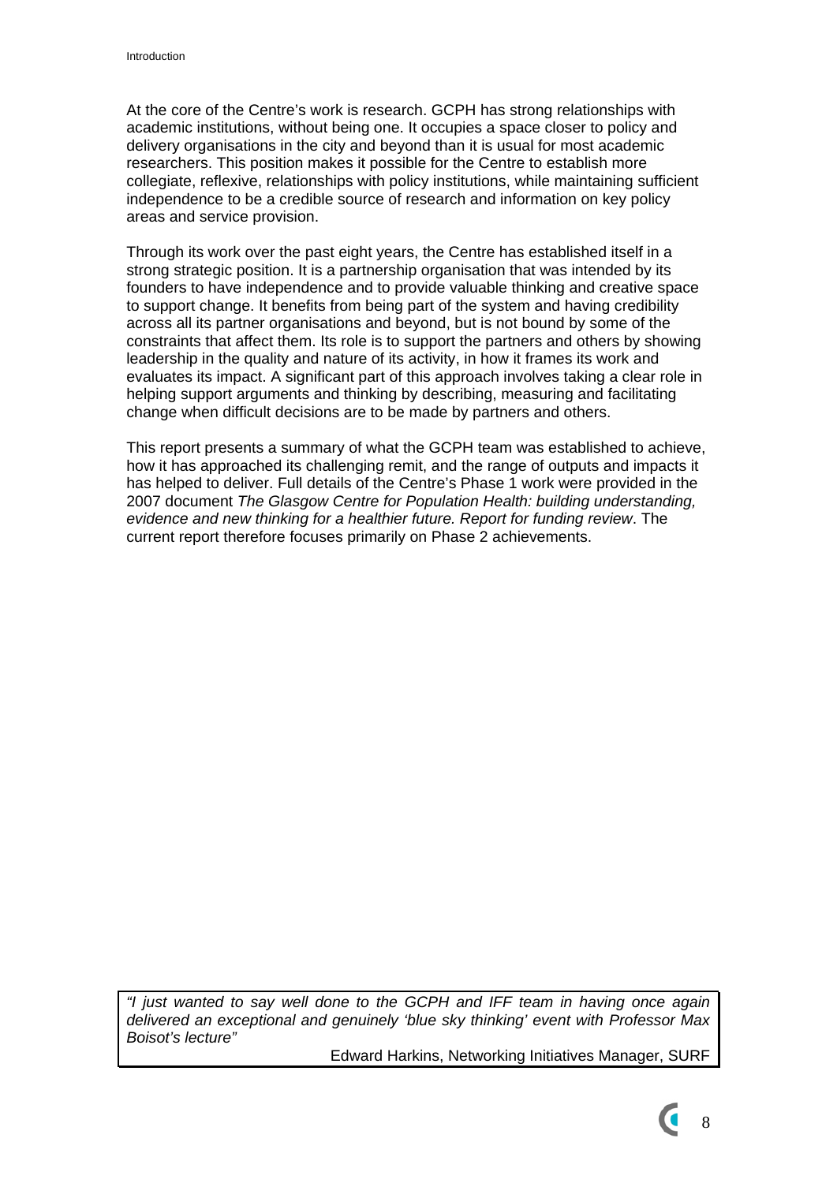At the core of the Centre's work is research. GCPH has strong relationships with academic institutions, without being one. It occupies a space closer to policy and delivery organisations in the city and beyond than it is usual for most academic researchers. This position makes it possible for the Centre to establish more collegiate, reflexive, relationships with policy institutions, while maintaining sufficient independence to be a credible source of research and information on key policy areas and service provision.

Through its work over the past eight years, the Centre has established itself in a strong strategic position. It is a partnership organisation that was intended by its founders to have independence and to provide valuable thinking and creative space to support change. It benefits from being part of the system and having credibility across all its partner organisations and beyond, but is not bound by some of the constraints that affect them. Its role is to support the partners and others by showing leadership in the quality and nature of its activity, in how it frames its work and evaluates its impact. A significant part of this approach involves taking a clear role in helping support arguments and thinking by describing, measuring and facilitating change when difficult decisions are to be made by partners and others.

This report presents a summary of what the GCPH team was established to achieve, how it has approached its challenging remit, and the range of outputs and impacts it has helped to deliver. Full details of the Centre's Phase 1 work were provided in the 2007 document *The Glasgow Centre for Population Health: building understanding, evidence and new thinking for a healthier future. Report for funding review*. The current report therefore focuses primarily on Phase 2 achievements.

> *"I just wanted to say well done to the GCPH and IFF team in having once again delivered an exceptional and genuinely 'blue sky thinking' event with Professor Max Boisot's lecture"*
>
> Edward Harkins, Networking Initiatives Manager, SURF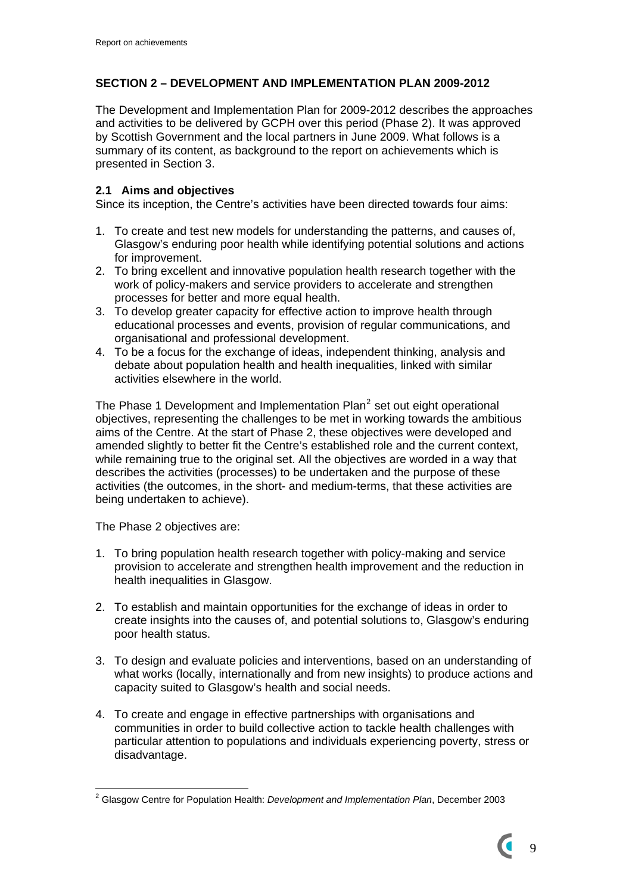## SECTION 2 – DEVELOPMENT AND IMPLEMENTATION PLAN 2009-2012

The Development and Implementation Plan for 2009-2012 describes the approaches and activities to be delivered by GCPH over this period (Phase 2). It was approved by Scottish Government and the local partners in June 2009. What follows is a summary of its content, as background to the report on achievements which is presented in Section 3.

### 2.1 Aims and objectives

Since its inception, the Centre's activities have been directed towards four aims:

1. To create and test new models for understanding the patterns, and causes of, Glasgow's enduring poor health while identifying potential solutions and actions for improvement.
2. To bring excellent and innovative population health research together with the work of policy-makers and service providers to accelerate and strengthen processes for better and more equal health.
3. To develop greater capacity for effective action to improve health through educational processes and events, provision of regular communications, and organisational and professional development.
4. To be a focus for the exchange of ideas, independent thinking, analysis and debate about population health and health inequalities, linked with similar activities elsewhere in the world.

The Phase 1 Development and Implementation Plan[2] set out eight operational objectives, representing the challenges to be met in working towards the ambitious aims of the Centre. At the start of Phase 2, these objectives were developed and amended slightly to better fit the Centre's established role and the current context, while remaining true to the original set. All the objectives are worded in a way that describes the activities (processes) to be undertaken and the purpose of these activities (the outcomes, in the short- and medium-terms, that these activities are being undertaken to achieve).

The Phase 2 objectives are:

1. To bring population health research together with policy-making and service provision to accelerate and strengthen health improvement and the reduction in health inequalities in Glasgow.

2. To establish and maintain opportunities for the exchange of ideas in order to create insights into the causes of, and potential solutions to, Glasgow's enduring poor health status.

3. To design and evaluate policies and interventions, based on an understanding of what works (locally, internationally and from new insights) to produce actions and capacity suited to Glasgow's health and social needs.

4. To create and engage in effective partnerships with organisations and communities in order to build collective action to tackle health challenges with particular attention to populations and individuals experiencing poverty, stress or disadvantage.

[2] Glasgow Centre for Population Health: *Development and Implementation Plan*, December 2003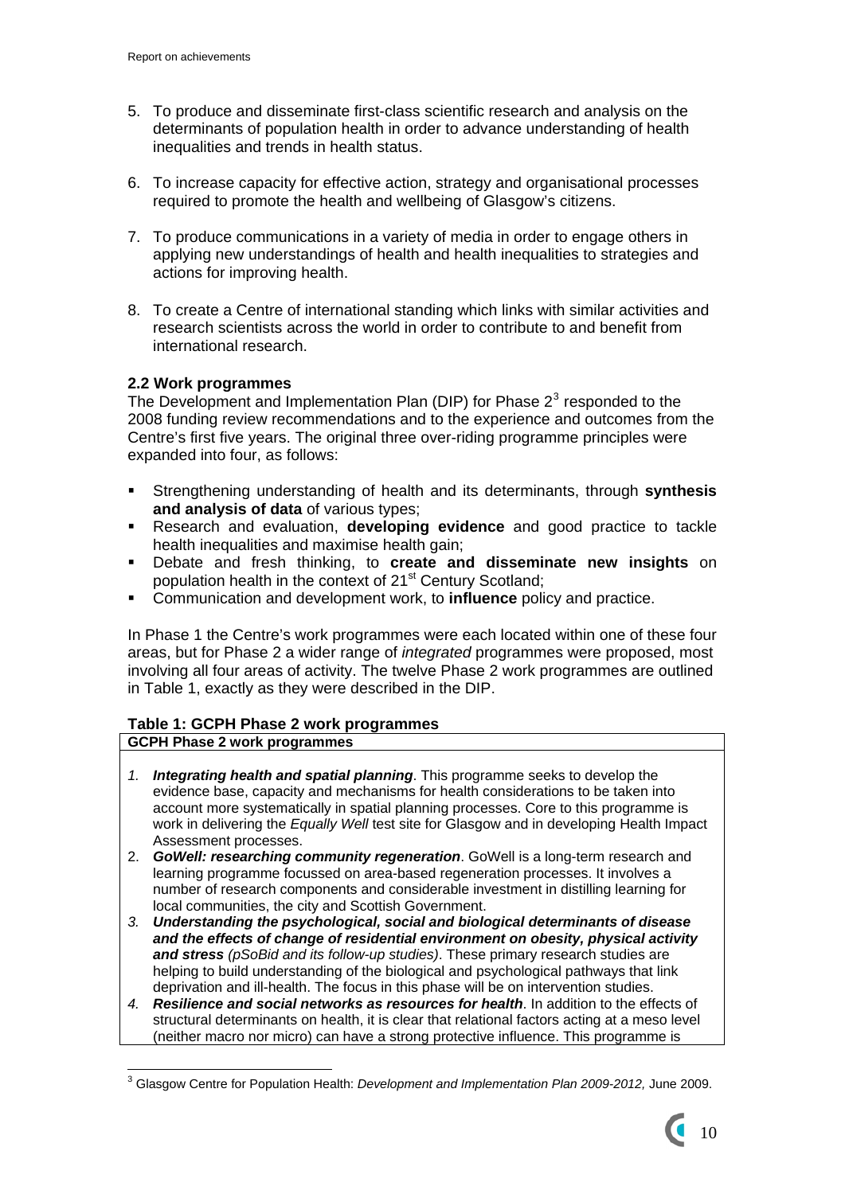5. To produce and disseminate first-class scientific research and analysis on the determinants of population health in order to advance understanding of health inequalities and trends in health status.

6. To increase capacity for effective action, strategy and organisational processes required to promote the health and wellbeing of Glasgow's citizens.

7. To produce communications in a variety of media in order to engage others in applying new understandings of health and health inequalities to strategies and actions for improving health.

8. To create a Centre of international standing which links with similar activities and research scientists across the world in order to contribute to and benefit from international research.

### 2.2 Work programmes

The Development and Implementation Plan (DIP) for Phase 2[3] responded to the 2008 funding review recommendations and to the experience and outcomes from the Centre's first five years. The original three over-riding programme principles were expanded into four, as follows:

- Strengthening understanding of health and its determinants, through **synthesis and analysis of data** of various types;
- Research and evaluation, **developing evidence** and good practice to tackle health inequalities and maximise health gain;
- Debate and fresh thinking, to **create and disseminate new insights** on population health in the context of 21st Century Scotland;
- Communication and development work, to **influence** policy and practice.

In Phase 1 the Centre's work programmes were each located within one of these four areas, but for Phase 2 a wider range of *integrated* programmes were proposed, most involving all four areas of activity. The twelve Phase 2 work programmes are outlined in Table 1, exactly as they were described in the DIP.

**Table 1: GCPH Phase 2 work programmes**

| GCPH Phase 2 work programmes |
|---|
| 1. ***Integrating health and spatial planning***. This programme seeks to develop the evidence base, capacity and mechanisms for health considerations to be taken into account more systematically in spatial planning processes. Core to this programme is work in delivering the *Equally Well* test site for Glasgow and in developing Health Impact Assessment processes. |
| 2. ***GoWell: researching community regeneration***. GoWell is a long-term research and learning programme focussed on area-based regeneration processes. It involves a number of research components and considerable investment in distilling learning for local communities, the city and Scottish Government. |
| 3. ***Understanding the psychological, social and biological determinants of disease and the effects of change of residential environment on obesity, physical activity and stress*** *(pSoBid and its follow-up studies)*. These primary research studies are helping to build understanding of the biological and psychological pathways that link deprivation and ill-health. The focus in this phase will be on intervention studies. |
| 4. ***Resilience and social networks as resources for health***. In addition to the effects of structural determinants on health, it is clear that relational factors acting at a meso level (neither macro nor micro) can have a strong protective influence. This programme is |

[3] Glasgow Centre for Population Health: *Development and Implementation Plan 2009-2012,* June 2009.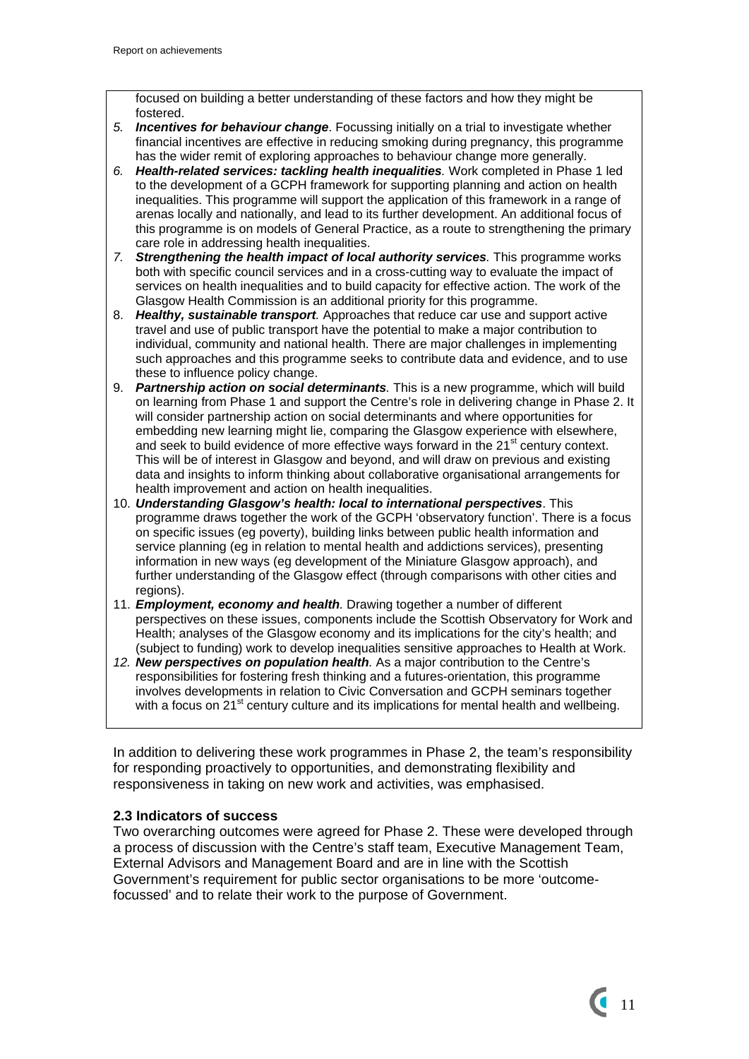focused on building a better understanding of these factors and how they might be fostered.

5. ***Incentives for behaviour change***. Focussing initially on a trial to investigate whether financial incentives are effective in reducing smoking during pregnancy, this programme has the wider remit of exploring approaches to behaviour change more generally.
6. ***Health-related services: tackling health inequalities****.* Work completed in Phase 1 led to the development of a GCPH framework for supporting planning and action on health inequalities. This programme will support the application of this framework in a range of arenas locally and nationally, and lead to its further development. An additional focus of this programme is on models of General Practice, as a route to strengthening the primary care role in addressing health inequalities.
7. ***Strengthening the health impact of local authority services****.* This programme works both with specific council services and in a cross-cutting way to evaluate the impact of services on health inequalities and to build capacity for effective action. The work of the Glasgow Health Commission is an additional priority for this programme.
8. ***Healthy, sustainable transport****.* Approaches that reduce car use and support active travel and use of public transport have the potential to make a major contribution to individual, community and national health. There are major challenges in implementing such approaches and this programme seeks to contribute data and evidence, and to use these to influence policy change.
9. ***Partnership action on social determinants****.* This is a new programme, which will build on learning from Phase 1 and support the Centre's role in delivering change in Phase 2. It will consider partnership action on social determinants and where opportunities for embedding new learning might lie, comparing the Glasgow experience with elsewhere, and seek to build evidence of more effective ways forward in the 21st century context. This will be of interest in Glasgow and beyond, and will draw on previous and existing data and insights to inform thinking about collaborative organisational arrangements for health improvement and action on health inequalities.
10. ***Understanding Glasgow's health: local to international perspectives***. This programme draws together the work of the GCPH 'observatory function'. There is a focus on specific issues (eg poverty), building links between public health information and service planning (eg in relation to mental health and addictions services), presenting information in new ways (eg development of the Miniature Glasgow approach), and further understanding of the Glasgow effect (through comparisons with other cities and regions).
11. ***Employment, economy and health****.* Drawing together a number of different perspectives on these issues, components include the Scottish Observatory for Work and Health; analyses of the Glasgow economy and its implications for the city's health; and (subject to funding) work to develop inequalities sensitive approaches to Health at Work.
12. ***New perspectives on population health****.* As a major contribution to the Centre's responsibilities for fostering fresh thinking and a futures-orientation, this programme involves developments in relation to Civic Conversation and GCPH seminars together with a focus on 21st century culture and its implications for mental health and wellbeing.

In addition to delivering these work programmes in Phase 2, the team's responsibility for responding proactively to opportunities, and demonstrating flexibility and responsiveness in taking on new work and activities, was emphasised.

### 2.3 Indicators of success

Two overarching outcomes were agreed for Phase 2. These were developed through a process of discussion with the Centre's staff team, Executive Management Team, External Advisors and Management Board and are in line with the Scottish Government's requirement for public sector organisations to be more 'outcome-focussed' and to relate their work to the purpose of Government.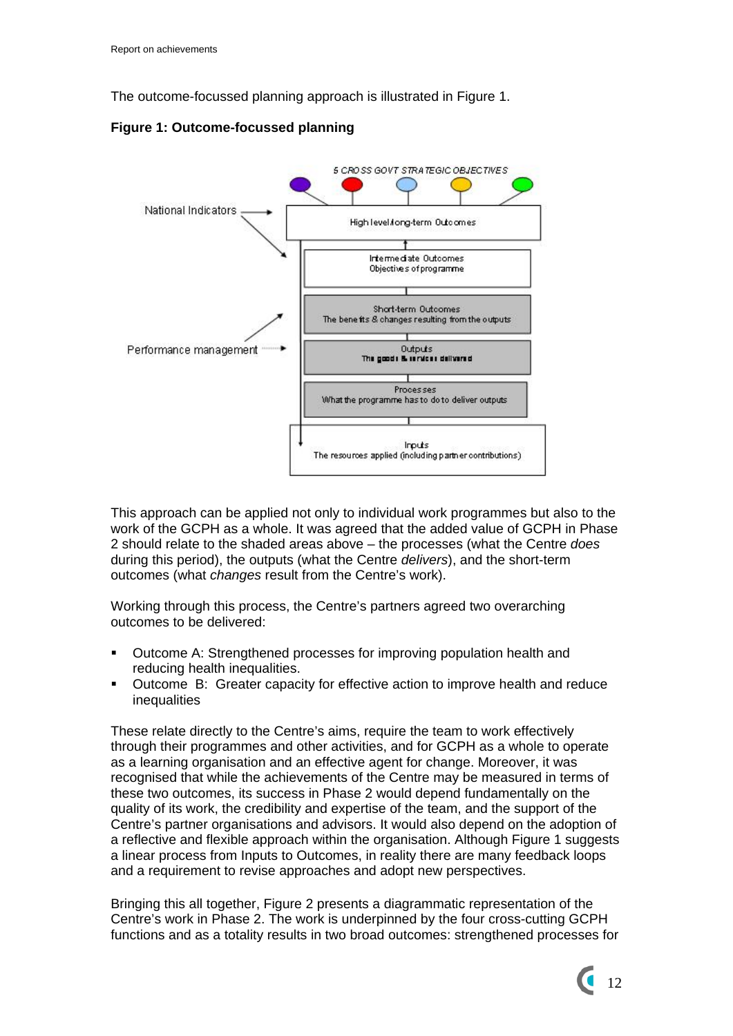The outcome-focussed planning approach is illustrated in Figure 1.

**Figure 1: Outcome-focussed planning**

This approach can be applied not only to individual work programmes but also to the work of the GCPH as a whole. It was agreed that the added value of GCPH in Phase 2 should relate to the shaded areas above – the processes (what the Centre *does* during this period), the outputs (what the Centre *delivers*), and the short-term outcomes (what *changes* result from the Centre's work).

Working through this process, the Centre's partners agreed two overarching outcomes to be delivered:

- Outcome A: Strengthened processes for improving population health and reducing health inequalities.
- Outcome B: Greater capacity for effective action to improve health and reduce inequalities

These relate directly to the Centre's aims, require the team to work effectively through their programmes and other activities, and for GCPH as a whole to operate as a learning organisation and an effective agent for change. Moreover, it was recognised that while the achievements of the Centre may be measured in terms of these two outcomes, its success in Phase 2 would depend fundamentally on the quality of its work, the credibility and expertise of the team, and the support of the Centre's partner organisations and advisors. It would also depend on the adoption of a reflective and flexible approach within the organisation. Although Figure 1 suggests a linear process from Inputs to Outcomes, in reality there are many feedback loops and a requirement to revise approaches and adopt new perspectives.

Bringing this all together, Figure 2 presents a diagrammatic representation of the Centre's work in Phase 2. The work is underpinned by the four cross-cutting GCPH functions and as a totality results in two broad outcomes: strengthened processes for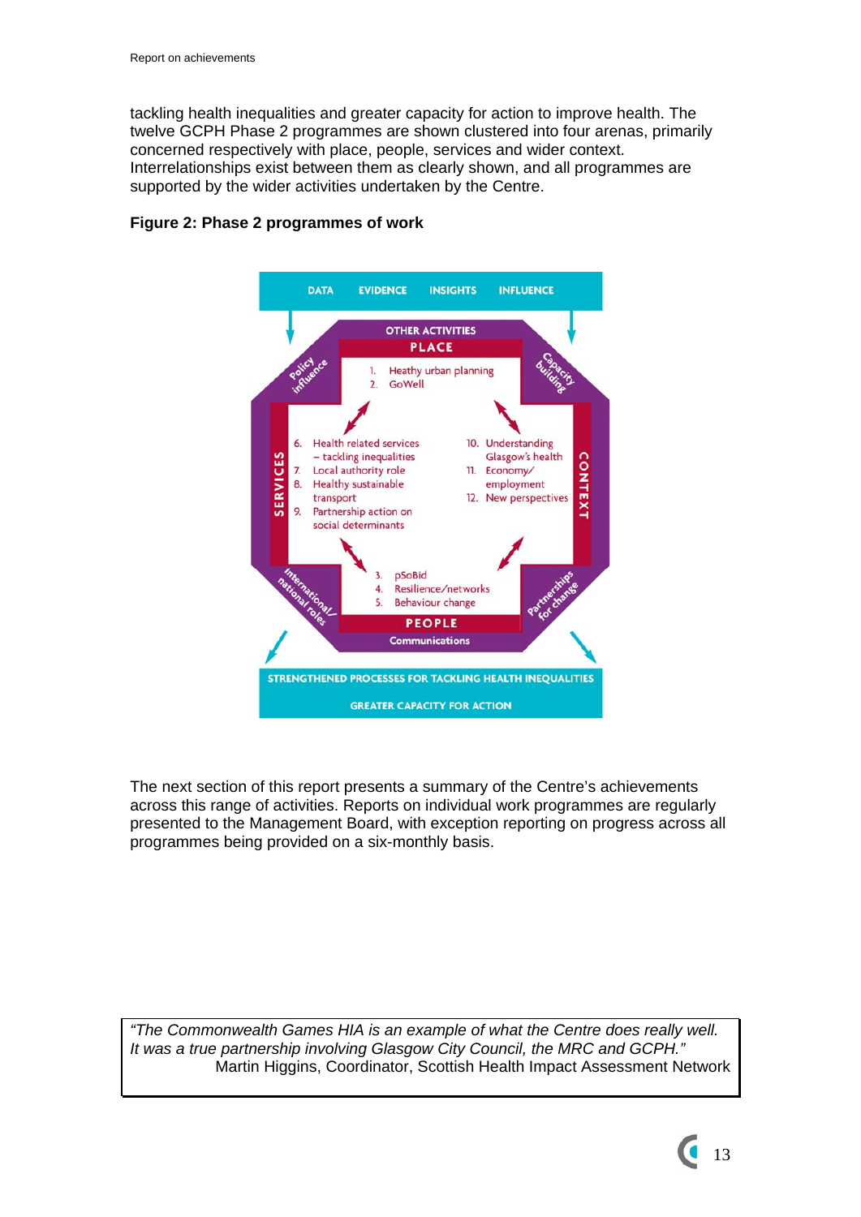tackling health inequalities and greater capacity for action to improve health. The twelve GCPH Phase 2 programmes are shown clustered into four arenas, primarily concerned respectively with place, people, services and wider context. Interrelationships exist between them as clearly shown, and all programmes are supported by the wider activities undertaken by the Centre.

**Figure 2: Phase 2 programmes of work**

DATA EVIDENCE INSIGHTS INFLUENCE

OTHER ACTIVITIES

PLACE

1. Heathy urban planning
2. GoWell

Policy influence

Capacity building

SERVICES

6. Health related services – tackling inequalities
7. Local authority role
8. Healthy sustainable transport
9. Partnership action on social determinants

CONTEXT

10. Understanding Glasgow's health
11. Economy/ employment
12. New perspectives

International/ national roles

Partnerships for change

3. pSoBid
4. Resilience/networks
5. Behaviour change

PEOPLE

Communications

STRENGTHENED PROCESSES FOR TACKLING HEALTH INEQUALITIES

GREATER CAPACITY FOR ACTION

The next section of this report presents a summary of the Centre's achievements across this range of activities. Reports on individual work programmes are regularly presented to the Management Board, with exception reporting on progress across all programmes being provided on a six-monthly basis.

> *"The Commonwealth Games HIA is an example of what the Centre does really well. It was a true partnership involving Glasgow City Council, the MRC and GCPH."*
> Martin Higgins, Coordinator, Scottish Health Impact Assessment Network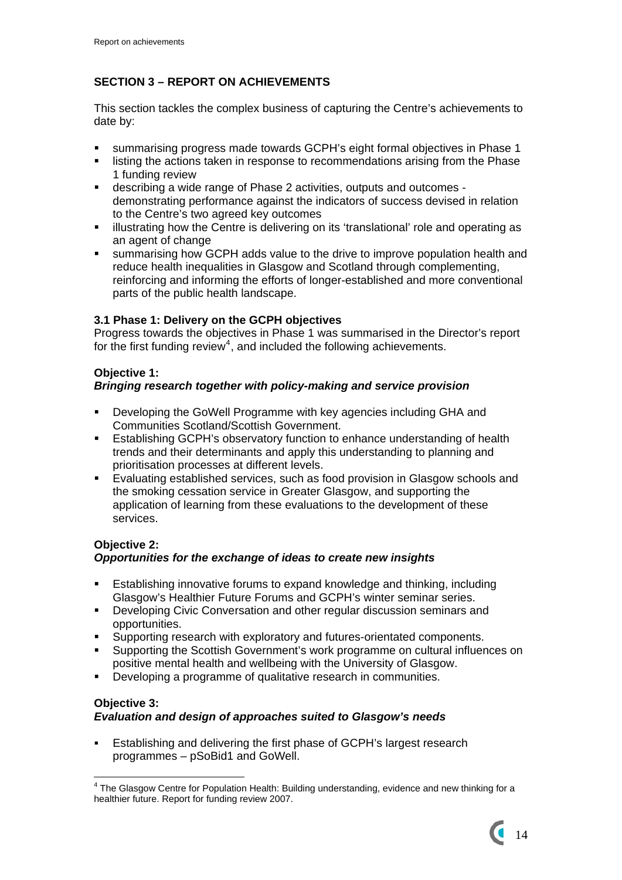## SECTION 3 – REPORT ON ACHIEVEMENTS

This section tackles the complex business of capturing the Centre's achievements to date by:

- summarising progress made towards GCPH's eight formal objectives in Phase 1
- listing the actions taken in response to recommendations arising from the Phase 1 funding review
- describing a wide range of Phase 2 activities, outputs and outcomes - demonstrating performance against the indicators of success devised in relation to the Centre's two agreed key outcomes
- illustrating how the Centre is delivering on its 'translational' role and operating as an agent of change
- summarising how GCPH adds value to the drive to improve population health and reduce health inequalities in Glasgow and Scotland through complementing, reinforcing and informing the efforts of longer-established and more conventional parts of the public health landscape.

### 3.1 Phase 1: Delivery on the GCPH objectives

Progress towards the objectives in Phase 1 was summarised in the Director's report for the first funding review[4], and included the following achievements.

**Objective 1:**
***Bringing research together with policy-making and service provision***

- Developing the GoWell Programme with key agencies including GHA and Communities Scotland/Scottish Government.
- Establishing GCPH's observatory function to enhance understanding of health trends and their determinants and apply this understanding to planning and prioritisation processes at different levels.
- Evaluating established services, such as food provision in Glasgow schools and the smoking cessation service in Greater Glasgow, and supporting the application of learning from these evaluations to the development of these services.

**Objective 2:**
***Opportunities for the exchange of ideas to create new insights***

- Establishing innovative forums to expand knowledge and thinking, including Glasgow's Healthier Future Forums and GCPH's winter seminar series.
- Developing Civic Conversation and other regular discussion seminars and opportunities.
- Supporting research with exploratory and futures-orientated components.
- Supporting the Scottish Government's work programme on cultural influences on positive mental health and wellbeing with the University of Glasgow.
- Developing a programme of qualitative research in communities.

**Objective 3:**
***Evaluation and design of approaches suited to Glasgow's needs***

- Establishing and delivering the first phase of GCPH's largest research programmes – pSoBid1 and GoWell.

[4] The Glasgow Centre for Population Health: Building understanding, evidence and new thinking for a healthier future. Report for funding review 2007.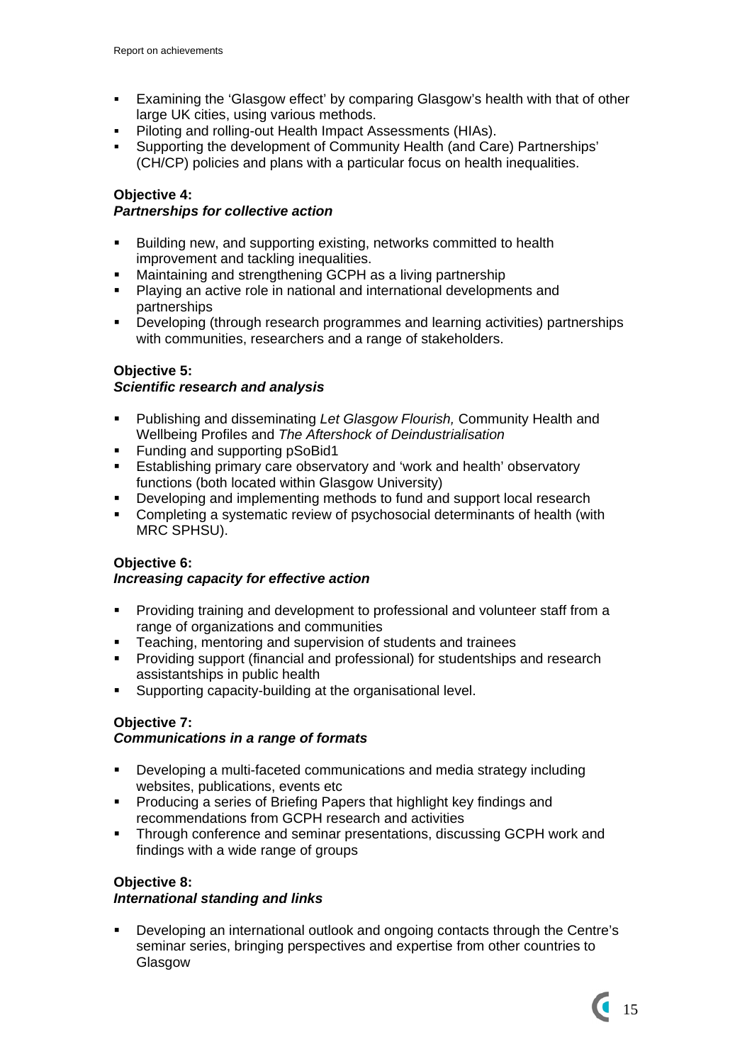- Examining the 'Glasgow effect' by comparing Glasgow's health with that of other large UK cities, using various methods.
- Piloting and rolling-out Health Impact Assessments (HIAs).
- Supporting the development of Community Health (and Care) Partnerships' (CH/CP) policies and plans with a particular focus on health inequalities.

**Objective 4:**
***Partnerships for collective action***

- Building new, and supporting existing, networks committed to health improvement and tackling inequalities.
- Maintaining and strengthening GCPH as a living partnership
- Playing an active role in national and international developments and partnerships
- Developing (through research programmes and learning activities) partnerships with communities, researchers and a range of stakeholders.

**Objective 5:**
***Scientific research and analysis***

- Publishing and disseminating *Let Glasgow Flourish,* Community Health and Wellbeing Profiles and *The Aftershock of Deindustrialisation*
- Funding and supporting pSoBid1
- Establishing primary care observatory and 'work and health' observatory functions (both located within Glasgow University)
- Developing and implementing methods to fund and support local research
- Completing a systematic review of psychosocial determinants of health (with MRC SPHSU).

**Objective 6:**
***Increasing capacity for effective action***

- Providing training and development to professional and volunteer staff from a range of organizations and communities
- Teaching, mentoring and supervision of students and trainees
- Providing support (financial and professional) for studentships and research assistantships in public health
- Supporting capacity-building at the organisational level.

**Objective 7:**
***Communications in a range of formats***

- Developing a multi-faceted communications and media strategy including websites, publications, events etc
- Producing a series of Briefing Papers that highlight key findings and recommendations from GCPH research and activities
- Through conference and seminar presentations, discussing GCPH work and findings with a wide range of groups

**Objective 8:**
***International standing and links***

- Developing an international outlook and ongoing contacts through the Centre's seminar series, bringing perspectives and expertise from other countries to Glasgow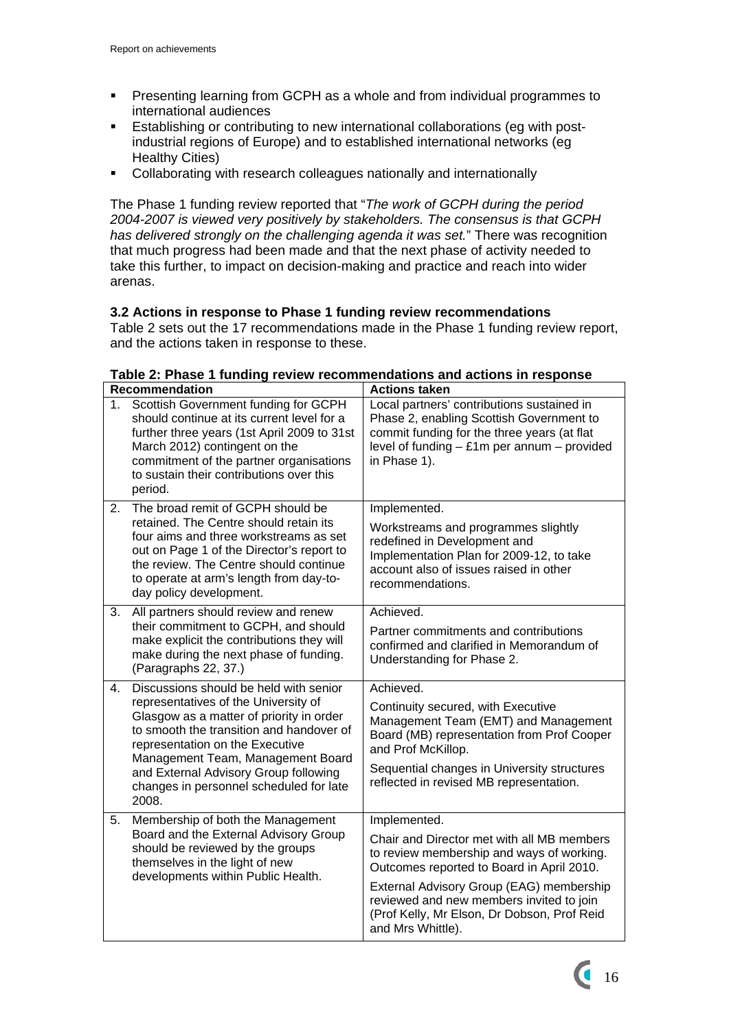- Presenting learning from GCPH as a whole and from individual programmes to international audiences
- Establishing or contributing to new international collaborations (eg with post-industrial regions of Europe) and to established international networks (eg Healthy Cities)
- Collaborating with research colleagues nationally and internationally

The Phase 1 funding review reported that "*The work of GCPH during the period 2004-2007 is viewed very positively by stakeholders. The consensus is that GCPH has delivered strongly on the challenging agenda it was set.*" There was recognition that much progress had been made and that the next phase of activity needed to take this further, to impact on decision-making and practice and reach into wider arenas.

**3.2 Actions in response to Phase 1 funding review recommendations**

Table 2 sets out the 17 recommendations made in the Phase 1 funding review report, and the actions taken in response to these.

**Table 2: Phase 1 funding review recommendations and actions in response**

| Recommendation | Actions taken |
|---|---|
| 1. Scottish Government funding for GCPH should continue at its current level for a further three years (1st April 2009 to 31st March 2012) contingent on the commitment of the partner organisations to sustain their contributions over this period. | Local partners' contributions sustained in Phase 2, enabling Scottish Government to commit funding for the three years (at flat level of funding – £1m per annum – provided in Phase 1). |
| 2. The broad remit of GCPH should be retained. The Centre should retain its four aims and three workstreams as set out on Page 1 of the Director's report to the review. The Centre should continue to operate at arm's length from day-to-day policy development. | Implemented.<br><br>Workstreams and programmes slightly redefined in Development and Implementation Plan for 2009-12, to take account also of issues raised in other recommendations. |
| 3. All partners should review and renew their commitment to GCPH, and should make explicit the contributions they will make during the next phase of funding. (Paragraphs 22, 37.) | Achieved.<br><br>Partner commitments and contributions confirmed and clarified in Memorandum of Understanding for Phase 2. |
| 4. Discussions should be held with senior representatives of the University of Glasgow as a matter of priority in order to smooth the transition and handover of representation on the Executive Management Team, Management Board and External Advisory Group following changes in personnel scheduled for late 2008. | Achieved.<br><br>Continuity secured, with Executive Management Team (EMT) and Management Board (MB) representation from Prof Cooper and Prof McKillop.<br><br>Sequential changes in University structures reflected in revised MB representation. |
| 5. Membership of both the Management Board and the External Advisory Group should be reviewed by the groups themselves in the light of new developments within Public Health. | Implemented.<br><br>Chair and Director met with all MB members to review membership and ways of working. Outcomes reported to Board in April 2010.<br><br>External Advisory Group (EAG) membership reviewed and new members invited to join (Prof Kelly, Mr Elson, Dr Dobson, Prof Reid and Mrs Whittle). |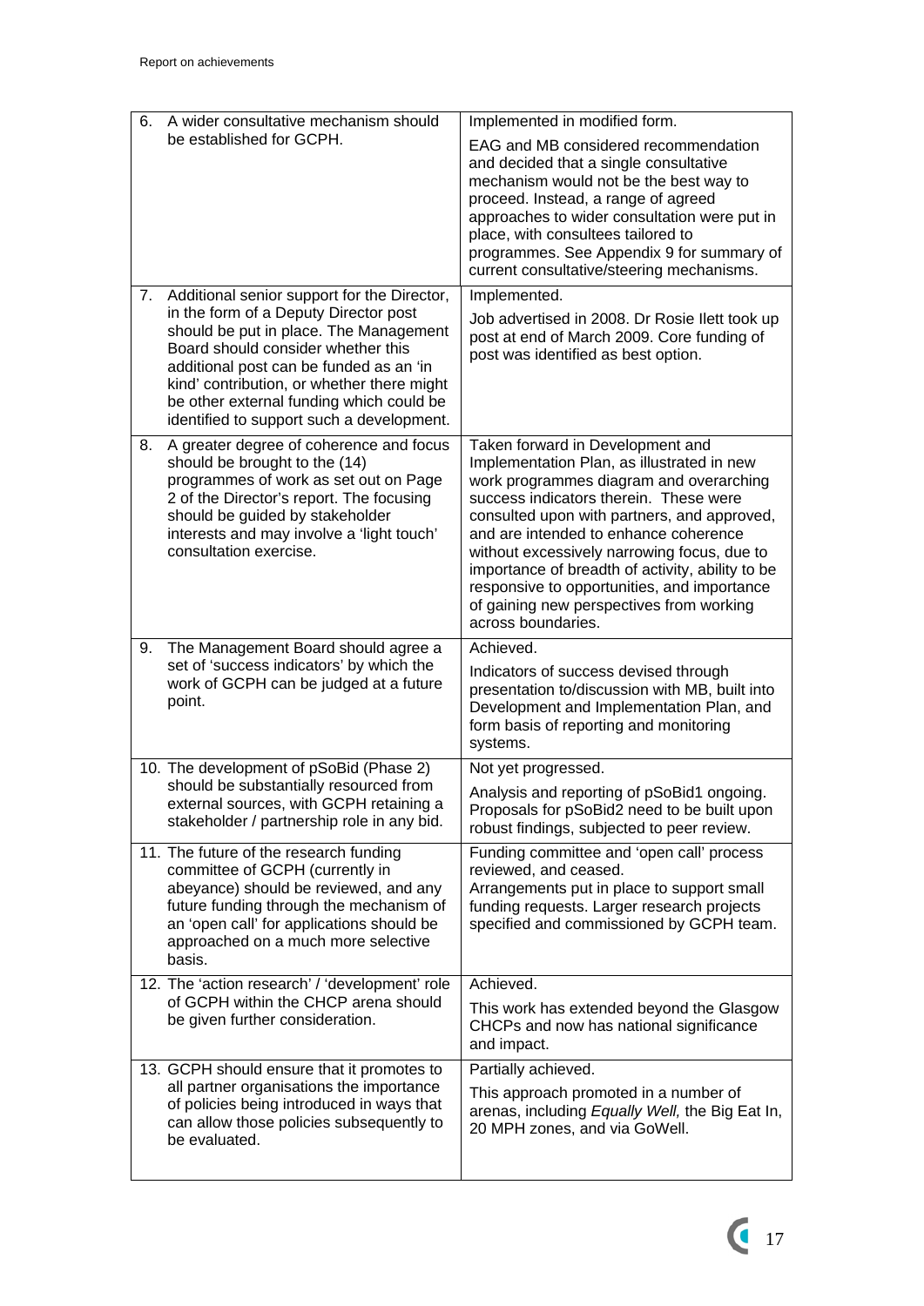| Recommendation | Response |
| --- | --- |
| 6. A wider consultative mechanism should be established for GCPH. | Implemented in modified form.<br><br>EAG and MB considered recommendation and decided that a single consultative mechanism would not be the best way to proceed. Instead, a range of agreed approaches to wider consultation were put in place, with consultees tailored to programmes. See Appendix 9 for summary of current consultative/steering mechanisms. |
| 7. Additional senior support for the Director, in the form of a Deputy Director post should be put in place. The Management Board should consider whether this additional post can be funded as an 'in kind' contribution, or whether there might be other external funding which could be identified to support such a development. | Implemented.<br><br>Job advertised in 2008. Dr Rosie Ilett took up post at end of March 2009. Core funding of post was identified as best option. |
| 8. A greater degree of coherence and focus should be brought to the (14) programmes of work as set out on Page 2 of the Director's report. The focusing should be guided by stakeholder interests and may involve a 'light touch' consultation exercise. | Taken forward in Development and Implementation Plan, as illustrated in new work programmes diagram and overarching success indicators therein. These were consulted upon with partners, and approved, and are intended to enhance coherence without excessively narrowing focus, due to importance of breadth of activity, ability to be responsive to opportunities, and importance of gaining new perspectives from working across boundaries. |
| 9. The Management Board should agree a set of 'success indicators' by which the work of GCPH can be judged at a future point. | Achieved.<br><br>Indicators of success devised through presentation to/discussion with MB, built into Development and Implementation Plan, and form basis of reporting and monitoring systems. |
| 10. The development of pSoBid (Phase 2) should be substantially resourced from external sources, with GCPH retaining a stakeholder / partnership role in any bid. | Not yet progressed.<br><br>Analysis and reporting of pSoBid1 ongoing. Proposals for pSoBid2 need to be built upon robust findings, subjected to peer review. |
| 11. The future of the research funding committee of GCPH (currently in abeyance) should be reviewed, and any future funding through the mechanism of an 'open call' for applications should be approached on a much more selective basis. | Funding committee and 'open call' process reviewed, and ceased.<br>Arrangements put in place to support small funding requests. Larger research projects specified and commissioned by GCPH team. |
| 12. The 'action research' / 'development' role of GCPH within the CHCP arena should be given further consideration. | Achieved.<br><br>This work has extended beyond the Glasgow CHCPs and now has national significance and impact. |
| 13. GCPH should ensure that it promotes to all partner organisations the importance of policies being introduced in ways that can allow those policies subsequently to be evaluated. | Partially achieved.<br><br>This approach promoted in a number of arenas, including *Equally Well,* the Big Eat In, 20 MPH zones, and via GoWell. |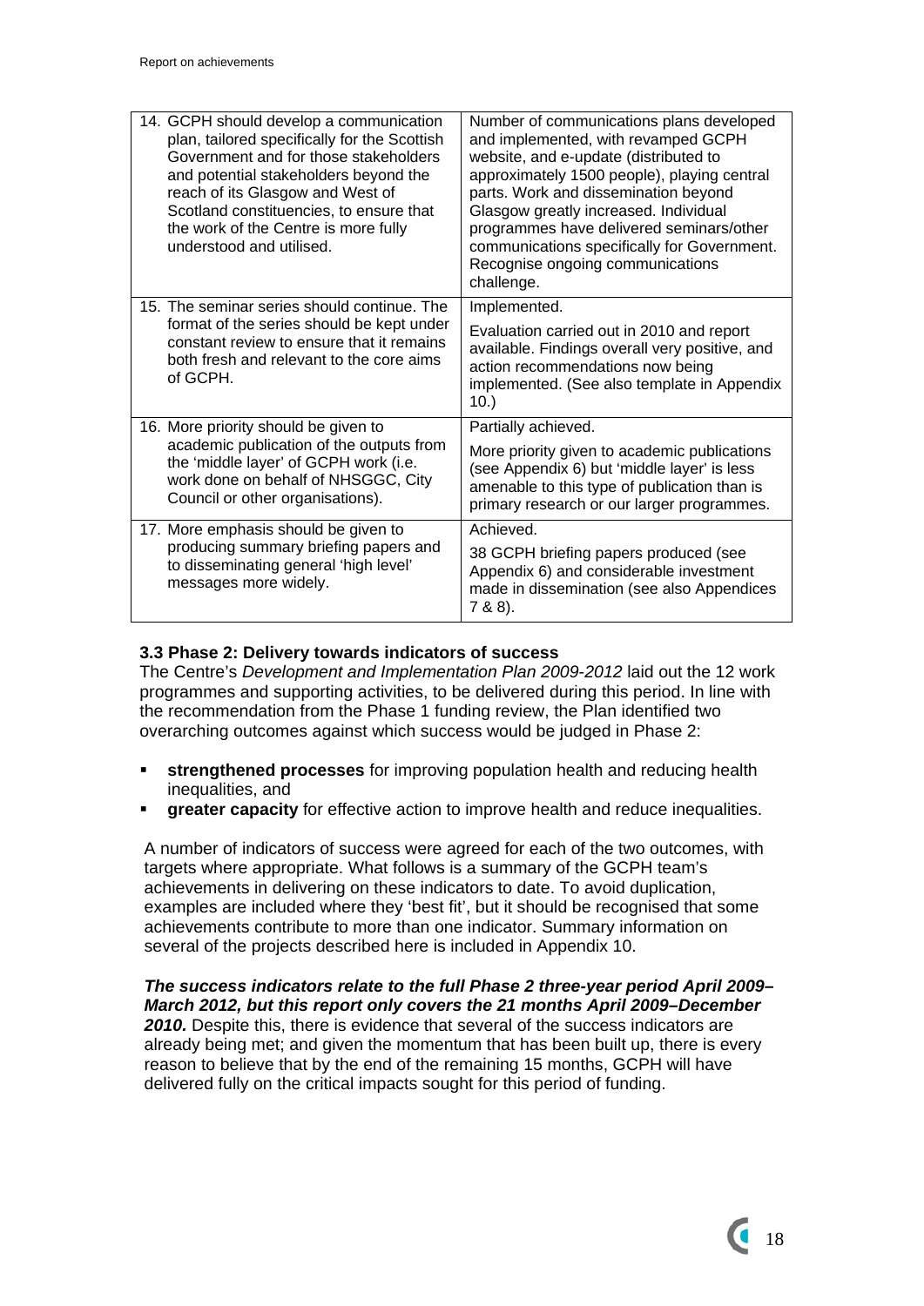| | |
|---|---|
| 14. GCPH should develop a communication plan, tailored specifically for the Scottish Government and for those stakeholders and potential stakeholders beyond the reach of its Glasgow and West of Scotland constituencies, to ensure that the work of the Centre is more fully understood and utilised. | Number of communications plans developed and implemented, with revamped GCPH website, and e-update (distributed to approximately 1500 people), playing central parts. Work and dissemination beyond Glasgow greatly increased. Individual programmes have delivered seminars/other communications specifically for Government. Recognise ongoing communications challenge. |
| 15. The seminar series should continue. The format of the series should be kept under constant review to ensure that it remains both fresh and relevant to the core aims of GCPH. | Implemented.<br><br>Evaluation carried out in 2010 and report available. Findings overall very positive, and action recommendations now being implemented. (See also template in Appendix 10.) |
| 16. More priority should be given to academic publication of the outputs from the 'middle layer' of GCPH work (i.e. work done on behalf of NHSGGC, City Council or other organisations). | Partially achieved.<br><br>More priority given to academic publications (see Appendix 6) but 'middle layer' is less amenable to this type of publication than is primary research or our larger programmes. |
| 17. More emphasis should be given to producing summary briefing papers and to disseminating general 'high level' messages more widely. | Achieved.<br><br>38 GCPH briefing papers produced (see Appendix 6) and considerable investment made in dissemination (see also Appendices 7 & 8). |

### 3.3 Phase 2: Delivery towards indicators of success

The Centre's *Development and Implementation Plan 2009-2012* laid out the 12 work programmes and supporting activities, to be delivered during this period. In line with the recommendation from the Phase 1 funding review, the Plan identified two overarching outcomes against which success would be judged in Phase 2:

- **strengthened processes** for improving population health and reducing health inequalities, and
- **greater capacity** for effective action to improve health and reduce inequalities.

A number of indicators of success were agreed for each of the two outcomes, with targets where appropriate. What follows is a summary of the GCPH team's achievements in delivering on these indicators to date. To avoid duplication, examples are included where they 'best fit', but it should be recognised that some achievements contribute to more than one indicator. Summary information on several of the projects described here is included in Appendix 10.

***The success indicators relate to the full Phase 2 three-year period April 2009–March 2012, but this report only covers the 21 months April 2009–December 2010.*** Despite this, there is evidence that several of the success indicators are already being met; and given the momentum that has been built up, there is every reason to believe that by the end of the remaining 15 months, GCPH will have delivered fully on the critical impacts sought for this period of funding.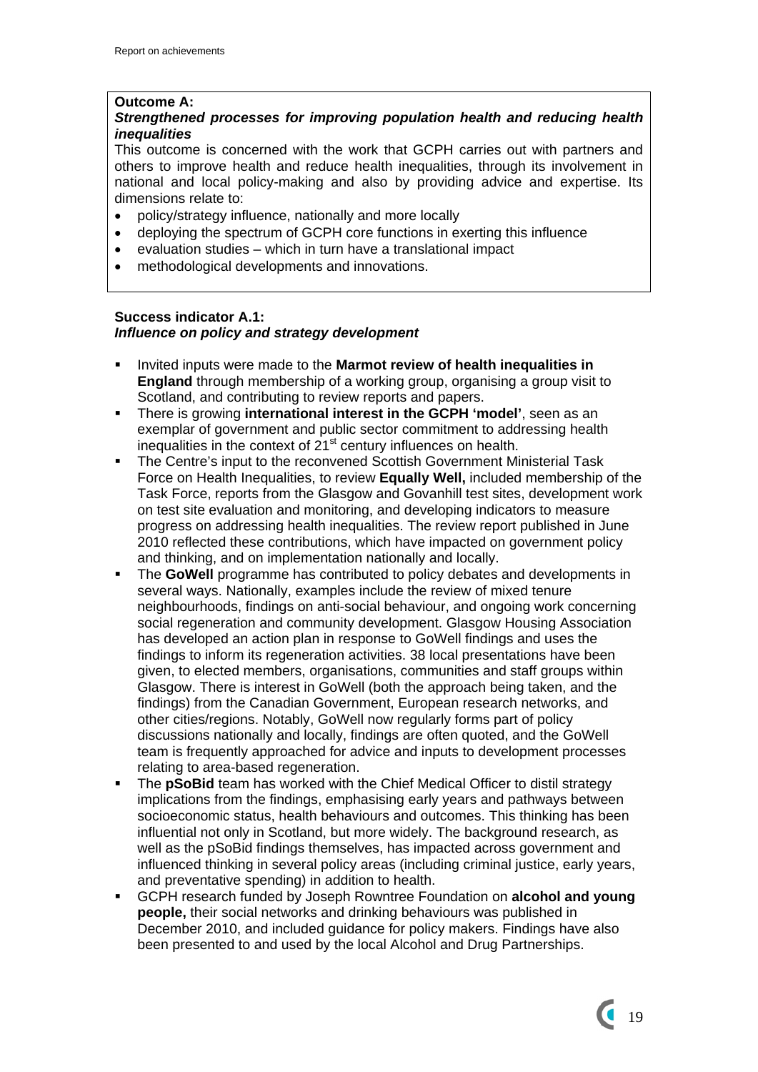**Outcome A:**

***Strengthened processes for improving population health and reducing health inequalities***

This outcome is concerned with the work that GCPH carries out with partners and others to improve health and reduce health inequalities, through its involvement in national and local policy-making and also by providing advice and expertise. Its dimensions relate to:

- policy/strategy influence, nationally and more locally
- deploying the spectrum of GCPH core functions in exerting this influence
- evaluation studies – which in turn have a translational impact
- methodological developments and innovations.

**Success indicator A.1:**

***Influence on policy and strategy development***

- Invited inputs were made to the **Marmot review of health inequalities in England** through membership of a working group, organising a group visit to Scotland, and contributing to review reports and papers.
- There is growing **international interest in the GCPH 'model'**, seen as an exemplar of government and public sector commitment to addressing health inequalities in the context of 21st century influences on health.
- The Centre's input to the reconvened Scottish Government Ministerial Task Force on Health Inequalities, to review **Equally Well,** included membership of the Task Force, reports from the Glasgow and Govanhill test sites, development work on test site evaluation and monitoring, and developing indicators to measure progress on addressing health inequalities. The review report published in June 2010 reflected these contributions, which have impacted on government policy and thinking, and on implementation nationally and locally.
- The **GoWell** programme has contributed to policy debates and developments in several ways. Nationally, examples include the review of mixed tenure neighbourhoods, findings on anti-social behaviour, and ongoing work concerning social regeneration and community development. Glasgow Housing Association has developed an action plan in response to GoWell findings and uses the findings to inform its regeneration activities. 38 local presentations have been given, to elected members, organisations, communities and staff groups within Glasgow. There is interest in GoWell (both the approach being taken, and the findings) from the Canadian Government, European research networks, and other cities/regions. Notably, GoWell now regularly forms part of policy discussions nationally and locally, findings are often quoted, and the GoWell team is frequently approached for advice and inputs to development processes relating to area-based regeneration.
- The **pSoBid** team has worked with the Chief Medical Officer to distil strategy implications from the findings, emphasising early years and pathways between socioeconomic status, health behaviours and outcomes. This thinking has been influential not only in Scotland, but more widely. The background research, as well as the pSoBid findings themselves, has impacted across government and influenced thinking in several policy areas (including criminal justice, early years, and preventative spending) in addition to health.
- GCPH research funded by Joseph Rowntree Foundation on **alcohol and young people,** their social networks and drinking behaviours was published in December 2010, and included guidance for policy makers. Findings have also been presented to and used by the local Alcohol and Drug Partnerships.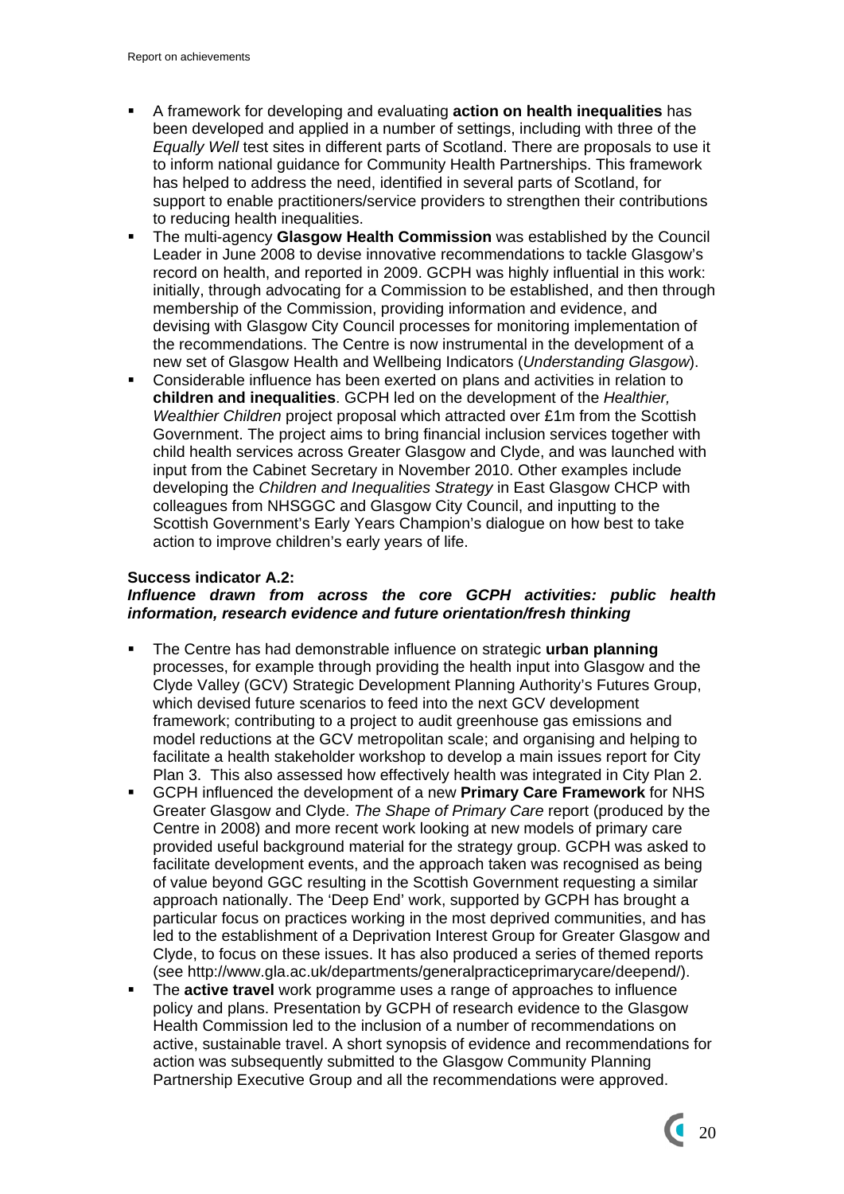- A framework for developing and evaluating **action on health inequalities** has been developed and applied in a number of settings, including with three of the *Equally Well* test sites in different parts of Scotland. There are proposals to use it to inform national guidance for Community Health Partnerships. This framework has helped to address the need, identified in several parts of Scotland, for support to enable practitioners/service providers to strengthen their contributions to reducing health inequalities.
- The multi-agency **Glasgow Health Commission** was established by the Council Leader in June 2008 to devise innovative recommendations to tackle Glasgow's record on health, and reported in 2009. GCPH was highly influential in this work: initially, through advocating for a Commission to be established, and then through membership of the Commission, providing information and evidence, and devising with Glasgow City Council processes for monitoring implementation of the recommendations. The Centre is now instrumental in the development of a new set of Glasgow Health and Wellbeing Indicators (*Understanding Glasgow*).
- Considerable influence has been exerted on plans and activities in relation to **children and inequalities**. GCPH led on the development of the *Healthier, Wealthier Children* project proposal which attracted over £1m from the Scottish Government. The project aims to bring financial inclusion services together with child health services across Greater Glasgow and Clyde, and was launched with input from the Cabinet Secretary in November 2010. Other examples include developing the *Children and Inequalities Strategy* in East Glasgow CHCP with colleagues from NHSGGC and Glasgow City Council, and inputting to the Scottish Government's Early Years Champion's dialogue on how best to take action to improve children's early years of life.

**Success indicator A.2:**
***Influence drawn from across the core GCPH activities: public health information, research evidence and future orientation/fresh thinking***

- The Centre has had demonstrable influence on strategic **urban planning** processes, for example through providing the health input into Glasgow and the Clyde Valley (GCV) Strategic Development Planning Authority's Futures Group, which devised future scenarios to feed into the next GCV development framework; contributing to a project to audit greenhouse gas emissions and model reductions at the GCV metropolitan scale; and organising and helping to facilitate a health stakeholder workshop to develop a main issues report for City Plan 3. This also assessed how effectively health was integrated in City Plan 2.
- GCPH influenced the development of a new **Primary Care Framework** for NHS Greater Glasgow and Clyde. *The Shape of Primary Care* report (produced by the Centre in 2008) and more recent work looking at new models of primary care provided useful background material for the strategy group. GCPH was asked to facilitate development events, and the approach taken was recognised as being of value beyond GGC resulting in the Scottish Government requesting a similar approach nationally. The 'Deep End' work, supported by GCPH has brought a particular focus on practices working in the most deprived communities, and has led to the establishment of a Deprivation Interest Group for Greater Glasgow and Clyde, to focus on these issues. It has also produced a series of themed reports (see http://www.gla.ac.uk/departments/generalpracticeprimarycare/deepend/).
- The **active travel** work programme uses a range of approaches to influence policy and plans. Presentation by GCPH of research evidence to the Glasgow Health Commission led to the inclusion of a number of recommendations on active, sustainable travel. A short synopsis of evidence and recommendations for action was subsequently submitted to the Glasgow Community Planning Partnership Executive Group and all the recommendations were approved.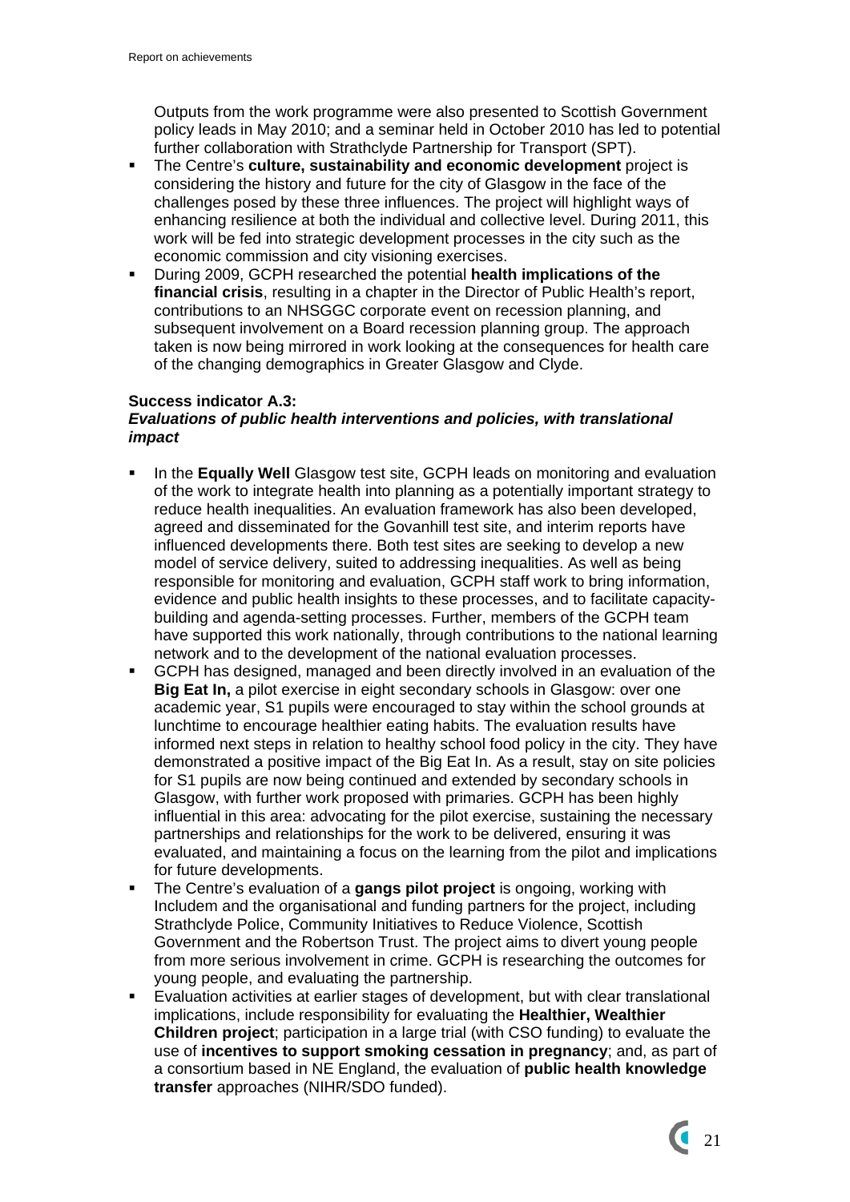Outputs from the work programme were also presented to Scottish Government policy leads in May 2010; and a seminar held in October 2010 has led to potential further collaboration with Strathclyde Partnership for Transport (SPT).

- The Centre's **culture, sustainability and economic development** project is considering the history and future for the city of Glasgow in the face of the challenges posed by these three influences. The project will highlight ways of enhancing resilience at both the individual and collective level. During 2011, this work will be fed into strategic development processes in the city such as the economic commission and city visioning exercises.
- During 2009, GCPH researched the potential **health implications of the financial crisis**, resulting in a chapter in the Director of Public Health's report, contributions to an NHSGGC corporate event on recession planning, and subsequent involvement on a Board recession planning group. The approach taken is now being mirrored in work looking at the consequences for health care of the changing demographics in Greater Glasgow and Clyde.

**Success indicator A.3:**
***Evaluations of public health interventions and policies, with translational impact***

- In the **Equally Well** Glasgow test site, GCPH leads on monitoring and evaluation of the work to integrate health into planning as a potentially important strategy to reduce health inequalities. An evaluation framework has also been developed, agreed and disseminated for the Govanhill test site, and interim reports have influenced developments there. Both test sites are seeking to develop a new model of service delivery, suited to addressing inequalities. As well as being responsible for monitoring and evaluation, GCPH staff work to bring information, evidence and public health insights to these processes, and to facilitate capacity-building and agenda-setting processes. Further, members of the GCPH team have supported this work nationally, through contributions to the national learning network and to the development of the national evaluation processes.
- GCPH has designed, managed and been directly involved in an evaluation of the **Big Eat In,** a pilot exercise in eight secondary schools in Glasgow: over one academic year, S1 pupils were encouraged to stay within the school grounds at lunchtime to encourage healthier eating habits. The evaluation results have informed next steps in relation to healthy school food policy in the city. They have demonstrated a positive impact of the Big Eat In. As a result, stay on site policies for S1 pupils are now being continued and extended by secondary schools in Glasgow, with further work proposed with primaries. GCPH has been highly influential in this area: advocating for the pilot exercise, sustaining the necessary partnerships and relationships for the work to be delivered, ensuring it was evaluated, and maintaining a focus on the learning from the pilot and implications for future developments.
- The Centre's evaluation of a **gangs pilot project** is ongoing, working with Includem and the organisational and funding partners for the project, including Strathclyde Police, Community Initiatives to Reduce Violence, Scottish Government and the Robertson Trust. The project aims to divert young people from more serious involvement in crime. GCPH is researching the outcomes for young people, and evaluating the partnership.
- Evaluation activities at earlier stages of development, but with clear translational implications, include responsibility for evaluating the **Healthier, Wealthier Children project**; participation in a large trial (with CSO funding) to evaluate the use of **incentives to support smoking cessation in pregnancy**; and, as part of a consortium based in NE England, the evaluation of **public health knowledge transfer** approaches (NIHR/SDO funded).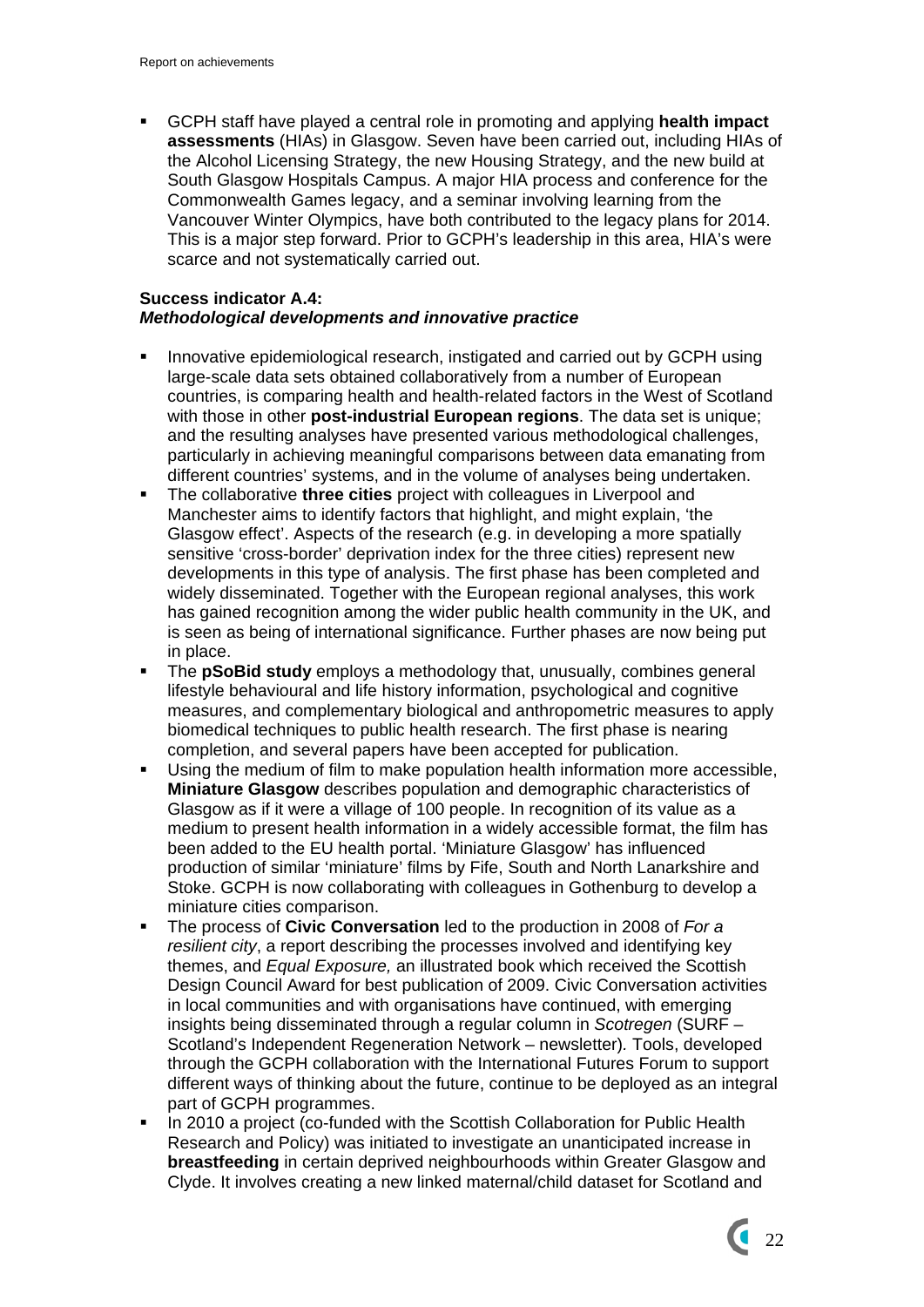- GCPH staff have played a central role in promoting and applying **health impact assessments** (HIAs) in Glasgow. Seven have been carried out, including HIAs of the Alcohol Licensing Strategy, the new Housing Strategy, and the new build at South Glasgow Hospitals Campus. A major HIA process and conference for the Commonwealth Games legacy, and a seminar involving learning from the Vancouver Winter Olympics, have both contributed to the legacy plans for 2014. This is a major step forward. Prior to GCPH's leadership in this area, HIA's were scarce and not systematically carried out.

**Success indicator A.4:**
***Methodological developments and innovative practice***

- Innovative epidemiological research, instigated and carried out by GCPH using large-scale data sets obtained collaboratively from a number of European countries, is comparing health and health-related factors in the West of Scotland with those in other **post-industrial European regions**. The data set is unique; and the resulting analyses have presented various methodological challenges, particularly in achieving meaningful comparisons between data emanating from different countries' systems, and in the volume of analyses being undertaken.
- The collaborative **three cities** project with colleagues in Liverpool and Manchester aims to identify factors that highlight, and might explain, 'the Glasgow effect'. Aspects of the research (e.g. in developing a more spatially sensitive 'cross-border' deprivation index for the three cities) represent new developments in this type of analysis. The first phase has been completed and widely disseminated. Together with the European regional analyses, this work has gained recognition among the wider public health community in the UK, and is seen as being of international significance. Further phases are now being put in place.
- The **pSoBid study** employs a methodology that, unusually, combines general lifestyle behavioural and life history information, psychological and cognitive measures, and complementary biological and anthropometric measures to apply biomedical techniques to public health research. The first phase is nearing completion, and several papers have been accepted for publication.
- Using the medium of film to make population health information more accessible, **Miniature Glasgow** describes population and demographic characteristics of Glasgow as if it were a village of 100 people. In recognition of its value as a medium to present health information in a widely accessible format, the film has been added to the EU health portal. 'Miniature Glasgow' has influenced production of similar 'miniature' films by Fife, South and North Lanarkshire and Stoke. GCPH is now collaborating with colleagues in Gothenburg to develop a miniature cities comparison.
- The process of **Civic Conversation** led to the production in 2008 of *For a resilient city*, a report describing the processes involved and identifying key themes, and *Equal Exposure,* an illustrated book which received the Scottish Design Council Award for best publication of 2009. Civic Conversation activities in local communities and with organisations have continued, with emerging insights being disseminated through a regular column in *Scotregen* (SURF – Scotland's Independent Regeneration Network – newsletter). Tools, developed through the GCPH collaboration with the International Futures Forum to support different ways of thinking about the future, continue to be deployed as an integral part of GCPH programmes.
- In 2010 a project (co-funded with the Scottish Collaboration for Public Health Research and Policy) was initiated to investigate an unanticipated increase in **breastfeeding** in certain deprived neighbourhoods within Greater Glasgow and Clyde. It involves creating a new linked maternal/child dataset for Scotland and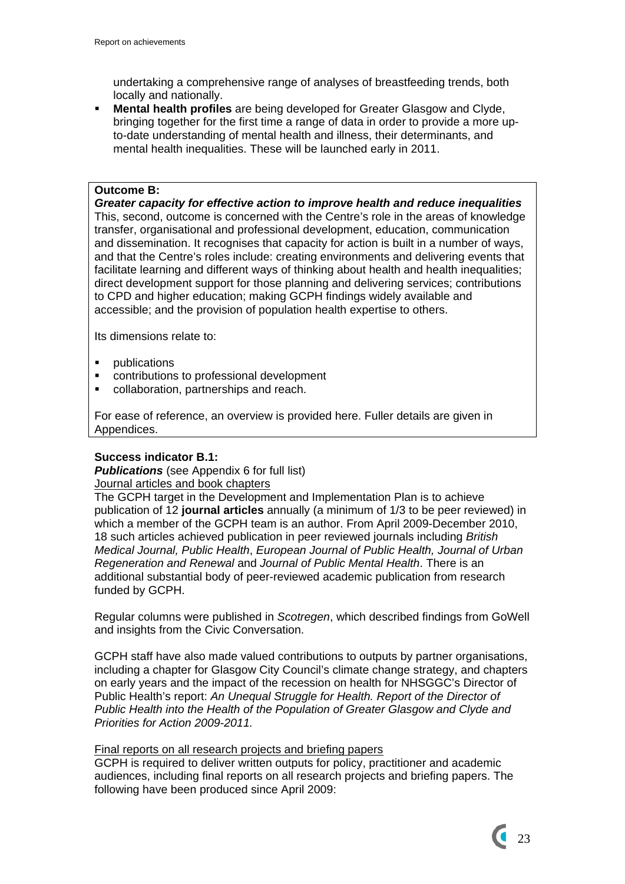undertaking a comprehensive range of analyses of breastfeeding trends, both locally and nationally.

- **Mental health profiles** are being developed for Greater Glasgow and Clyde, bringing together for the first time a range of data in order to provide a more up-to-date understanding of mental health and illness, their determinants, and mental health inequalities. These will be launched early in 2011.

**Outcome B:**

***Greater capacity for effective action to improve health and reduce inequalities***

This, second, outcome is concerned with the Centre's role in the areas of knowledge transfer, organisational and professional development, education, communication and dissemination. It recognises that capacity for action is built in a number of ways, and that the Centre's roles include: creating environments and delivering events that facilitate learning and different ways of thinking about health and health inequalities; direct development support for those planning and delivering services; contributions to CPD and higher education; making GCPH findings widely available and accessible; and the provision of population health expertise to others.

Its dimensions relate to:

- publications
- contributions to professional development
- collaboration, partnerships and reach.

For ease of reference, an overview is provided here. Fuller details are given in Appendices.

**Success indicator B.1:**

***Publications*** (see Appendix 6 for full list)

Journal articles and book chapters

The GCPH target in the Development and Implementation Plan is to achieve publication of 12 **journal articles** annually (a minimum of 1/3 to be peer reviewed) in which a member of the GCPH team is an author. From April 2009-December 2010, 18 such articles achieved publication in peer reviewed journals including *British Medical Journal, Public Health*, *European Journal of Public Health, Journal of Urban Regeneration and Renewal* and *Journal of Public Mental Health*. There is an additional substantial body of peer-reviewed academic publication from research funded by GCPH.

Regular columns were published in *Scotregen*, which described findings from GoWell and insights from the Civic Conversation.

GCPH staff have also made valued contributions to outputs by partner organisations, including a chapter for Glasgow City Council's climate change strategy, and chapters on early years and the impact of the recession on health for NHSGGC's Director of Public Health's report: *An Unequal Struggle for Health. Report of the Director of Public Health into the Health of the Population of Greater Glasgow and Clyde and Priorities for Action 2009-2011.*

Final reports on all research projects and briefing papers

GCPH is required to deliver written outputs for policy, practitioner and academic audiences, including final reports on all research projects and briefing papers. The following have been produced since April 2009: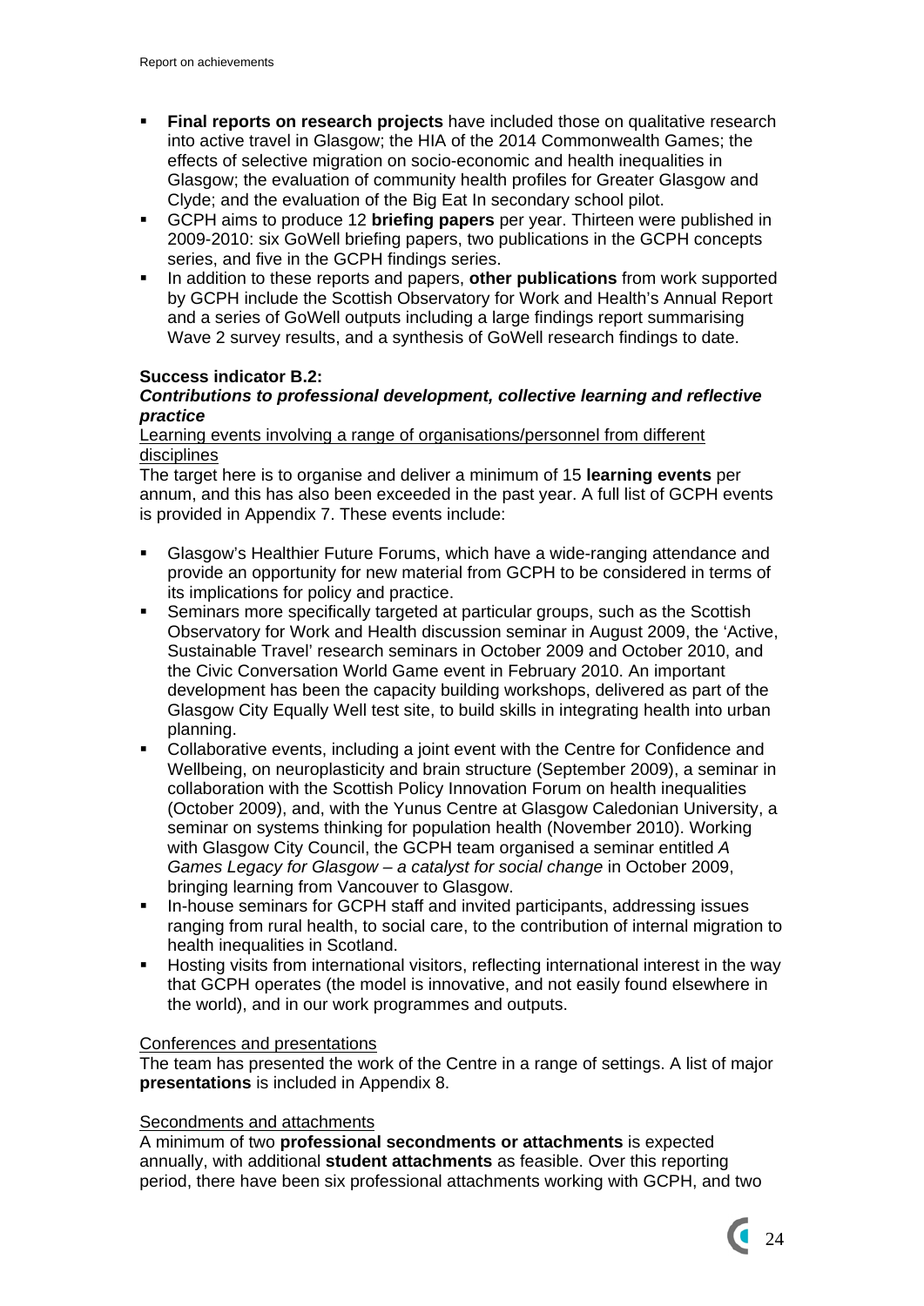- **Final reports on research projects** have included those on qualitative research into active travel in Glasgow; the HIA of the 2014 Commonwealth Games; the effects of selective migration on socio-economic and health inequalities in Glasgow; the evaluation of community health profiles for Greater Glasgow and Clyde; and the evaluation of the Big Eat In secondary school pilot.
- GCPH aims to produce 12 **briefing papers** per year. Thirteen were published in 2009-2010: six GoWell briefing papers, two publications in the GCPH concepts series, and five in the GCPH findings series.
- In addition to these reports and papers, **other publications** from work supported by GCPH include the Scottish Observatory for Work and Health's Annual Report and a series of GoWell outputs including a large findings report summarising Wave 2 survey results, and a synthesis of GoWell research findings to date.

**Success indicator B.2:**
***Contributions to professional development, collective learning and reflective practice***

Learning events involving a range of organisations/personnel from different disciplines

The target here is to organise and deliver a minimum of 15 **learning events** per annum, and this has also been exceeded in the past year. A full list of GCPH events is provided in Appendix 7. These events include:

- Glasgow's Healthier Future Forums, which have a wide-ranging attendance and provide an opportunity for new material from GCPH to be considered in terms of its implications for policy and practice.
- Seminars more specifically targeted at particular groups, such as the Scottish Observatory for Work and Health discussion seminar in August 2009, the 'Active, Sustainable Travel' research seminars in October 2009 and October 2010, and the Civic Conversation World Game event in February 2010. An important development has been the capacity building workshops, delivered as part of the Glasgow City Equally Well test site, to build skills in integrating health into urban planning.
- Collaborative events, including a joint event with the Centre for Confidence and Wellbeing, on neuroplasticity and brain structure (September 2009), a seminar in collaboration with the Scottish Policy Innovation Forum on health inequalities (October 2009), and, with the Yunus Centre at Glasgow Caledonian University, a seminar on systems thinking for population health (November 2010). Working with Glasgow City Council, the GCPH team organised a seminar entitled *A Games Legacy for Glasgow – a catalyst for social change* in October 2009, bringing learning from Vancouver to Glasgow.
- In-house seminars for GCPH staff and invited participants, addressing issues ranging from rural health, to social care, to the contribution of internal migration to health inequalities in Scotland.
- Hosting visits from international visitors, reflecting international interest in the way that GCPH operates (the model is innovative, and not easily found elsewhere in the world), and in our work programmes and outputs.

Conferences and presentations

The team has presented the work of the Centre in a range of settings. A list of major **presentations** is included in Appendix 8.

Secondments and attachments

A minimum of two **professional secondments or attachments** is expected annually, with additional **student attachments** as feasible. Over this reporting period, there have been six professional attachments working with GCPH, and two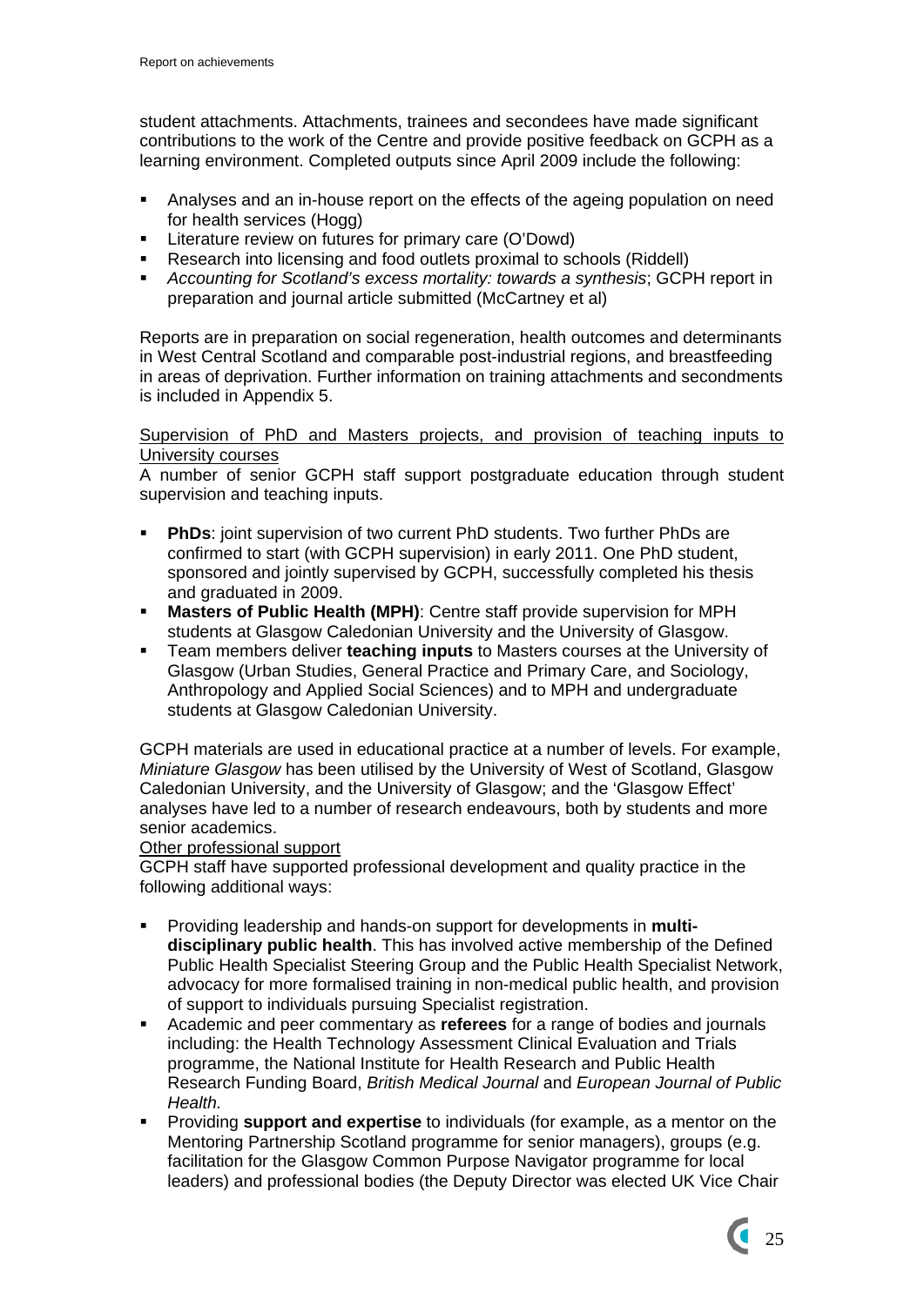student attachments. Attachments, trainees and secondees have made significant contributions to the work of the Centre and provide positive feedback on GCPH as a learning environment. Completed outputs since April 2009 include the following:

- Analyses and an in-house report on the effects of the ageing population on need for health services (Hogg)
- Literature review on futures for primary care (O'Dowd)
- Research into licensing and food outlets proximal to schools (Riddell)
- *Accounting for Scotland's excess mortality: towards a synthesis*; GCPH report in preparation and journal article submitted (McCartney et al)

Reports are in preparation on social regeneration, health outcomes and determinants in West Central Scotland and comparable post-industrial regions, and breastfeeding in areas of deprivation. Further information on training attachments and secondments is included in Appendix 5.

<u>Supervision of PhD and Masters projects, and provision of teaching inputs to University courses</u>

A number of senior GCPH staff support postgraduate education through student supervision and teaching inputs.

- **PhDs**: joint supervision of two current PhD students. Two further PhDs are confirmed to start (with GCPH supervision) in early 2011. One PhD student, sponsored and jointly supervised by GCPH, successfully completed his thesis and graduated in 2009.
- **Masters of Public Health (MPH)**: Centre staff provide supervision for MPH students at Glasgow Caledonian University and the University of Glasgow.
- Team members deliver **teaching inputs** to Masters courses at the University of Glasgow (Urban Studies, General Practice and Primary Care, and Sociology, Anthropology and Applied Social Sciences) and to MPH and undergraduate students at Glasgow Caledonian University.

GCPH materials are used in educational practice at a number of levels. For example, *Miniature Glasgow* has been utilised by the University of West of Scotland, Glasgow Caledonian University, and the University of Glasgow; and the 'Glasgow Effect' analyses have led to a number of research endeavours, both by students and more senior academics.

<u>Other professional support</u>

GCPH staff have supported professional development and quality practice in the following additional ways:

- Providing leadership and hands-on support for developments in **multi-disciplinary public health**. This has involved active membership of the Defined Public Health Specialist Steering Group and the Public Health Specialist Network, advocacy for more formalised training in non-medical public health, and provision of support to individuals pursuing Specialist registration.
- Academic and peer commentary as **referees** for a range of bodies and journals including: the Health Technology Assessment Clinical Evaluation and Trials programme, the National Institute for Health Research and Public Health Research Funding Board, *British Medical Journal* and *European Journal of Public Health.*
- Providing **support and expertise** to individuals (for example, as a mentor on the Mentoring Partnership Scotland programme for senior managers), groups (e.g. facilitation for the Glasgow Common Purpose Navigator programme for local leaders) and professional bodies (the Deputy Director was elected UK Vice Chair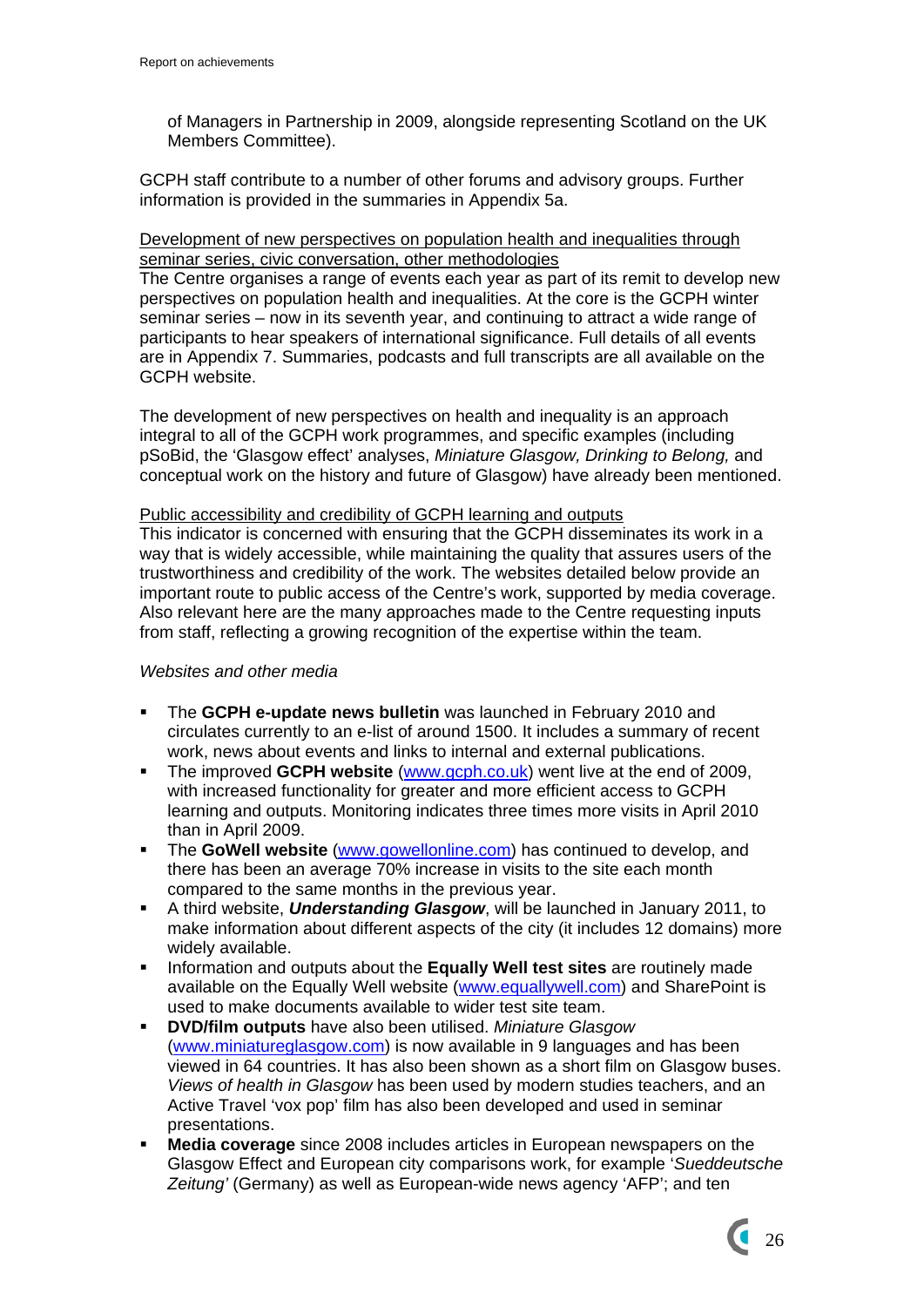of Managers in Partnership in 2009, alongside representing Scotland on the UK Members Committee).

GCPH staff contribute to a number of other forums and advisory groups. Further information is provided in the summaries in Appendix 5a.

<u>Development of new perspectives on population health and inequalities through seminar series, civic conversation, other methodologies</u>

The Centre organises a range of events each year as part of its remit to develop new perspectives on population health and inequalities. At the core is the GCPH winter seminar series – now in its seventh year, and continuing to attract a wide range of participants to hear speakers of international significance. Full details of all events are in Appendix 7. Summaries, podcasts and full transcripts are all available on the GCPH website.

The development of new perspectives on health and inequality is an approach integral to all of the GCPH work programmes, and specific examples (including pSoBid, the 'Glasgow effect' analyses, *Miniature Glasgow, Drinking to Belong,* and conceptual work on the history and future of Glasgow) have already been mentioned.

<u>Public accessibility and credibility of GCPH learning and outputs</u>

This indicator is concerned with ensuring that the GCPH disseminates its work in a way that is widely accessible, while maintaining the quality that assures users of the trustworthiness and credibility of the work. The websites detailed below provide an important route to public access of the Centre's work, supported by media coverage. Also relevant here are the many approaches made to the Centre requesting inputs from staff, reflecting a growing recognition of the expertise within the team.

*Websites and other media*

- The **GCPH e-update news bulletin** was launched in February 2010 and circulates currently to an e-list of around 1500. It includes a summary of recent work, news about events and links to internal and external publications.
- The improved **GCPH website** (www.gcph.co.uk) went live at the end of 2009, with increased functionality for greater and more efficient access to GCPH learning and outputs. Monitoring indicates three times more visits in April 2010 than in April 2009.
- The **GoWell website** (www.gowellonline.com) has continued to develop, and there has been an average 70% increase in visits to the site each month compared to the same months in the previous year.
- A third website, ***Understanding Glasgow***, will be launched in January 2011, to make information about different aspects of the city (it includes 12 domains) more widely available.
- Information and outputs about the **Equally Well test sites** are routinely made available on the Equally Well website (www.equallywell.com) and SharePoint is used to make documents available to wider test site team.
- **DVD/film outputs** have also been utilised. *Miniature Glasgow* (www.miniatureglasgow.com) is now available in 9 languages and has been viewed in 64 countries. It has also been shown as a short film on Glasgow buses. *Views of health in Glasgow* has been used by modern studies teachers, and an Active Travel 'vox pop' film has also been developed and used in seminar presentations.
- **Media coverage** since 2008 includes articles in European newspapers on the Glasgow Effect and European city comparisons work, for example '*Sueddeutsche Zeitung'* (Germany) as well as European-wide news agency 'AFP'; and ten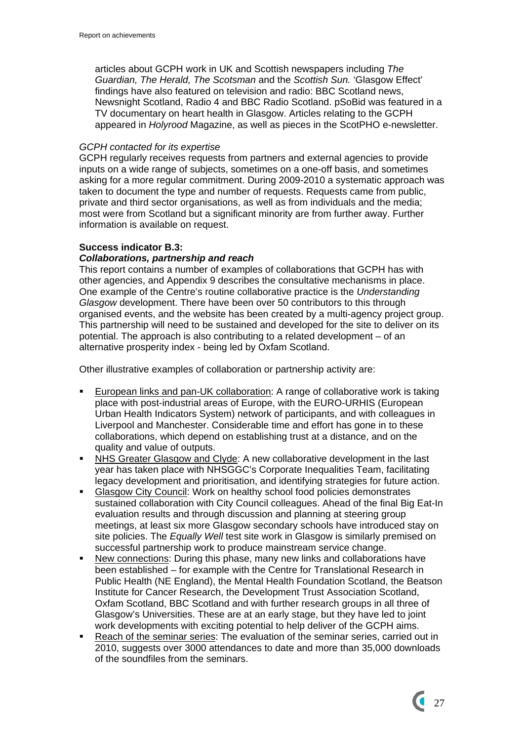articles about GCPH work in UK and Scottish newspapers including *The Guardian, The Herald, The Scotsman* and the *Scottish Sun.* 'Glasgow Effect' findings have also featured on television and radio: BBC Scotland news, Newsnight Scotland, Radio 4 and BBC Radio Scotland. pSoBid was featured in a TV documentary on heart health in Glasgow. Articles relating to the GCPH appeared in *Holyrood* Magazine, as well as pieces in the ScotPHO e-newsletter.

*GCPH contacted for its expertise*

GCPH regularly receives requests from partners and external agencies to provide inputs on a wide range of subjects, sometimes on a one-off basis, and sometimes asking for a more regular commitment. During 2009-2010 a systematic approach was taken to document the type and number of requests. Requests came from public, private and third sector organisations, as well as from individuals and the media; most were from Scotland but a significant minority are from further away. Further information is available on request.

**Success indicator B.3:**

***Collaborations, partnership and reach***

This report contains a number of examples of collaborations that GCPH has with other agencies, and Appendix 9 describes the consultative mechanisms in place. One example of the Centre's routine collaborative practice is the *Understanding Glasgow* development. There have been over 50 contributors to this through organised events, and the website has been created by a multi-agency project group. This partnership will need to be sustained and developed for the site to deliver on its potential. The approach is also contributing to a related development – of an alternative prosperity index - being led by Oxfam Scotland.

Other illustrative examples of collaboration or partnership activity are:

- European links and pan-UK collaboration: A range of collaborative work is taking place with post-industrial areas of Europe, with the EURO-URHIS (European Urban Health Indicators System) network of participants, and with colleagues in Liverpool and Manchester. Considerable time and effort has gone in to these collaborations, which depend on establishing trust at a distance, and on the quality and value of outputs.
- NHS Greater Glasgow and Clyde: A new collaborative development in the last year has taken place with NHSGGC's Corporate Inequalities Team, facilitating legacy development and prioritisation, and identifying strategies for future action.
- Glasgow City Council: Work on healthy school food policies demonstrates sustained collaboration with City Council colleagues. Ahead of the final Big Eat-In evaluation results and through discussion and planning at steering group meetings, at least six more Glasgow secondary schools have introduced stay on site policies. The *Equally Well* test site work in Glasgow is similarly premised on successful partnership work to produce mainstream service change.
- New connections: During this phase, many new links and collaborations have been established – for example with the Centre for Translational Research in Public Health (NE England), the Mental Health Foundation Scotland, the Beatson Institute for Cancer Research, the Development Trust Association Scotland, Oxfam Scotland, BBC Scotland and with further research groups in all three of Glasgow's Universities. These are at an early stage, but they have led to joint work developments with exciting potential to help deliver of the GCPH aims.
- Reach of the seminar series: The evaluation of the seminar series, carried out in 2010, suggests over 3000 attendances to date and more than 35,000 downloads of the soundfiles from the seminars.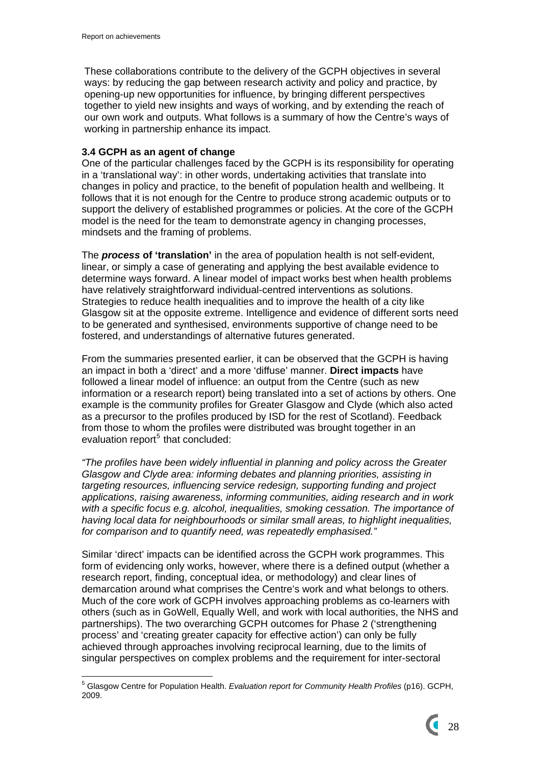These collaborations contribute to the delivery of the GCPH objectives in several ways: by reducing the gap between research activity and policy and practice, by opening-up new opportunities for influence, by bringing different perspectives together to yield new insights and ways of working, and by extending the reach of our own work and outputs. What follows is a summary of how the Centre's ways of working in partnership enhance its impact.

### 3.4 GCPH as an agent of change

One of the particular challenges faced by the GCPH is its responsibility for operating in a 'translational way': in other words, undertaking activities that translate into changes in policy and practice, to the benefit of population health and wellbeing. It follows that it is not enough for the Centre to produce strong academic outputs or to support the delivery of established programmes or policies. At the core of the GCPH model is the need for the team to demonstrate agency in changing processes, mindsets and the framing of problems.

The ***process*** **of 'translation'** in the area of population health is not self-evident, linear, or simply a case of generating and applying the best available evidence to determine ways forward. A linear model of impact works best when health problems have relatively straightforward individual-centred interventions as solutions. Strategies to reduce health inequalities and to improve the health of a city like Glasgow sit at the opposite extreme. Intelligence and evidence of different sorts need to be generated and synthesised, environments supportive of change need to be fostered, and understandings of alternative futures generated.

From the summaries presented earlier, it can be observed that the GCPH is having an impact in both a 'direct' and a more 'diffuse' manner. **Direct impacts** have followed a linear model of influence: an output from the Centre (such as new information or a research report) being translated into a set of actions by others. One example is the community profiles for Greater Glasgow and Clyde (which also acted as a precursor to the profiles produced by ISD for the rest of Scotland). Feedback from those to whom the profiles were distributed was brought together in an evaluation report[5] that concluded:

*"The profiles have been widely influential in planning and policy across the Greater Glasgow and Clyde area: informing debates and planning priorities, assisting in targeting resources, influencing service redesign, supporting funding and project applications, raising awareness, informing communities, aiding research and in work with a specific focus e.g. alcohol, inequalities, smoking cessation. The importance of having local data for neighbourhoods or similar small areas, to highlight inequalities, for comparison and to quantify need, was repeatedly emphasised."*

Similar 'direct' impacts can be identified across the GCPH work programmes. This form of evidencing only works, however, where there is a defined output (whether a research report, finding, conceptual idea, or methodology) and clear lines of demarcation around what comprises the Centre's work and what belongs to others. Much of the core work of GCPH involves approaching problems as co-learners with others (such as in GoWell, Equally Well, and work with local authorities, the NHS and partnerships). The two overarching GCPH outcomes for Phase 2 ('strengthening process' and 'creating greater capacity for effective action') can only be fully achieved through approaches involving reciprocal learning, due to the limits of singular perspectives on complex problems and the requirement for inter-sectoral

[5] Glasgow Centre for Population Health. *Evaluation report for Community Health Profiles* (p16). GCPH, 2009.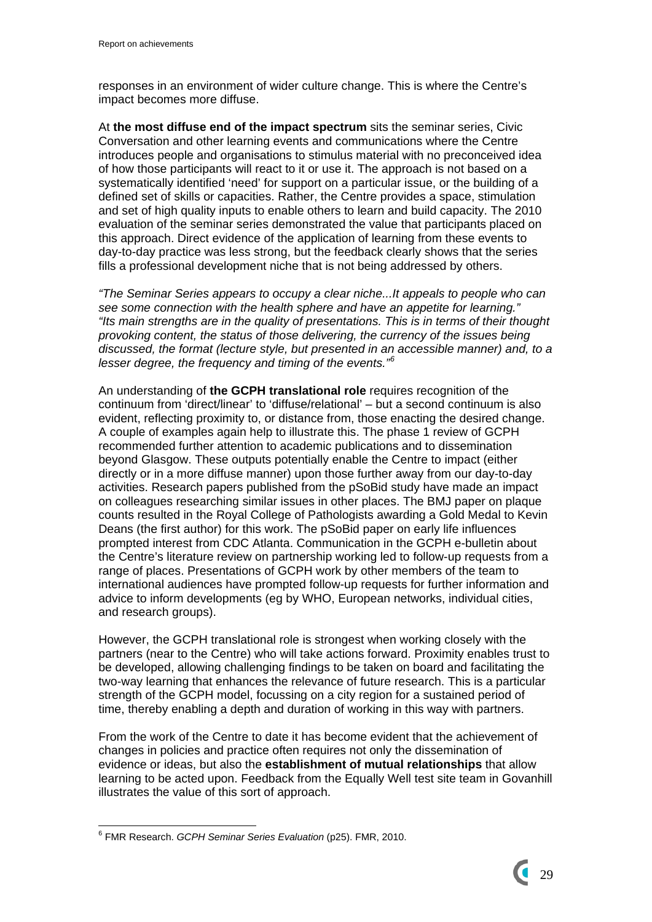responses in an environment of wider culture change. This is where the Centre's impact becomes more diffuse.

At **the most diffuse end of the impact spectrum** sits the seminar series, Civic Conversation and other learning events and communications where the Centre introduces people and organisations to stimulus material with no preconceived idea of how those participants will react to it or use it. The approach is not based on a systematically identified 'need' for support on a particular issue, or the building of a defined set of skills or capacities. Rather, the Centre provides a space, stimulation and set of high quality inputs to enable others to learn and build capacity. The 2010 evaluation of the seminar series demonstrated the value that participants placed on this approach. Direct evidence of the application of learning from these events to day-to-day practice was less strong, but the feedback clearly shows that the series fills a professional development niche that is not being addressed by others.

*"The Seminar Series appears to occupy a clear niche...It appeals to people who can see some connection with the health sphere and have an appetite for learning."*
*"Its main strengths are in the quality of presentations. This is in terms of their thought provoking content, the status of those delivering, the currency of the issues being discussed, the format (lecture style, but presented in an accessible manner) and, to a lesser degree, the frequency and timing of the events."*[6]

An understanding of **the GCPH translational role** requires recognition of the continuum from 'direct/linear' to 'diffuse/relational' – but a second continuum is also evident, reflecting proximity to, or distance from, those enacting the desired change. A couple of examples again help to illustrate this. The phase 1 review of GCPH recommended further attention to academic publications and to dissemination beyond Glasgow. These outputs potentially enable the Centre to impact (either directly or in a more diffuse manner) upon those further away from our day-to-day activities. Research papers published from the pSoBid study have made an impact on colleagues researching similar issues in other places. The BMJ paper on plaque counts resulted in the Royal College of Pathologists awarding a Gold Medal to Kevin Deans (the first author) for this work. The pSoBid paper on early life influences prompted interest from CDC Atlanta. Communication in the GCPH e-bulletin about the Centre's literature review on partnership working led to follow-up requests from a range of places. Presentations of GCPH work by other members of the team to international audiences have prompted follow-up requests for further information and advice to inform developments (eg by WHO, European networks, individual cities, and research groups).

However, the GCPH translational role is strongest when working closely with the partners (near to the Centre) who will take actions forward. Proximity enables trust to be developed, allowing challenging findings to be taken on board and facilitating the two-way learning that enhances the relevance of future research. This is a particular strength of the GCPH model, focussing on a city region for a sustained period of time, thereby enabling a depth and duration of working in this way with partners.

From the work of the Centre to date it has become evident that the achievement of changes in policies and practice often requires not only the dissemination of evidence or ideas, but also the **establishment of mutual relationships** that allow learning to be acted upon. Feedback from the Equally Well test site team in Govanhill illustrates the value of this sort of approach.

---

[6] FMR Research. *GCPH Seminar Series Evaluation* (p25). FMR, 2010.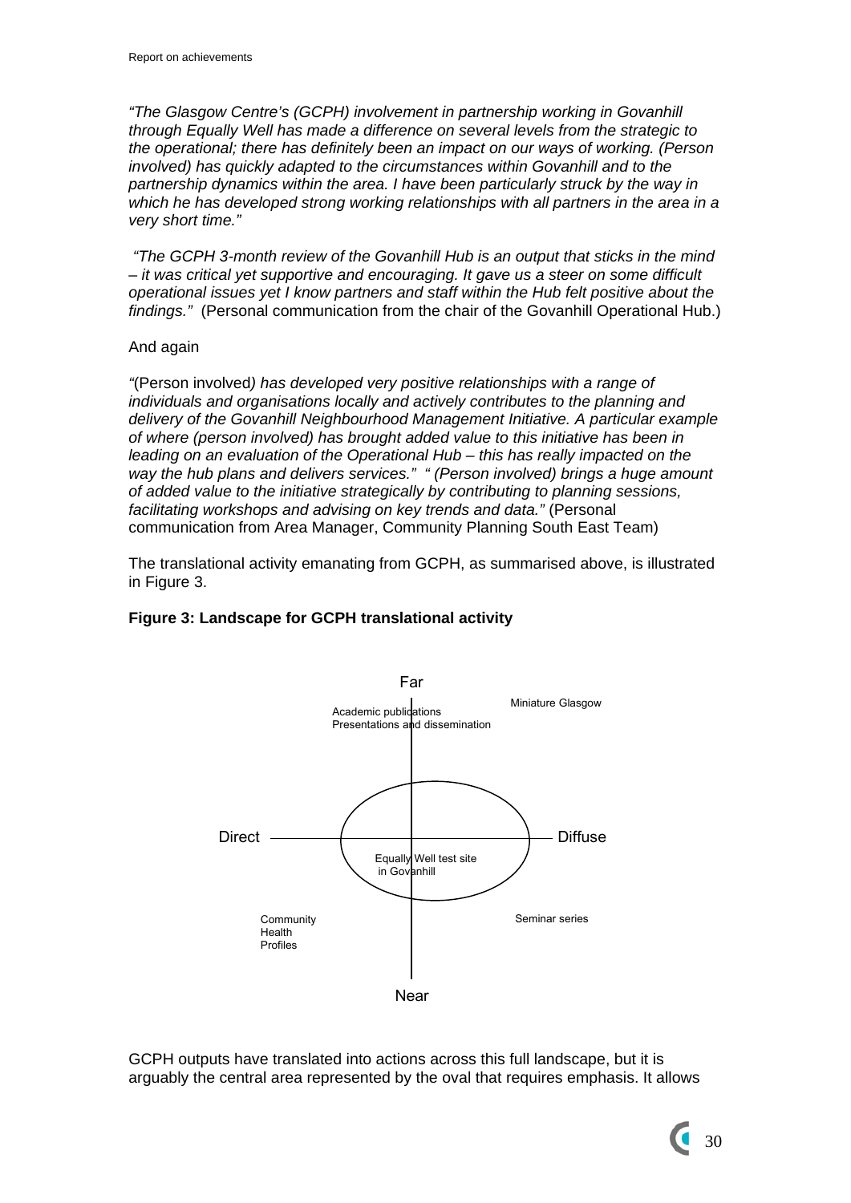*"The Glasgow Centre's (GCPH) involvement in partnership working in Govanhill through Equally Well has made a difference on several levels from the strategic to the operational; there has definitely been an impact on our ways of working. (Person involved) has quickly adapted to the circumstances within Govanhill and to the partnership dynamics within the area. I have been particularly struck by the way in which he has developed strong working relationships with all partners in the area in a very short time."*

*"The GCPH 3-month review of the Govanhill Hub is an output that sticks in the mind – it was critical yet supportive and encouraging. It gave us a steer on some difficult operational issues yet I know partners and staff within the Hub felt positive about the findings."* (Personal communication from the chair of the Govanhill Operational Hub.)

And again

*"*(Person involved*) has developed very positive relationships with a range of individuals and organisations locally and actively contributes to the planning and delivery of the Govanhill Neighbourhood Management Initiative. A particular example of where (person involved) has brought added value to this initiative has been in leading on an evaluation of the Operational Hub – this has really impacted on the way the hub plans and delivers services." " (Person involved) brings a huge amount of added value to the initiative strategically by contributing to planning sessions, facilitating workshops and advising on key trends and data."* (Personal communication from Area Manager, Community Planning South East Team)

The translational activity emanating from GCPH, as summarised above, is illustrated in Figure 3.

**Figure 3: Landscape for GCPH translational activity**

Far

Academic publications
Presentations and dissemination

Miniature Glasgow

Direct

Diffuse

Equally Well test site in Govanhill

Community Health Profiles

Seminar series

Near

GCPH outputs have translated into actions across this full landscape, but it is arguably the central area represented by the oval that requires emphasis. It allows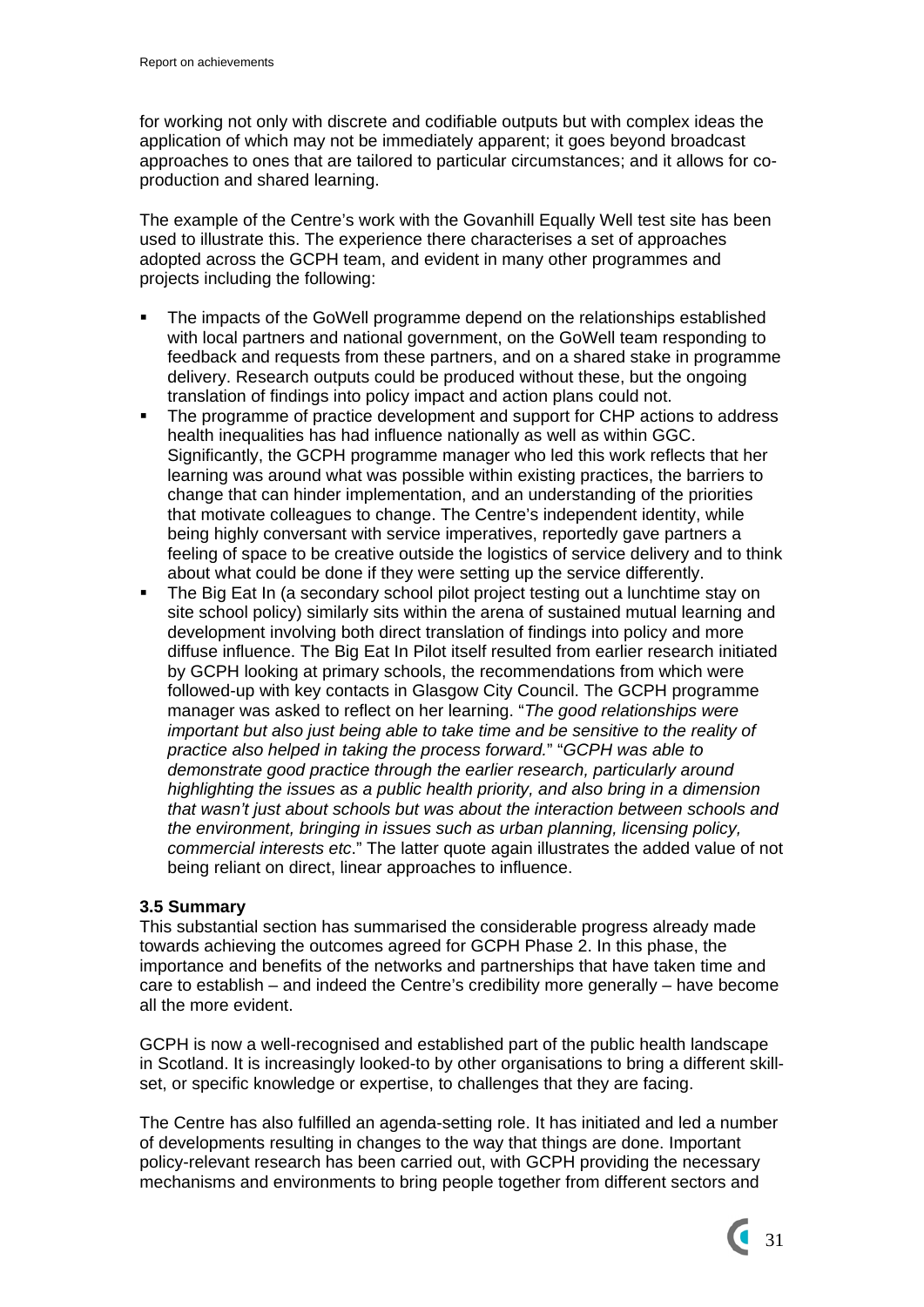for working not only with discrete and codifiable outputs but with complex ideas the application of which may not be immediately apparent; it goes beyond broadcast approaches to ones that are tailored to particular circumstances; and it allows for co-production and shared learning.

The example of the Centre's work with the Govanhill Equally Well test site has been used to illustrate this. The experience there characterises a set of approaches adopted across the GCPH team, and evident in many other programmes and projects including the following:

- The impacts of the GoWell programme depend on the relationships established with local partners and national government, on the GoWell team responding to feedback and requests from these partners, and on a shared stake in programme delivery. Research outputs could be produced without these, but the ongoing translation of findings into policy impact and action plans could not.
- The programme of practice development and support for CHP actions to address health inequalities has had influence nationally as well as within GGC. Significantly, the GCPH programme manager who led this work reflects that her learning was around what was possible within existing practices, the barriers to change that can hinder implementation, and an understanding of the priorities that motivate colleagues to change. The Centre's independent identity, while being highly conversant with service imperatives, reportedly gave partners a feeling of space to be creative outside the logistics of service delivery and to think about what could be done if they were setting up the service differently.
- The Big Eat In (a secondary school pilot project testing out a lunchtime stay on site school policy) similarly sits within the arena of sustained mutual learning and development involving both direct translation of findings into policy and more diffuse influence. The Big Eat In Pilot itself resulted from earlier research initiated by GCPH looking at primary schools, the recommendations from which were followed-up with key contacts in Glasgow City Council. The GCPH programme manager was asked to reflect on her learning. "*The good relationships were important but also just being able to take time and be sensitive to the reality of practice also helped in taking the process forward.*" "*GCPH was able to demonstrate good practice through the earlier research, particularly around highlighting the issues as a public health priority, and also bring in a dimension that wasn't just about schools but was about the interaction between schools and the environment, bringing in issues such as urban planning, licensing policy, commercial interests etc*." The latter quote again illustrates the added value of not being reliant on direct, linear approaches to influence.

**3.5 Summary**

This substantial section has summarised the considerable progress already made towards achieving the outcomes agreed for GCPH Phase 2. In this phase, the importance and benefits of the networks and partnerships that have taken time and care to establish – and indeed the Centre's credibility more generally – have become all the more evident.

GCPH is now a well-recognised and established part of the public health landscape in Scotland. It is increasingly looked-to by other organisations to bring a different skill-set, or specific knowledge or expertise, to challenges that they are facing.

The Centre has also fulfilled an agenda-setting role. It has initiated and led a number of developments resulting in changes to the way that things are done. Important policy-relevant research has been carried out, with GCPH providing the necessary mechanisms and environments to bring people together from different sectors and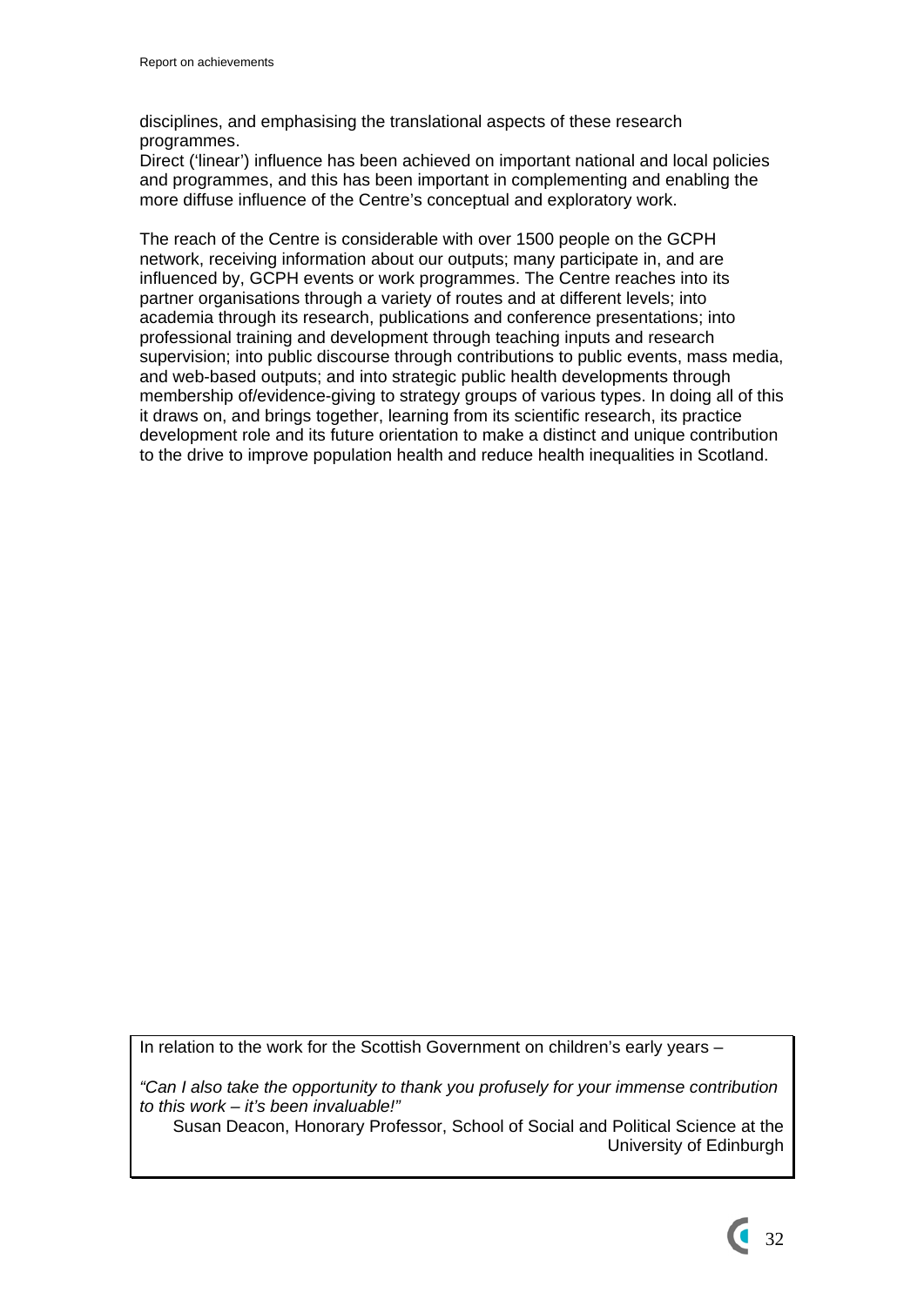disciplines, and emphasising the translational aspects of these research programmes.
Direct ('linear') influence has been achieved on important national and local policies and programmes, and this has been important in complementing and enabling the more diffuse influence of the Centre's conceptual and exploratory work.

The reach of the Centre is considerable with over 1500 people on the GCPH network, receiving information about our outputs; many participate in, and are influenced by, GCPH events or work programmes. The Centre reaches into its partner organisations through a variety of routes and at different levels; into academia through its research, publications and conference presentations; into professional training and development through teaching inputs and research supervision; into public discourse through contributions to public events, mass media, and web-based outputs; and into strategic public health developments through membership of/evidence-giving to strategy groups of various types. In doing all of this it draws on, and brings together, learning from its scientific research, its practice development role and its future orientation to make a distinct and unique contribution to the drive to improve population health and reduce health inequalities in Scotland.

> In relation to the work for the Scottish Government on children's early years –
>
> *"Can I also take the opportunity to thank you profusely for your immense contribution to this work – it's been invaluable!"*
>
> Susan Deacon, Honorary Professor, School of Social and Political Science at the University of Edinburgh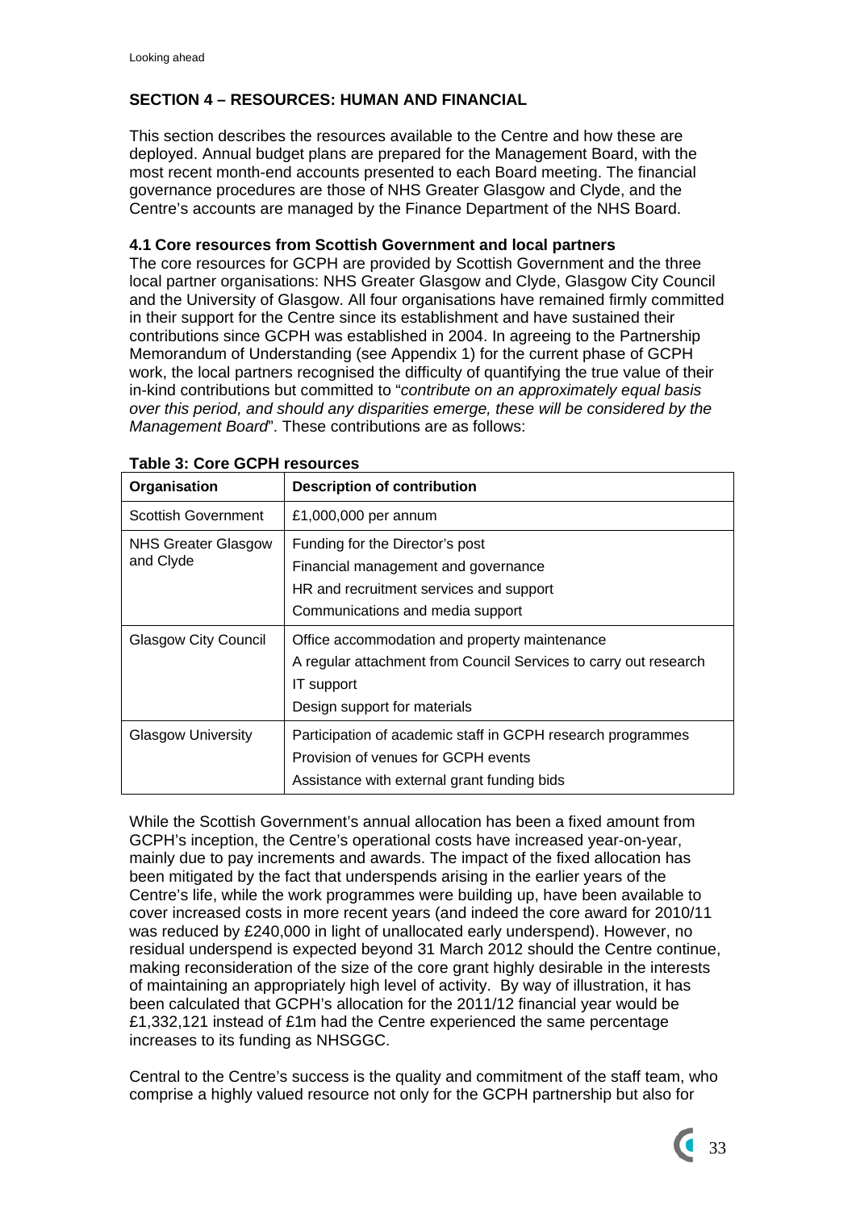## SECTION 4 – RESOURCES: HUMAN AND FINANCIAL

This section describes the resources available to the Centre and how these are deployed. Annual budget plans are prepared for the Management Board, with the most recent month-end accounts presented to each Board meeting. The financial governance procedures are those of NHS Greater Glasgow and Clyde, and the Centre's accounts are managed by the Finance Department of the NHS Board.

### 4.1 Core resources from Scottish Government and local partners

The core resources for GCPH are provided by Scottish Government and the three local partner organisations: NHS Greater Glasgow and Clyde, Glasgow City Council and the University of Glasgow. All four organisations have remained firmly committed in their support for the Centre since its establishment and have sustained their contributions since GCPH was established in 2004. In agreeing to the Partnership Memorandum of Understanding (see Appendix 1) for the current phase of GCPH work, the local partners recognised the difficulty of quantifying the true value of their in-kind contributions but committed to "*contribute on an approximately equal basis over this period, and should any disparities emerge, these will be considered by the Management Board*". These contributions are as follows:

**Table 3: Core GCPH resources**

| Organisation | Description of contribution |
|---|---|
| Scottish Government | £1,000,000 per annum |
| NHS Greater Glasgow and Clyde | Funding for the Director's post<br>Financial management and governance<br>HR and recruitment services and support<br>Communications and media support |
| Glasgow City Council | Office accommodation and property maintenance<br>A regular attachment from Council Services to carry out research<br>IT support<br>Design support for materials |
| Glasgow University | Participation of academic staff in GCPH research programmes<br>Provision of venues for GCPH events<br>Assistance with external grant funding bids |

While the Scottish Government's annual allocation has been a fixed amount from GCPH's inception, the Centre's operational costs have increased year-on-year, mainly due to pay increments and awards. The impact of the fixed allocation has been mitigated by the fact that underspends arising in the earlier years of the Centre's life, while the work programmes were building up, have been available to cover increased costs in more recent years (and indeed the core award for 2010/11 was reduced by £240,000 in light of unallocated early underspend). However, no residual underspend is expected beyond 31 March 2012 should the Centre continue, making reconsideration of the size of the core grant highly desirable in the interests of maintaining an appropriately high level of activity. By way of illustration, it has been calculated that GCPH's allocation for the 2011/12 financial year would be £1,332,121 instead of £1m had the Centre experienced the same percentage increases to its funding as NHSGGC.

Central to the Centre's success is the quality and commitment of the staff team, who comprise a highly valued resource not only for the GCPH partnership but also for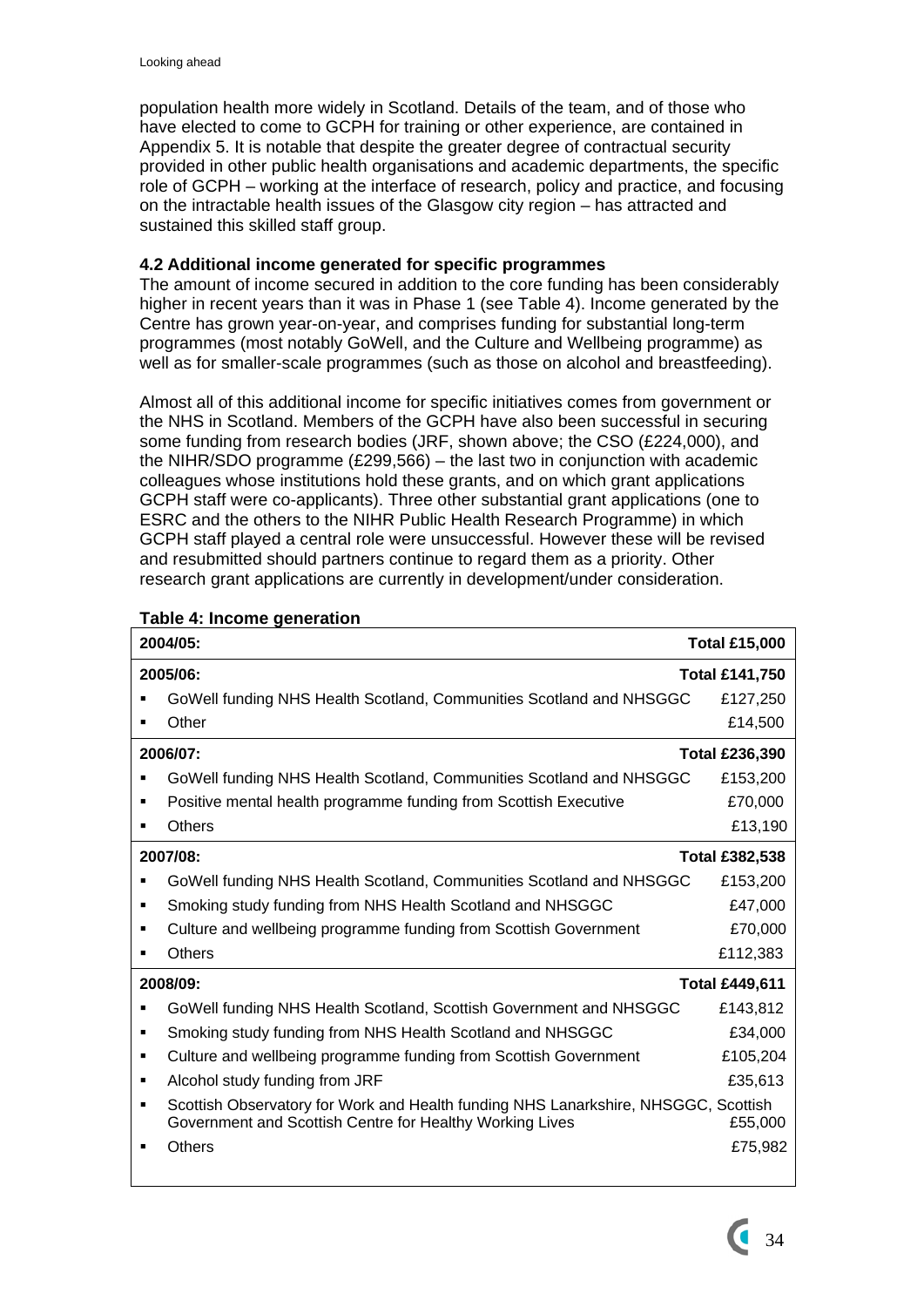population health more widely in Scotland. Details of the team, and of those who have elected to come to GCPH for training or other experience, are contained in Appendix 5. It is notable that despite the greater degree of contractual security provided in other public health organisations and academic departments, the specific role of GCPH – working at the interface of research, policy and practice, and focusing on the intractable health issues of the Glasgow city region – has attracted and sustained this skilled staff group.

### 4.2 Additional income generated for specific programmes

The amount of income secured in addition to the core funding has been considerably higher in recent years than it was in Phase 1 (see Table 4). Income generated by the Centre has grown year-on-year, and comprises funding for substantial long-term programmes (most notably GoWell, and the Culture and Wellbeing programme) as well as for smaller-scale programmes (such as those on alcohol and breastfeeding).

Almost all of this additional income for specific initiatives comes from government or the NHS in Scotland. Members of the GCPH have also been successful in securing some funding from research bodies (JRF, shown above; the CSO (£224,000), and the NIHR/SDO programme (£299,566) – the last two in conjunction with academic colleagues whose institutions hold these grants, and on which grant applications GCPH staff were co-applicants). Three other substantial grant applications (one to ESRC and the others to the NIHR Public Health Research Programme) in which GCPH staff played a central role were unsuccessful. However these will be revised and resubmitted should partners continue to regard them as a priority. Other research grant applications are currently in development/under consideration.

**Table 4: Income generation**

| | |
|---|---|
| **2004/05:** | **Total £15,000** |
| **2005/06:** | **Total £141,750** |
| ▪ GoWell funding NHS Health Scotland, Communities Scotland and NHSGGC | £127,250 |
| ▪ Other | £14,500 |
| **2006/07:** | **Total £236,390** |
| ▪ GoWell funding NHS Health Scotland, Communities Scotland and NHSGGC | £153,200 |
| ▪ Positive mental health programme funding from Scottish Executive | £70,000 |
| ▪ Others | £13,190 |
| **2007/08:** | **Total £382,538** |
| ▪ GoWell funding NHS Health Scotland, Communities Scotland and NHSGGC | £153,200 |
| ▪ Smoking study funding from NHS Health Scotland and NHSGGC | £47,000 |
| ▪ Culture and wellbeing programme funding from Scottish Government | £70,000 |
| ▪ Others | £112,383 |
| **2008/09:** | **Total £449,611** |
| ▪ GoWell funding NHS Health Scotland, Scottish Government and NHSGGC | £143,812 |
| ▪ Smoking study funding from NHS Health Scotland and NHSGGC | £34,000 |
| ▪ Culture and wellbeing programme funding from Scottish Government | £105,204 |
| ▪ Alcohol study funding from JRF | £35,613 |
| ▪ Scottish Observatory for Work and Health funding NHS Lanarkshire, NHSGGC, Scottish Government and Scottish Centre for Healthy Working Lives | £55,000 |
| ▪ Others | £75,982 |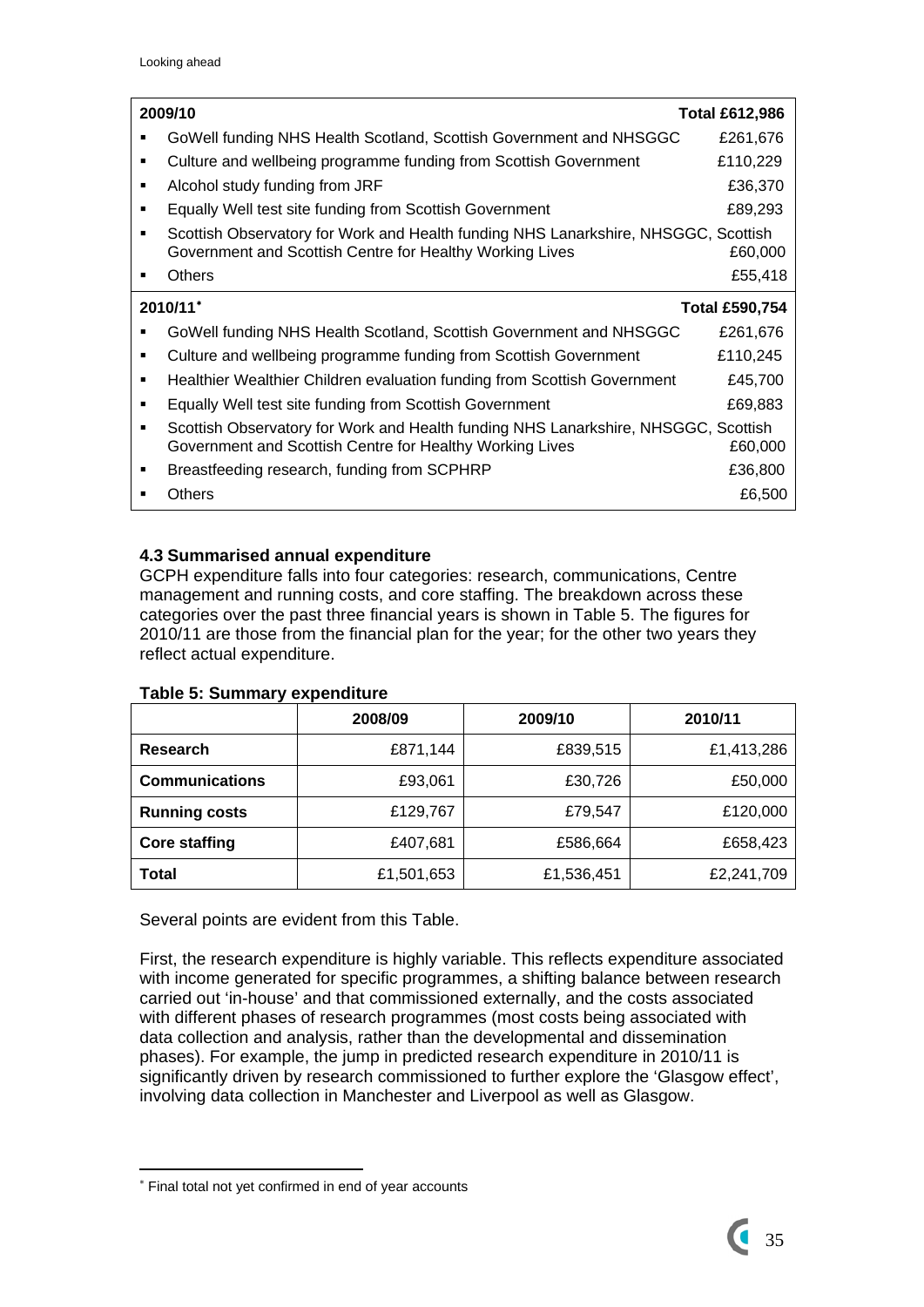| 2009/10 | Total £612,986 |
|---|---|
| GoWell funding NHS Health Scotland, Scottish Government and NHSGGC | £261,676 |
| Culture and wellbeing programme funding from Scottish Government | £110,229 |
| Alcohol study funding from JRF | £36,370 |
| Equally Well test site funding from Scottish Government | £89,293 |
| Scottish Observatory for Work and Health funding NHS Lanarkshire, NHSGGC, Scottish Government and Scottish Centre for Healthy Working Lives | £60,000 |
| Others | £55,418 |
| **2010/11*** | **Total £590,754** |
| GoWell funding NHS Health Scotland, Scottish Government and NHSGGC | £261,676 |
| Culture and wellbeing programme funding from Scottish Government | £110,245 |
| Healthier Wealthier Children evaluation funding from Scottish Government | £45,700 |
| Equally Well test site funding from Scottish Government | £69,883 |
| Scottish Observatory for Work and Health funding NHS Lanarkshire, NHSGGC, Scottish Government and Scottish Centre for Healthy Working Lives | £60,000 |
| Breastfeeding research, funding from SCPHRP | £36,800 |
| Others | £6,500 |

### 4.3 Summarised annual expenditure

GCPH expenditure falls into four categories: research, communications, Centre management and running costs, and core staffing. The breakdown across these categories over the past three financial years is shown in Table 5. The figures for 2010/11 are those from the financial plan for the year; for the other two years they reflect actual expenditure.

**Table 5: Summary expenditure**

| | 2008/09 | 2009/10 | 2010/11 |
|---|---|---|---|
| **Research** | £871,144 | £839,515 | £1,413,286 |
| **Communications** | £93,061 | £30,726 | £50,000 |
| **Running costs** | £129,767 | £79,547 | £120,000 |
| **Core staffing** | £407,681 | £586,664 | £658,423 |
| **Total** | £1,501,653 | £1,536,451 | £2,241,709 |

Several points are evident from this Table.

First, the research expenditure is highly variable. This reflects expenditure associated with income generated for specific programmes, a shifting balance between research carried out 'in-house' and that commissioned externally, and the costs associated with different phases of research programmes (most costs being associated with data collection and analysis, rather than the developmental and dissemination phases). For example, the jump in predicted research expenditure in 2010/11 is significantly driven by research commissioned to further explore the 'Glasgow effect', involving data collection in Manchester and Liverpool as well as Glasgow.

* Final total not yet confirmed in end of year accounts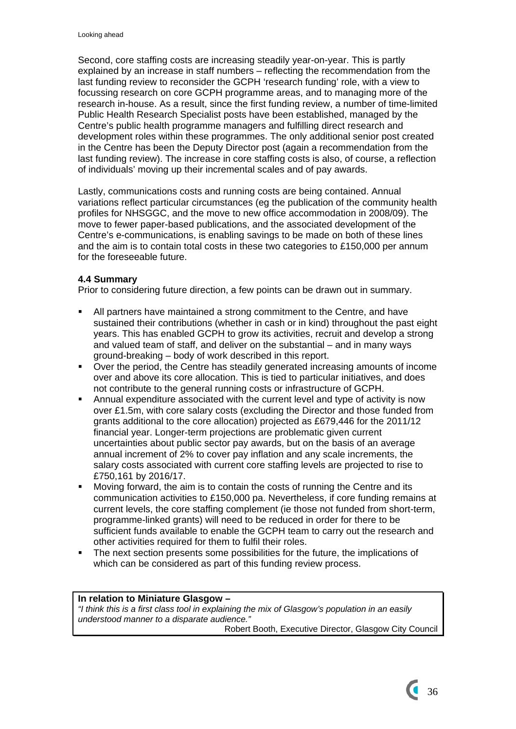Second, core staffing costs are increasing steadily year-on-year. This is partly explained by an increase in staff numbers – reflecting the recommendation from the last funding review to reconsider the GCPH 'research funding' role, with a view to focussing research on core GCPH programme areas, and to managing more of the research in-house. As a result, since the first funding review, a number of time-limited Public Health Research Specialist posts have been established, managed by the Centre's public health programme managers and fulfilling direct research and development roles within these programmes. The only additional senior post created in the Centre has been the Deputy Director post (again a recommendation from the last funding review). The increase in core staffing costs is also, of course, a reflection of individuals' moving up their incremental scales and of pay awards.

Lastly, communications costs and running costs are being contained. Annual variations reflect particular circumstances (eg the publication of the community health profiles for NHSGGC, and the move to new office accommodation in 2008/09). The move to fewer paper-based publications, and the associated development of the Centre's e-communications, is enabling savings to be made on both of these lines and the aim is to contain total costs in these two categories to £150,000 per annum for the foreseeable future.

**4.4 Summary**

Prior to considering future direction, a few points can be drawn out in summary.

- All partners have maintained a strong commitment to the Centre, and have sustained their contributions (whether in cash or in kind) throughout the past eight years. This has enabled GCPH to grow its activities, recruit and develop a strong and valued team of staff, and deliver on the substantial – and in many ways ground-breaking – body of work described in this report.
- Over the period, the Centre has steadily generated increasing amounts of income over and above its core allocation. This is tied to particular initiatives, and does not contribute to the general running costs or infrastructure of GCPH.
- Annual expenditure associated with the current level and type of activity is now over £1.5m, with core salary costs (excluding the Director and those funded from grants additional to the core allocation) projected as £679,446 for the 2011/12 financial year. Longer-term projections are problematic given current uncertainties about public sector pay awards, but on the basis of an average annual increment of 2% to cover pay inflation and any scale increments, the salary costs associated with current core staffing levels are projected to rise to £750,161 by 2016/17.
- Moving forward, the aim is to contain the costs of running the Centre and its communication activities to £150,000 pa. Nevertheless, if core funding remains at current levels, the core staffing complement (ie those not funded from short-term, programme-linked grants) will need to be reduced in order for there to be sufficient funds available to enable the GCPH team to carry out the research and other activities required for them to fulfil their roles.
- The next section presents some possibilities for the future, the implications of which can be considered as part of this funding review process.

**In relation to Miniature Glasgow –**

*"I think this is a first class tool in explaining the mix of Glasgow's population in an easily understood manner to a disparate audience."*

Robert Booth, Executive Director, Glasgow City Council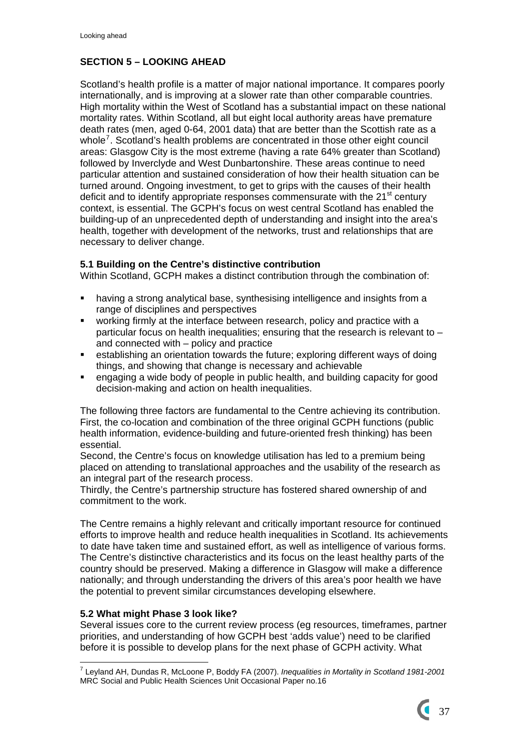## SECTION 5 – LOOKING AHEAD

Scotland's health profile is a matter of major national importance. It compares poorly internationally, and is improving at a slower rate than other comparable countries. High mortality within the West of Scotland has a substantial impact on these national mortality rates. Within Scotland, all but eight local authority areas have premature death rates (men, aged 0-64, 2001 data) that are better than the Scottish rate as a whole[7]. Scotland's health problems are concentrated in those other eight council areas: Glasgow City is the most extreme (having a rate 64% greater than Scotland) followed by Inverclyde and West Dunbartonshire. These areas continue to need particular attention and sustained consideration of how their health situation can be turned around. Ongoing investment, to get to grips with the causes of their health deficit and to identify appropriate responses commensurate with the 21st century context, is essential. The GCPH's focus on west central Scotland has enabled the building-up of an unprecedented depth of understanding and insight into the area's health, together with development of the networks, trust and relationships that are necessary to deliver change.

### 5.1 Building on the Centre's distinctive contribution

Within Scotland, GCPH makes a distinct contribution through the combination of:

- having a strong analytical base, synthesising intelligence and insights from a range of disciplines and perspectives
- working firmly at the interface between research, policy and practice with a particular focus on health inequalities; ensuring that the research is relevant to – and connected with – policy and practice
- establishing an orientation towards the future; exploring different ways of doing things, and showing that change is necessary and achievable
- engaging a wide body of people in public health, and building capacity for good decision-making and action on health inequalities.

The following three factors are fundamental to the Centre achieving its contribution. First, the co-location and combination of the three original GCPH functions (public health information, evidence-building and future-oriented fresh thinking) has been essential.

Second, the Centre's focus on knowledge utilisation has led to a premium being placed on attending to translational approaches and the usability of the research as an integral part of the research process.

Thirdly, the Centre's partnership structure has fostered shared ownership of and commitment to the work.

The Centre remains a highly relevant and critically important resource for continued efforts to improve health and reduce health inequalities in Scotland. Its achievements to date have taken time and sustained effort, as well as intelligence of various forms. The Centre's distinctive characteristics and its focus on the least healthy parts of the country should be preserved. Making a difference in Glasgow will make a difference nationally; and through understanding the drivers of this area's poor health we have the potential to prevent similar circumstances developing elsewhere.

### 5.2 What might Phase 3 look like?

Several issues core to the current review process (eg resources, timeframes, partner priorities, and understanding of how GCPH best 'adds value') need to be clarified before it is possible to develop plans for the next phase of GCPH activity. What

---

[7] Leyland AH, Dundas R, McLoone P, Boddy FA (2007). *Inequalities in Mortality in Scotland 1981-2001* MRC Social and Public Health Sciences Unit Occasional Paper no.16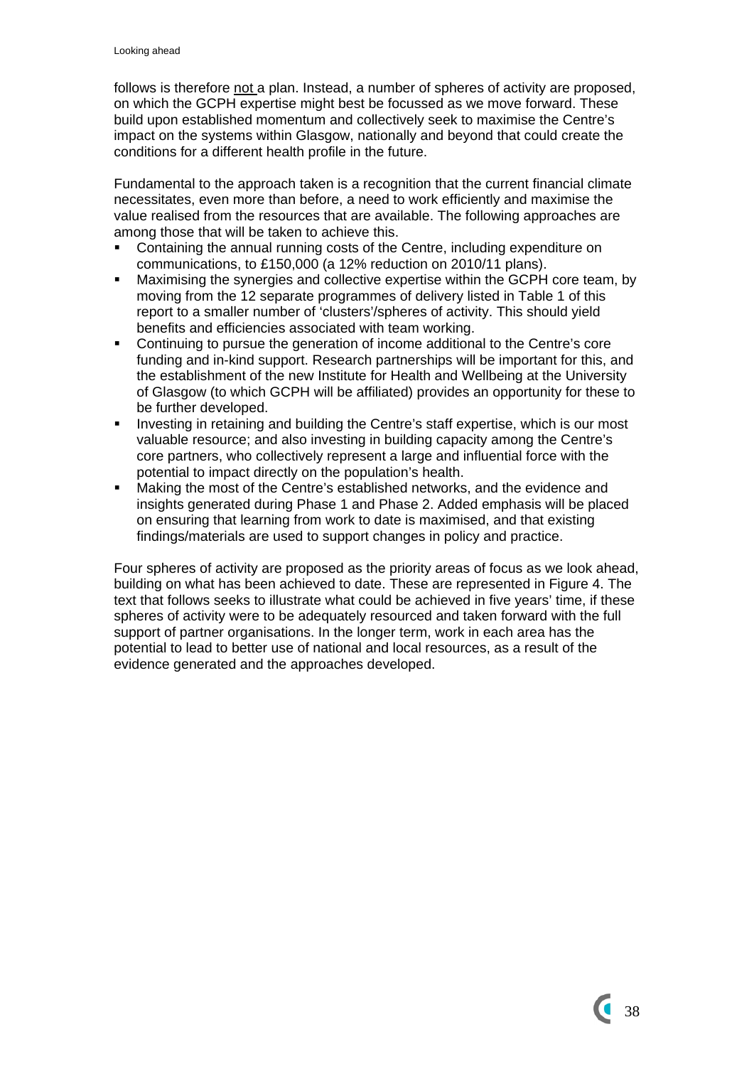follows is therefore <u>not</u> a plan. Instead, a number of spheres of activity are proposed, on which the GCPH expertise might best be focussed as we move forward. These build upon established momentum and collectively seek to maximise the Centre's impact on the systems within Glasgow, nationally and beyond that could create the conditions for a different health profile in the future.

Fundamental to the approach taken is a recognition that the current financial climate necessitates, even more than before, a need to work efficiently and maximise the value realised from the resources that are available. The following approaches are among those that will be taken to achieve this.

- Containing the annual running costs of the Centre, including expenditure on communications, to £150,000 (a 12% reduction on 2010/11 plans).
- Maximising the synergies and collective expertise within the GCPH core team, by moving from the 12 separate programmes of delivery listed in Table 1 of this report to a smaller number of 'clusters'/spheres of activity. This should yield benefits and efficiencies associated with team working.
- Continuing to pursue the generation of income additional to the Centre's core funding and in-kind support. Research partnerships will be important for this, and the establishment of the new Institute for Health and Wellbeing at the University of Glasgow (to which GCPH will be affiliated) provides an opportunity for these to be further developed.
- Investing in retaining and building the Centre's staff expertise, which is our most valuable resource; and also investing in building capacity among the Centre's core partners, who collectively represent a large and influential force with the potential to impact directly on the population's health.
- Making the most of the Centre's established networks, and the evidence and insights generated during Phase 1 and Phase 2. Added emphasis will be placed on ensuring that learning from work to date is maximised, and that existing findings/materials are used to support changes in policy and practice.

Four spheres of activity are proposed as the priority areas of focus as we look ahead, building on what has been achieved to date. These are represented in Figure 4. The text that follows seeks to illustrate what could be achieved in five years' time, if these spheres of activity were to be adequately resourced and taken forward with the full support of partner organisations. In the longer term, work in each area has the potential to lead to better use of national and local resources, as a result of the evidence generated and the approaches developed.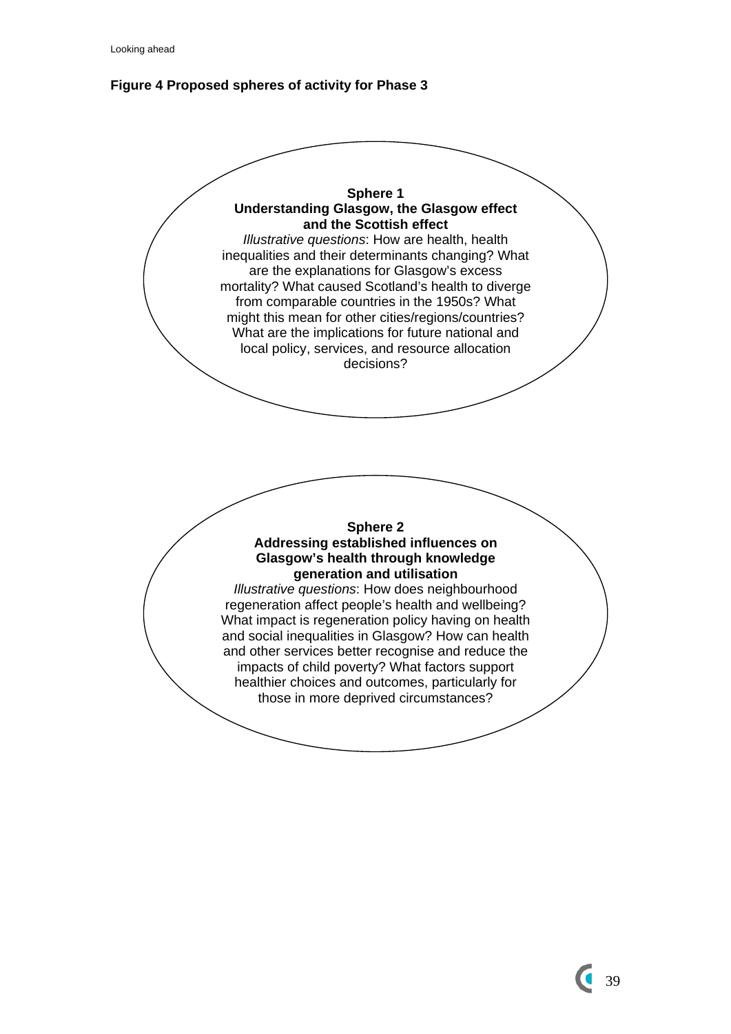**Figure 4 Proposed spheres of activity for Phase 3**

**Sphere 1**
**Understanding Glasgow, the Glasgow effect and the Scottish effect**

*Illustrative questions*: How are health, health inequalities and their determinants changing? What are the explanations for Glasgow's excess mortality? What caused Scotland's health to diverge from comparable countries in the 1950s? What might this mean for other cities/regions/countries? What are the implications for future national and local policy, services, and resource allocation decisions?

**Sphere 2**
**Addressing established influences on Glasgow's health through knowledge generation and utilisation**

*Illustrative questions*: How does neighbourhood regeneration affect people's health and wellbeing? What impact is regeneration policy having on health and social inequalities in Glasgow? How can health and other services better recognise and reduce the impacts of child poverty? What factors support healthier choices and outcomes, particularly for those in more deprived circumstances?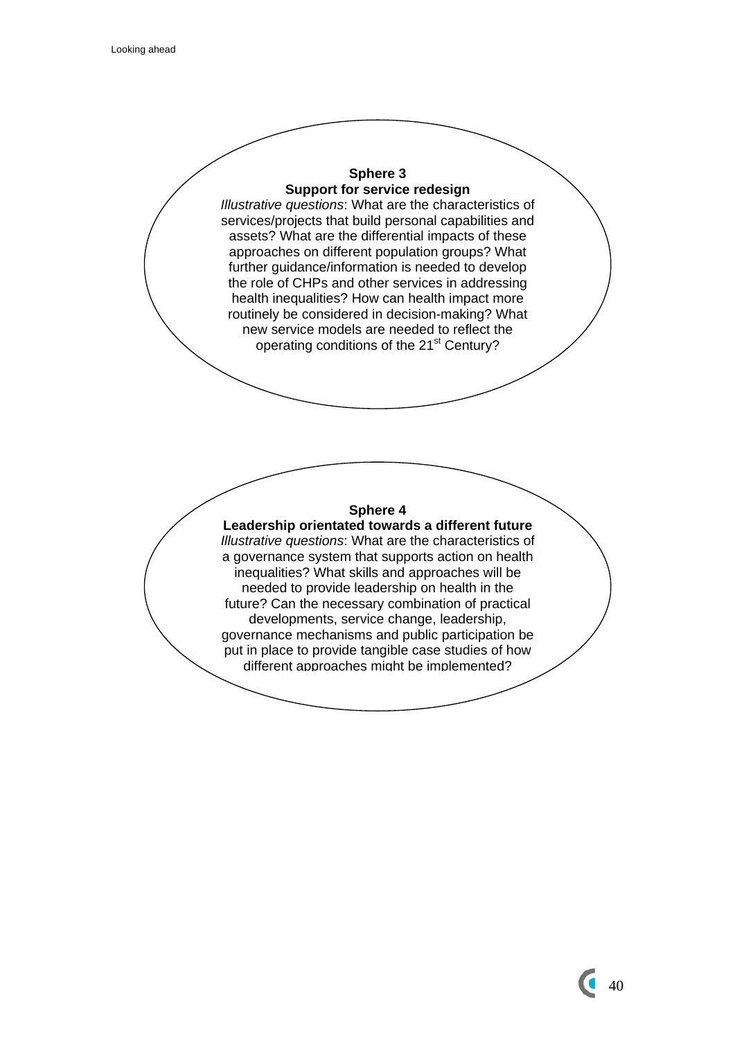**Sphere 3**
**Support for service redesign**
*Illustrative questions*: What are the characteristics of services/projects that build personal capabilities and assets? What are the differential impacts of these approaches on different population groups? What further guidance/information is needed to develop the role of CHPs and other services in addressing health inequalities? How can health impact more routinely be considered in decision-making? What new service models are needed to reflect the operating conditions of the 21st Century?

**Sphere 4**
**Leadership orientated towards a different future**
*Illustrative questions*: What are the characteristics of a governance system that supports action on health inequalities? What skills and approaches will be needed to provide leadership on health in the future? Can the necessary combination of practical developments, service change, leadership, governance mechanisms and public participation be put in place to provide tangible case studies of how different approaches might be implemented?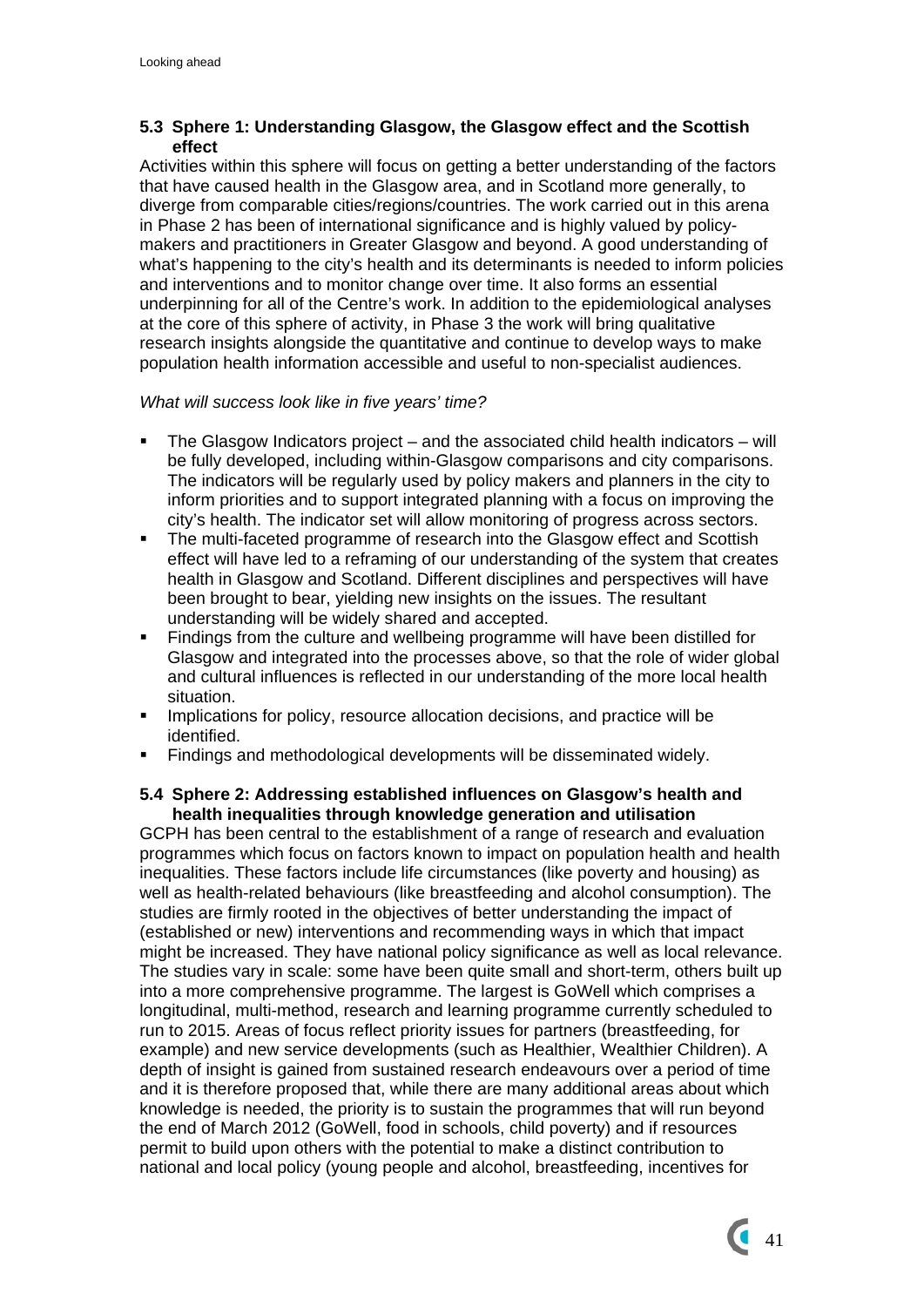## 5.3 Sphere 1: Understanding Glasgow, the Glasgow effect and the Scottish effect

Activities within this sphere will focus on getting a better understanding of the factors that have caused health in the Glasgow area, and in Scotland more generally, to diverge from comparable cities/regions/countries. The work carried out in this arena in Phase 2 has been of international significance and is highly valued by policy-makers and practitioners in Greater Glasgow and beyond. A good understanding of what's happening to the city's health and its determinants is needed to inform policies and interventions and to monitor change over time. It also forms an essential underpinning for all of the Centre's work. In addition to the epidemiological analyses at the core of this sphere of activity, in Phase 3 the work will bring qualitative research insights alongside the quantitative and continue to develop ways to make population health information accessible and useful to non-specialist audiences.

*What will success look like in five years' time?*

- The Glasgow Indicators project – and the associated child health indicators – will be fully developed, including within-Glasgow comparisons and city comparisons. The indicators will be regularly used by policy makers and planners in the city to inform priorities and to support integrated planning with a focus on improving the city's health. The indicator set will allow monitoring of progress across sectors.
- The multi-faceted programme of research into the Glasgow effect and Scottish effect will have led to a reframing of our understanding of the system that creates health in Glasgow and Scotland. Different disciplines and perspectives will have been brought to bear, yielding new insights on the issues. The resultant understanding will be widely shared and accepted.
- Findings from the culture and wellbeing programme will have been distilled for Glasgow and integrated into the processes above, so that the role of wider global and cultural influences is reflected in our understanding of the more local health situation.
- Implications for policy, resource allocation decisions, and practice will be identified.
- Findings and methodological developments will be disseminated widely.

## 5.4 Sphere 2: Addressing established influences on Glasgow's health and health inequalities through knowledge generation and utilisation

GCPH has been central to the establishment of a range of research and evaluation programmes which focus on factors known to impact on population health and health inequalities. These factors include life circumstances (like poverty and housing) as well as health-related behaviours (like breastfeeding and alcohol consumption). The studies are firmly rooted in the objectives of better understanding the impact of (established or new) interventions and recommending ways in which that impact might be increased. They have national policy significance as well as local relevance. The studies vary in scale: some have been quite small and short-term, others built up into a more comprehensive programme. The largest is GoWell which comprises a longitudinal, multi-method, research and learning programme currently scheduled to run to 2015. Areas of focus reflect priority issues for partners (breastfeeding, for example) and new service developments (such as Healthier, Wealthier Children). A depth of insight is gained from sustained research endeavours over a period of time and it is therefore proposed that, while there are many additional areas about which knowledge is needed, the priority is to sustain the programmes that will run beyond the end of March 2012 (GoWell, food in schools, child poverty) and if resources permit to build upon others with the potential to make a distinct contribution to national and local policy (young people and alcohol, breastfeeding, incentives for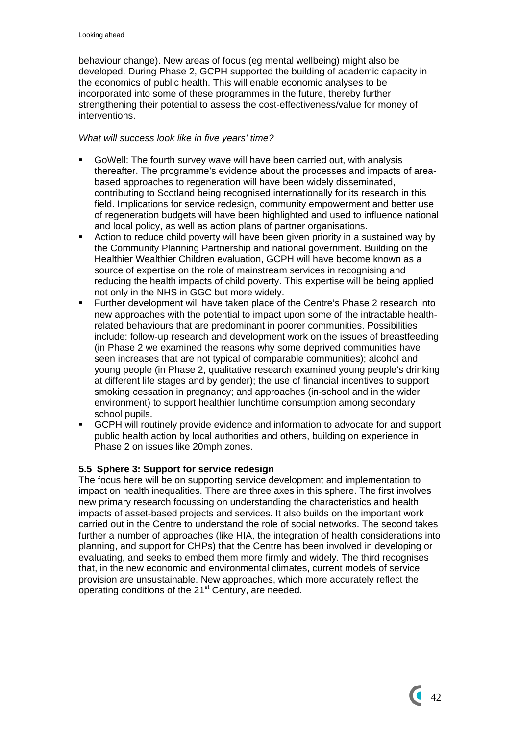behaviour change). New areas of focus (eg mental wellbeing) might also be developed. During Phase 2, GCPH supported the building of academic capacity in the economics of public health. This will enable economic analyses to be incorporated into some of these programmes in the future, thereby further strengthening their potential to assess the cost-effectiveness/value for money of interventions.

*What will success look like in five years' time?*

- GoWell: The fourth survey wave will have been carried out, with analysis thereafter. The programme's evidence about the processes and impacts of area-based approaches to regeneration will have been widely disseminated, contributing to Scotland being recognised internationally for its research in this field. Implications for service redesign, community empowerment and better use of regeneration budgets will have been highlighted and used to influence national and local policy, as well as action plans of partner organisations.
- Action to reduce child poverty will have been given priority in a sustained way by the Community Planning Partnership and national government. Building on the Healthier Wealthier Children evaluation, GCPH will have become known as a source of expertise on the role of mainstream services in recognising and reducing the health impacts of child poverty. This expertise will be being applied not only in the NHS in GGC but more widely.
- Further development will have taken place of the Centre's Phase 2 research into new approaches with the potential to impact upon some of the intractable health-related behaviours that are predominant in poorer communities. Possibilities include: follow-up research and development work on the issues of breastfeeding (in Phase 2 we examined the reasons why some deprived communities have seen increases that are not typical of comparable communities); alcohol and young people (in Phase 2, qualitative research examined young people's drinking at different life stages and by gender); the use of financial incentives to support smoking cessation in pregnancy; and approaches (in-school and in the wider environment) to support healthier lunchtime consumption among secondary school pupils.
- GCPH will routinely provide evidence and information to advocate for and support public health action by local authorities and others, building on experience in Phase 2 on issues like 20mph zones.

### 5.5 Sphere 3: Support for service redesign

The focus here will be on supporting service development and implementation to impact on health inequalities. There are three axes in this sphere. The first involves new primary research focussing on understanding the characteristics and health impacts of asset-based projects and services. It also builds on the important work carried out in the Centre to understand the role of social networks. The second takes further a number of approaches (like HIA, the integration of health considerations into planning, and support for CHPs) that the Centre has been involved in developing or evaluating, and seeks to embed them more firmly and widely. The third recognises that, in the new economic and environmental climates, current models of service provision are unsustainable. New approaches, which more accurately reflect the operating conditions of the 21st Century, are needed.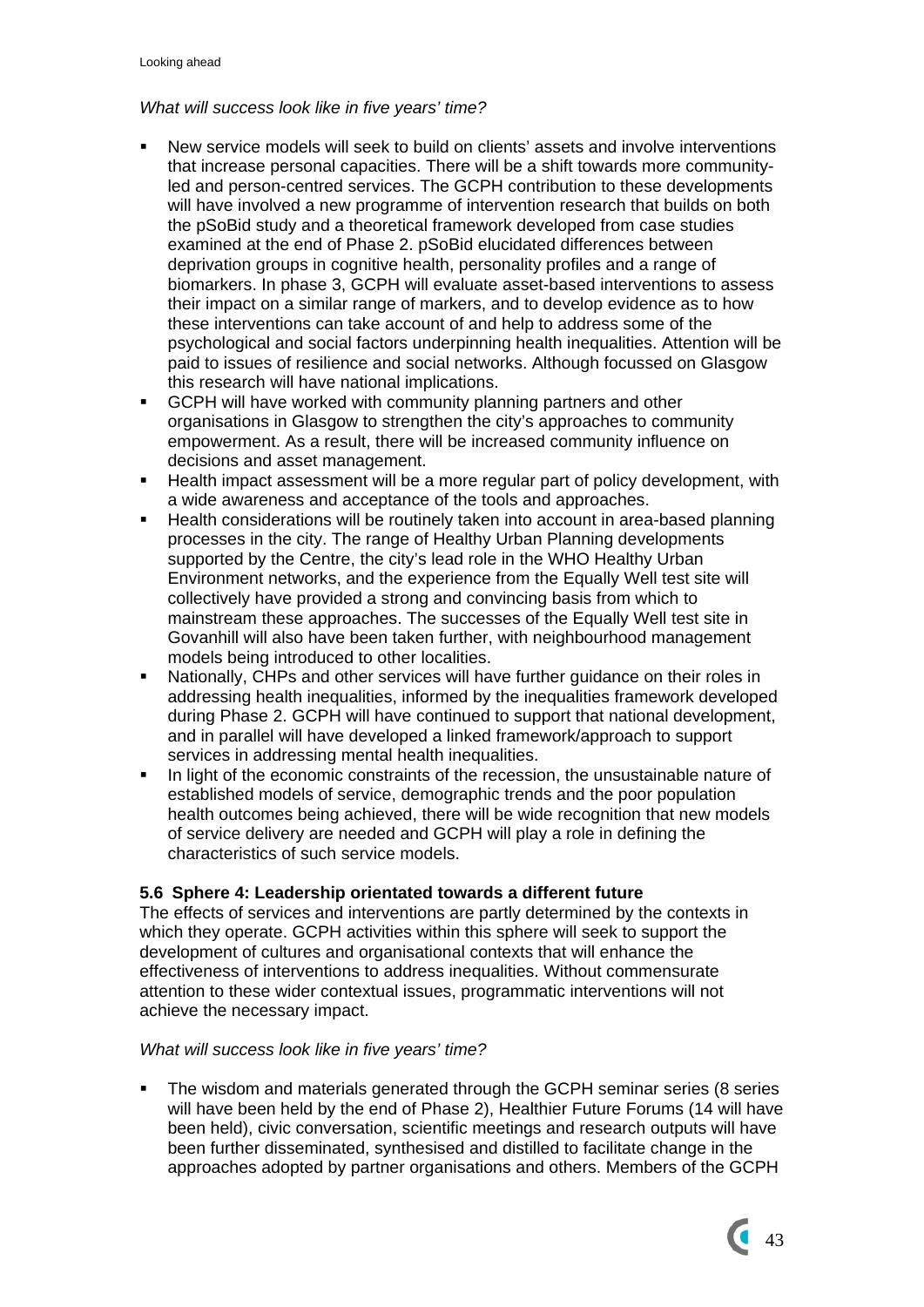*What will success look like in five years' time?*

- New service models will seek to build on clients' assets and involve interventions that increase personal capacities. There will be a shift towards more community-led and person-centred services. The GCPH contribution to these developments will have involved a new programme of intervention research that builds on both the pSoBid study and a theoretical framework developed from case studies examined at the end of Phase 2. pSoBid elucidated differences between deprivation groups in cognitive health, personality profiles and a range of biomarkers. In phase 3, GCPH will evaluate asset-based interventions to assess their impact on a similar range of markers, and to develop evidence as to how these interventions can take account of and help to address some of the psychological and social factors underpinning health inequalities. Attention will be paid to issues of resilience and social networks. Although focussed on Glasgow this research will have national implications.
- GCPH will have worked with community planning partners and other organisations in Glasgow to strengthen the city's approaches to community empowerment. As a result, there will be increased community influence on decisions and asset management.
- Health impact assessment will be a more regular part of policy development, with a wide awareness and acceptance of the tools and approaches.
- Health considerations will be routinely taken into account in area-based planning processes in the city. The range of Healthy Urban Planning developments supported by the Centre, the city's lead role in the WHO Healthy Urban Environment networks, and the experience from the Equally Well test site will collectively have provided a strong and convincing basis from which to mainstream these approaches. The successes of the Equally Well test site in Govanhill will also have been taken further, with neighbourhood management models being introduced to other localities.
- Nationally, CHPs and other services will have further guidance on their roles in addressing health inequalities, informed by the inequalities framework developed during Phase 2. GCPH will have continued to support that national development, and in parallel will have developed a linked framework/approach to support services in addressing mental health inequalities.
- In light of the economic constraints of the recession, the unsustainable nature of established models of service, demographic trends and the poor population health outcomes being achieved, there will be wide recognition that new models of service delivery are needed and GCPH will play a role in defining the characteristics of such service models.

### 5.6 Sphere 4: Leadership orientated towards a different future

The effects of services and interventions are partly determined by the contexts in which they operate. GCPH activities within this sphere will seek to support the development of cultures and organisational contexts that will enhance the effectiveness of interventions to address inequalities. Without commensurate attention to these wider contextual issues, programmatic interventions will not achieve the necessary impact.

*What will success look like in five years' time?*

- The wisdom and materials generated through the GCPH seminar series (8 series will have been held by the end of Phase 2), Healthier Future Forums (14 will have been held), civic conversation, scientific meetings and research outputs will have been further disseminated, synthesised and distilled to facilitate change in the approaches adopted by partner organisations and others. Members of the GCPH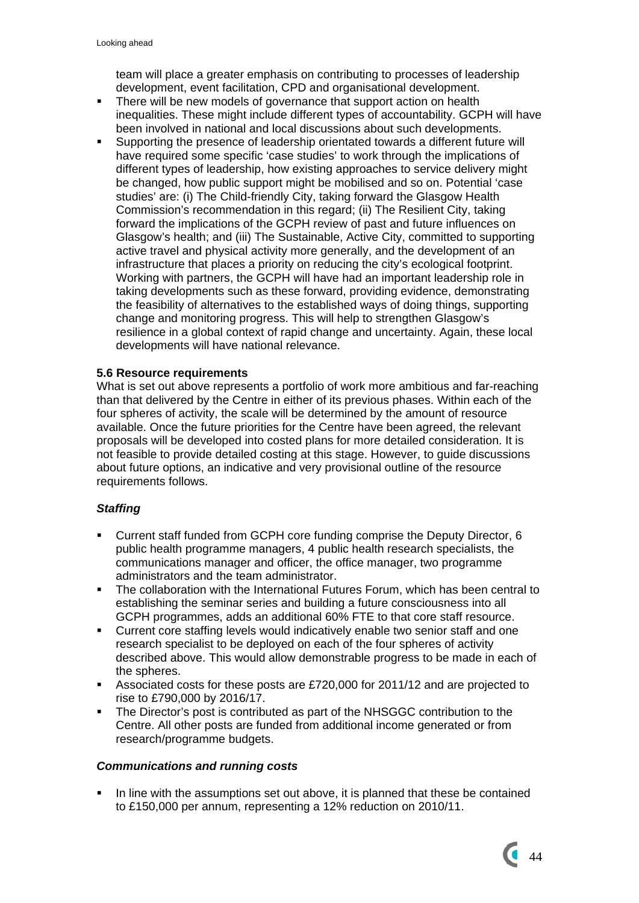team will place a greater emphasis on contributing to processes of leadership development, event facilitation, CPD and organisational development.

- There will be new models of governance that support action on health inequalities. These might include different types of accountability. GCPH will have been involved in national and local discussions about such developments.
- Supporting the presence of leadership orientated towards a different future will have required some specific 'case studies' to work through the implications of different types of leadership, how existing approaches to service delivery might be changed, how public support might be mobilised and so on. Potential 'case studies' are: (i) The Child-friendly City, taking forward the Glasgow Health Commission's recommendation in this regard; (ii) The Resilient City, taking forward the implications of the GCPH review of past and future influences on Glasgow's health; and (iii) The Sustainable, Active City, committed to supporting active travel and physical activity more generally, and the development of an infrastructure that places a priority on reducing the city's ecological footprint. Working with partners, the GCPH will have had an important leadership role in taking developments such as these forward, providing evidence, demonstrating the feasibility of alternatives to the established ways of doing things, supporting change and monitoring progress. This will help to strengthen Glasgow's resilience in a global context of rapid change and uncertainty. Again, these local developments will have national relevance.

**5.6 Resource requirements**

What is set out above represents a portfolio of work more ambitious and far-reaching than that delivered by the Centre in either of its previous phases. Within each of the four spheres of activity, the scale will be determined by the amount of resource available. Once the future priorities for the Centre have been agreed, the relevant proposals will be developed into costed plans for more detailed consideration. It is not feasible to provide detailed costing at this stage. However, to guide discussions about future options, an indicative and very provisional outline of the resource requirements follows.

***Staffing***

- Current staff funded from GCPH core funding comprise the Deputy Director, 6 public health programme managers, 4 public health research specialists, the communications manager and officer, the office manager, two programme administrators and the team administrator.
- The collaboration with the International Futures Forum, which has been central to establishing the seminar series and building a future consciousness into all GCPH programmes, adds an additional 60% FTE to that core staff resource.
- Current core staffing levels would indicatively enable two senior staff and one research specialist to be deployed on each of the four spheres of activity described above. This would allow demonstrable progress to be made in each of the spheres.
- Associated costs for these posts are £720,000 for 2011/12 and are projected to rise to £790,000 by 2016/17.
- The Director's post is contributed as part of the NHSGGC contribution to the Centre. All other posts are funded from additional income generated or from research/programme budgets.

***Communications and running costs***

- In line with the assumptions set out above, it is planned that these be contained to £150,000 per annum, representing a 12% reduction on 2010/11.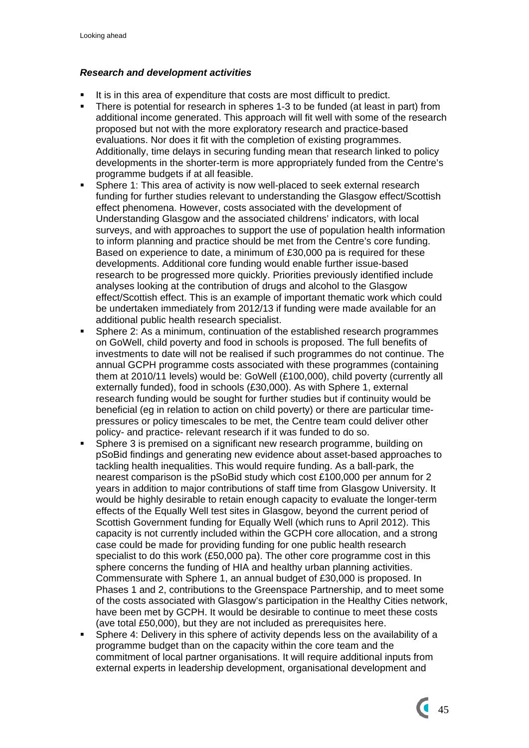### *Research and development activities*

- It is in this area of expenditure that costs are most difficult to predict.
- There is potential for research in spheres 1-3 to be funded (at least in part) from additional income generated. This approach will fit well with some of the research proposed but not with the more exploratory research and practice-based evaluations. Nor does it fit with the completion of existing programmes. Additionally, time delays in securing funding mean that research linked to policy developments in the shorter-term is more appropriately funded from the Centre's programme budgets if at all feasible.
- Sphere 1: This area of activity is now well-placed to seek external research funding for further studies relevant to understanding the Glasgow effect/Scottish effect phenomena. However, costs associated with the development of Understanding Glasgow and the associated childrens' indicators, with local surveys, and with approaches to support the use of population health information to inform planning and practice should be met from the Centre's core funding. Based on experience to date, a minimum of £30,000 pa is required for these developments. Additional core funding would enable further issue-based research to be progressed more quickly. Priorities previously identified include analyses looking at the contribution of drugs and alcohol to the Glasgow effect/Scottish effect. This is an example of important thematic work which could be undertaken immediately from 2012/13 if funding were made available for an additional public health research specialist.
- Sphere 2: As a minimum, continuation of the established research programmes on GoWell, child poverty and food in schools is proposed. The full benefits of investments to date will not be realised if such programmes do not continue. The annual GCPH programme costs associated with these programmes (containing them at 2010/11 levels) would be: GoWell (£100,000), child poverty (currently all externally funded), food in schools (£30,000). As with Sphere 1, external research funding would be sought for further studies but if continuity would be beneficial (eg in relation to action on child poverty) or there are particular time-pressures or policy timescales to be met, the Centre team could deliver other policy- and practice- relevant research if it was funded to do so.
- Sphere 3 is premised on a significant new research programme, building on pSoBid findings and generating new evidence about asset-based approaches to tackling health inequalities. This would require funding. As a ball-park, the nearest comparison is the pSoBid study which cost £100,000 per annum for 2 years in addition to major contributions of staff time from Glasgow University. It would be highly desirable to retain enough capacity to evaluate the longer-term effects of the Equally Well test sites in Glasgow, beyond the current period of Scottish Government funding for Equally Well (which runs to April 2012). This capacity is not currently included within the GCPH core allocation, and a strong case could be made for providing funding for one public health research specialist to do this work (£50,000 pa). The other core programme cost in this sphere concerns the funding of HIA and healthy urban planning activities. Commensurate with Sphere 1, an annual budget of £30,000 is proposed. In Phases 1 and 2, contributions to the Greenspace Partnership, and to meet some of the costs associated with Glasgow's participation in the Healthy Cities network, have been met by GCPH. It would be desirable to continue to meet these costs (ave total £50,000), but they are not included as prerequisites here.
- Sphere 4: Delivery in this sphere of activity depends less on the availability of a programme budget than on the capacity within the core team and the commitment of local partner organisations. It will require additional inputs from external experts in leadership development, organisational development and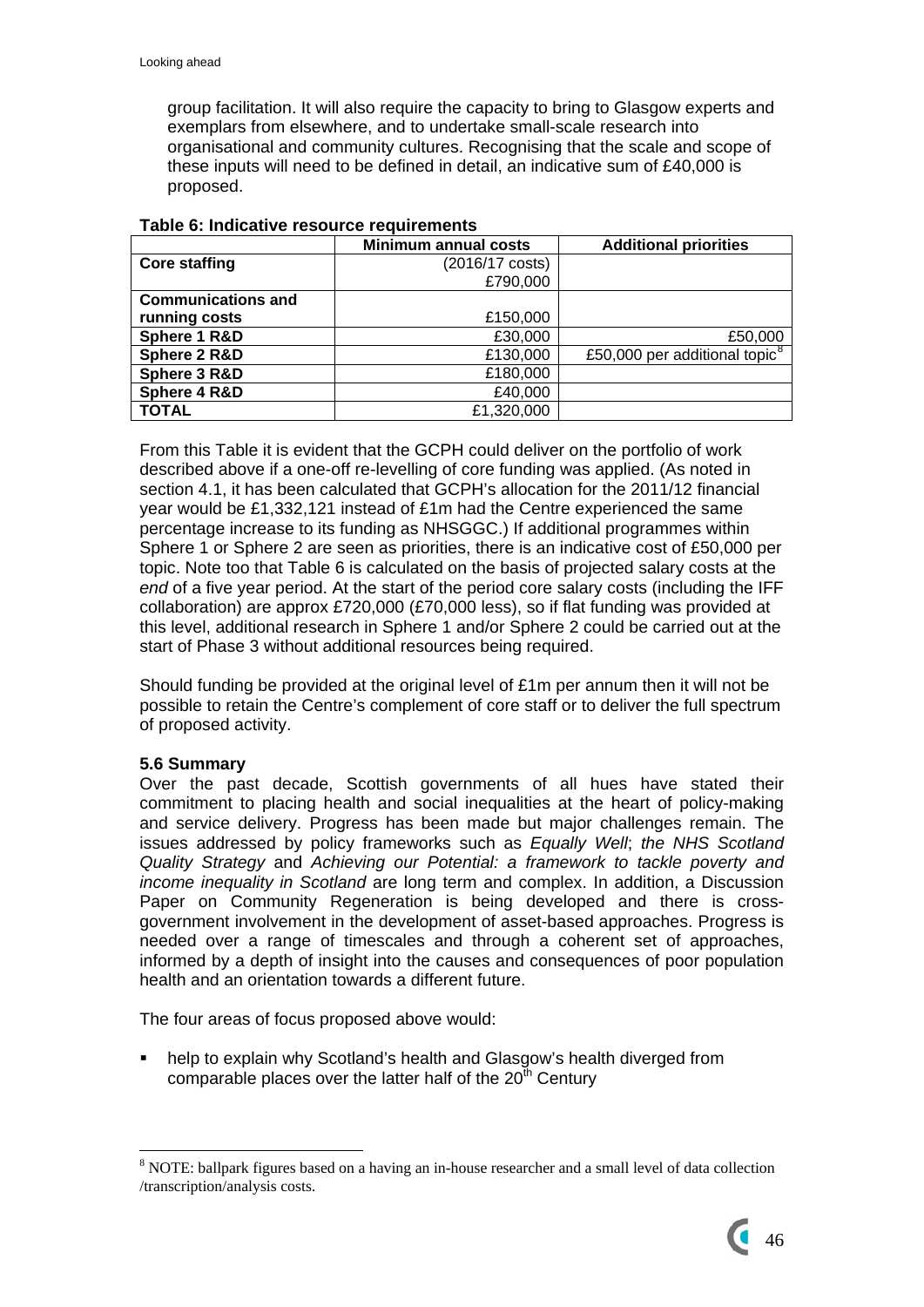group facilitation. It will also require the capacity to bring to Glasgow experts and exemplars from elsewhere, and to undertake small-scale research into organisational and community cultures. Recognising that the scale and scope of these inputs will need to be defined in detail, an indicative sum of £40,000 is proposed.

**Table 6: Indicative resource requirements**

| | Minimum annual costs | Additional priorities |
|---|---|---|
| **Core staffing** | (2016/17 costs) £790,000 | |
| **Communications and running costs** | £150,000 | |
| **Sphere 1 R&D** | £30,000 | £50,000 |
| **Sphere 2 R&D** | £130,000 | £50,000 per additional topic[8] |
| **Sphere 3 R&D** | £180,000 | |
| **Sphere 4 R&D** | £40,000 | |
| **TOTAL** | £1,320,000 | |

From this Table it is evident that the GCPH could deliver on the portfolio of work described above if a one-off re-levelling of core funding was applied. (As noted in section 4.1, it has been calculated that GCPH's allocation for the 2011/12 financial year would be £1,332,121 instead of £1m had the Centre experienced the same percentage increase to its funding as NHSGGC.) If additional programmes within Sphere 1 or Sphere 2 are seen as priorities, there is an indicative cost of £50,000 per topic. Note too that Table 6 is calculated on the basis of projected salary costs at the *end* of a five year period. At the start of the period core salary costs (including the IFF collaboration) are approx £720,000 (£70,000 less), so if flat funding was provided at this level, additional research in Sphere 1 and/or Sphere 2 could be carried out at the start of Phase 3 without additional resources being required.

Should funding be provided at the original level of £1m per annum then it will not be possible to retain the Centre's complement of core staff or to deliver the full spectrum of proposed activity.

**5.6 Summary**

Over the past decade, Scottish governments of all hues have stated their commitment to placing health and social inequalities at the heart of policy-making and service delivery. Progress has been made but major challenges remain. The issues addressed by policy frameworks such as *Equally Well*; *the NHS Scotland Quality Strategy* and *Achieving our Potential: a framework to tackle poverty and income inequality in Scotland* are long term and complex. In addition, a Discussion Paper on Community Regeneration is being developed and there is cross-government involvement in the development of asset-based approaches. Progress is needed over a range of timescales and through a coherent set of approaches, informed by a depth of insight into the causes and consequences of poor population health and an orientation towards a different future.

The four areas of focus proposed above would:

- help to explain why Scotland's health and Glasgow's health diverged from comparable places over the latter half of the 20[th] Century

[8] NOTE: ballpark figures based on a having an in-house researcher and a small level of data collection /transcription/analysis costs.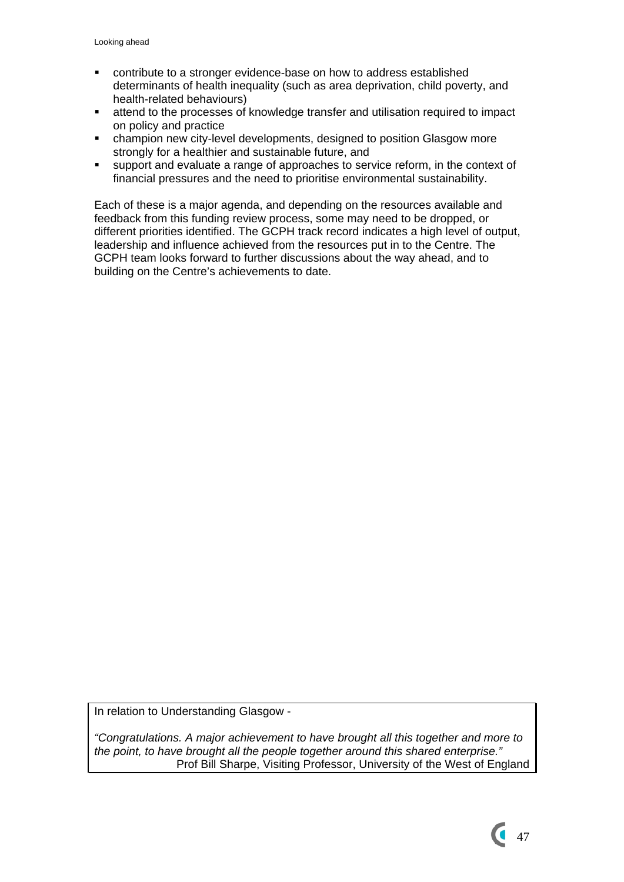- contribute to a stronger evidence-base on how to address established determinants of health inequality (such as area deprivation, child poverty, and health-related behaviours)
- attend to the processes of knowledge transfer and utilisation required to impact on policy and practice
- champion new city-level developments, designed to position Glasgow more strongly for a healthier and sustainable future, and
- support and evaluate a range of approaches to service reform, in the context of financial pressures and the need to prioritise environmental sustainability.

Each of these is a major agenda, and depending on the resources available and feedback from this funding review process, some may need to be dropped, or different priorities identified. The GCPH track record indicates a high level of output, leadership and influence achieved from the resources put in to the Centre. The GCPH team looks forward to further discussions about the way ahead, and to building on the Centre's achievements to date.

> In relation to Understanding Glasgow -
>
> *"Congratulations. A major achievement to have brought all this together and more to the point, to have brought all the people together around this shared enterprise."*
>
> Prof Bill Sharpe, Visiting Professor, University of the West of England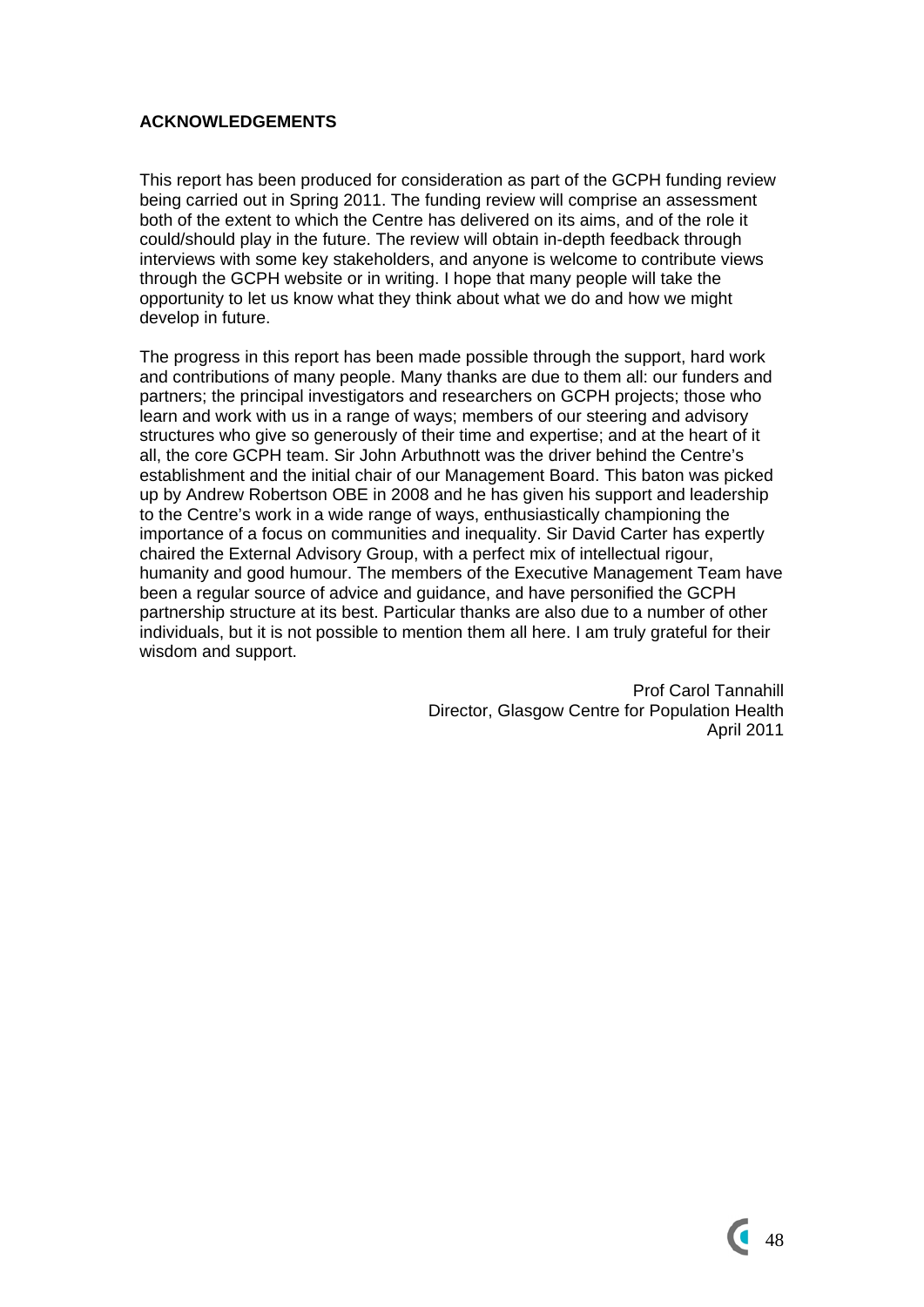**ACKNOWLEDGEMENTS**

This report has been produced for consideration as part of the GCPH funding review being carried out in Spring 2011. The funding review will comprise an assessment both of the extent to which the Centre has delivered on its aims, and of the role it could/should play in the future. The review will obtain in-depth feedback through interviews with some key stakeholders, and anyone is welcome to contribute views through the GCPH website or in writing. I hope that many people will take the opportunity to let us know what they think about what we do and how we might develop in future.

The progress in this report has been made possible through the support, hard work and contributions of many people. Many thanks are due to them all: our funders and partners; the principal investigators and researchers on GCPH projects; those who learn and work with us in a range of ways; members of our steering and advisory structures who give so generously of their time and expertise; and at the heart of it all, the core GCPH team. Sir John Arbuthnott was the driver behind the Centre's establishment and the initial chair of our Management Board. This baton was picked up by Andrew Robertson OBE in 2008 and he has given his support and leadership to the Centre's work in a wide range of ways, enthusiastically championing the importance of a focus on communities and inequality. Sir David Carter has expertly chaired the External Advisory Group, with a perfect mix of intellectual rigour, humanity and good humour. The members of the Executive Management Team have been a regular source of advice and guidance, and have personified the GCPH partnership structure at its best. Particular thanks are also due to a number of other individuals, but it is not possible to mention them all here. I am truly grateful for their wisdom and support.

Prof Carol Tannahill
Director, Glasgow Centre for Population Health
April 2011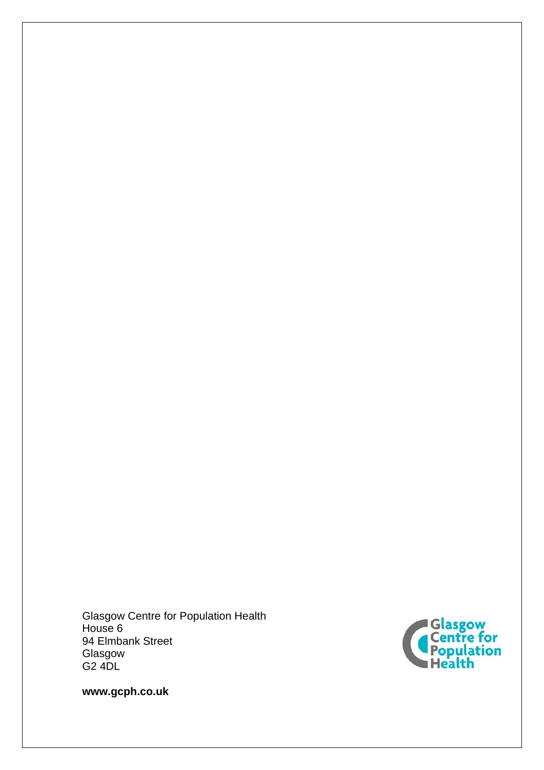Glasgow Centre for Population Health  
House 6  
94 Elmbank Street  
Glasgow  
G2 4DL

**www.gcph.co.uk**